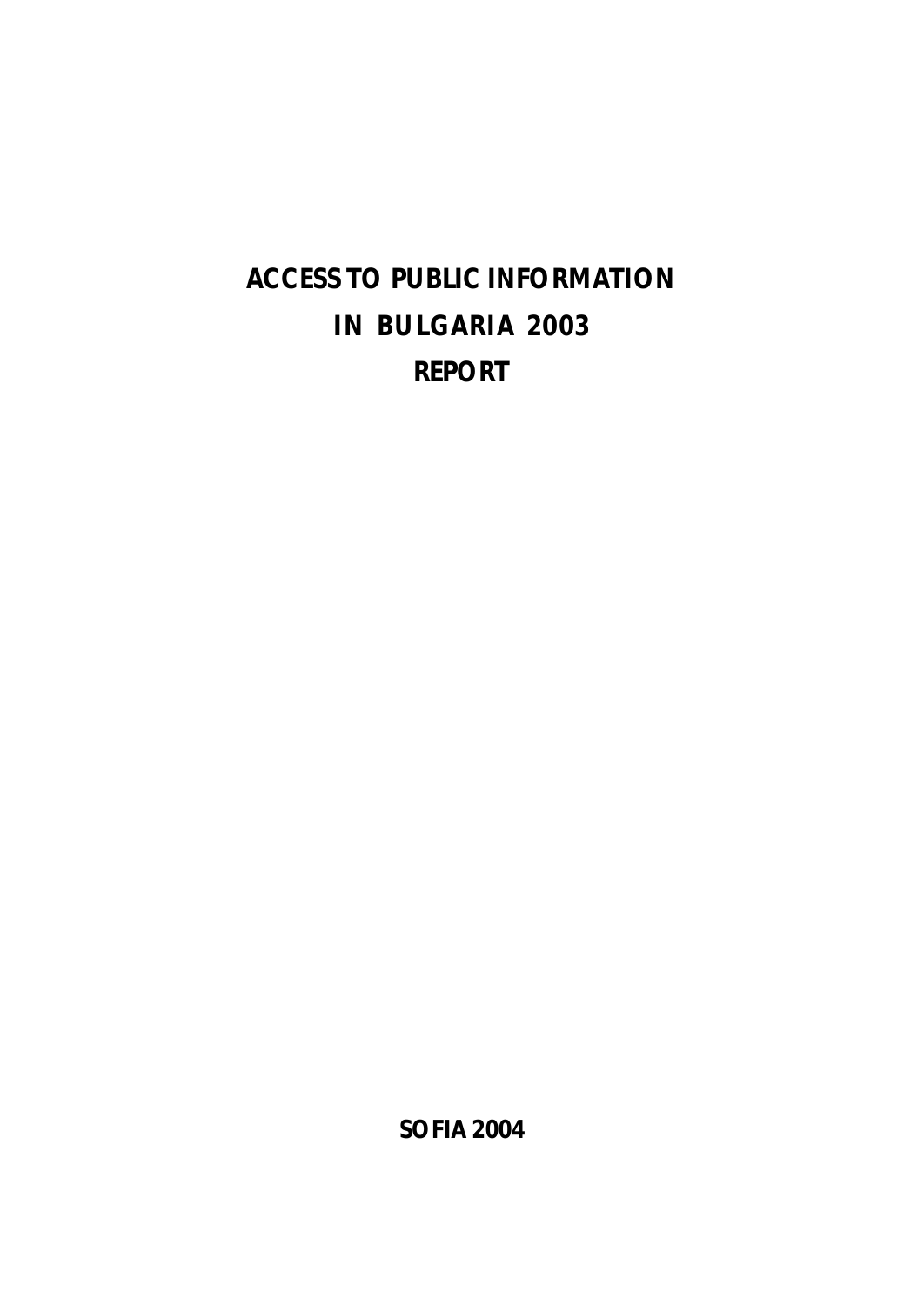# ACCESS TO PUBLIC INFORMATION IN BULGARIA 2003 REPORT

**SOFIA 2004**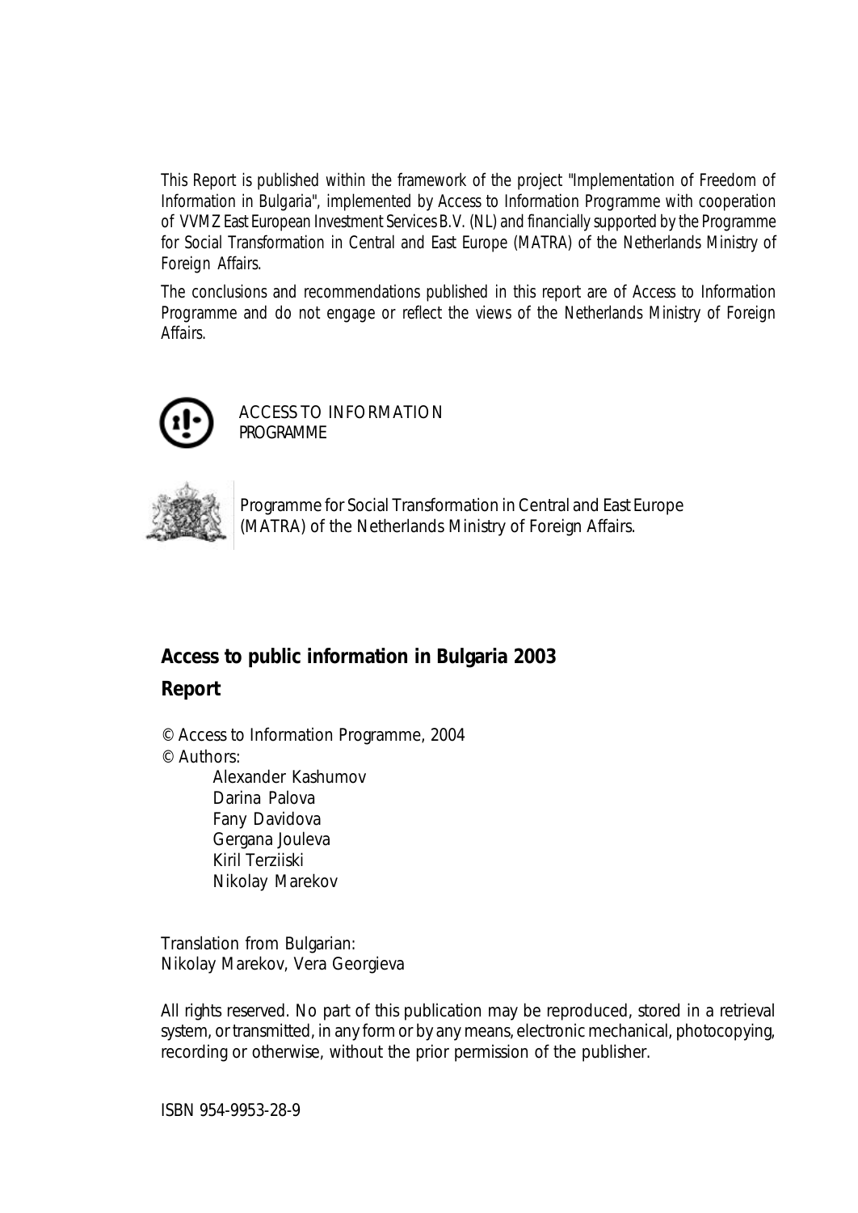This Report is published within the framework of the project "Implementation of Freedom of Information in Bulgaria", implemented by Access to Information Programme with cooperation of VVMZ East European Investment Services B.V. (NL) and financially supported by the Programme for Social Transformation in Central and East Europe (MATRA) of the Netherlands Ministry of Foreign Affairs.

The conclusions and recommendations published in this report are of Access to Information Programme and do not engage or reflect the views of the Netherlands Ministry of Foreign Affairs.

ACCESS TO INFORMATION PROGRAMME

Programme for Social Transformation in Central and East Europe (MATRA) of the Netherlands Ministry of Foreign Affairs.

**Access to public information in Bulgaria 2003**

**Report**

© Access to Information Programme, 2004

© Authors:

Alexander Kashumov
Darina Palova
Fany Davidova
Gergana Jouleva
Kiril Terziiski
Nikolay Marekov

Translation from Bulgarian:
Nikolay Marekov, Vera Georgieva

All rights reserved. No part of this publication may be reproduced, stored in a retrieval system, or transmitted, in any form or by any means, electronic mechanical, photocopying, recording or otherwise, without the prior permission of the publisher.

ISBN 954-9953-28-9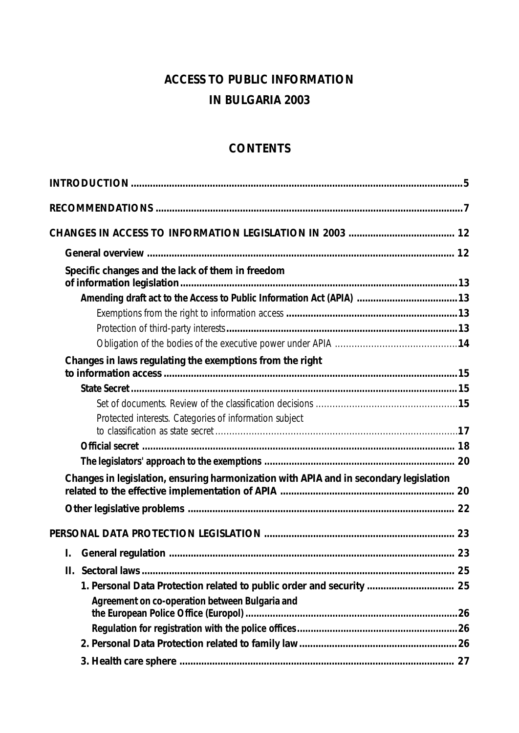# ACCESS TO PUBLIC INFORMATION IN BULGARIA 2003

## CONTENTS

**INTRODUCTION** ..... 5

**RECOMMENDATIONS** ..... 7

**CHANGES IN ACCESS TO INFORMATION LEGISLATION IN 2003** ..... 12

- **General overview** ..... 12
- **Specific changes and the lack of them in freedom of information legislation** ..... 13
  - **Amending draft act to the Access to Public Information Act (APIA)** ..... 13
    - Exemptions from the right to information access ..... 13
    - Protection of third-party interests ..... 13
    - Obligation of the bodies of the executive power under APIA ..... 14
- **Changes in laws regulating the exemptions from the right to information access** ..... 15
  - **State Secret** ..... 15
    - Set of documents. Review of the classification decisions ..... 15
    - Protected interests. Categories of information subject to classification as state secret ..... 17
  - **Official secret** ..... 18
  - **The legislators' approach to the exemptions** ..... 20
- **Changes in legislation, ensuring harmonization with APIA and in secondary legislation related to the effective implementation of APIA** ..... 20
- **Other legislative problems** ..... 22

**PERSONAL DATA PROTECTION LEGISLATION** ..... 23

- **I. General regulation** ..... 23
- **II. Sectoral laws** ..... 25
  - **1. Personal Data Protection related to public order and security** ..... 25
    - **Agreement on co-operation between Bulgaria and the European Police Office (Europol)** ..... 26
    - **Regulation for registration with the police offices** ..... 26
  - **2. Personal Data Protection related to family law** ..... 26
  - **3. Health care sphere** ..... 27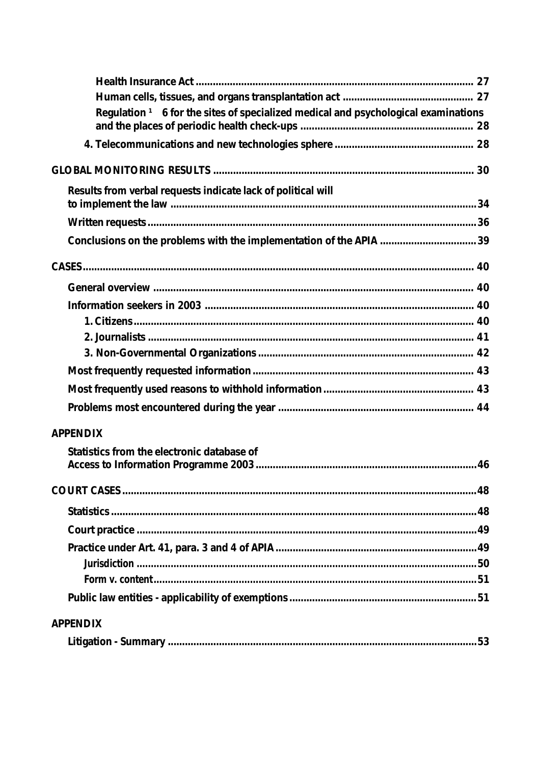Health Insurance Act ... 27

Human cells, tissues, and organs transplantation act ... 27

Regulation [1] 6 for the sites of specialized medical and psychological examinations and the places of periodic health check-ups ... 28

4. Telecommunications and new technologies sphere ... 28

GLOBAL MONITORING RESULTS ... 30

Results from verbal requests indicate lack of political will to implement the law ... 34

Written requests ... 36

Conclusions on the problems with the implementation of the APIA ... 39

CASES ... 40

General overview ... 40

Information seekers in 2003 ... 40

1. Citizens ... 40

2. Journalists ... 41

3. Non-Governmental Organizations ... 42

Most frequently requested information ... 43

Most frequently used reasons to withhold information ... 43

Problems most encountered during the year ... 44

APPENDIX

Statistics from the electronic database of Access to Information Programme 2003 ... 46

COURT CASES ... 48

Statistics ... 48

Court practice ... 49

Practice under Art. 41, para. 3 and 4 of APIA ... 49

Jurisdiction ... 50

Form v. content ... 51

Public law entities - applicability of exemptions ... 51

APPENDIX

Litigation - Summary ... 53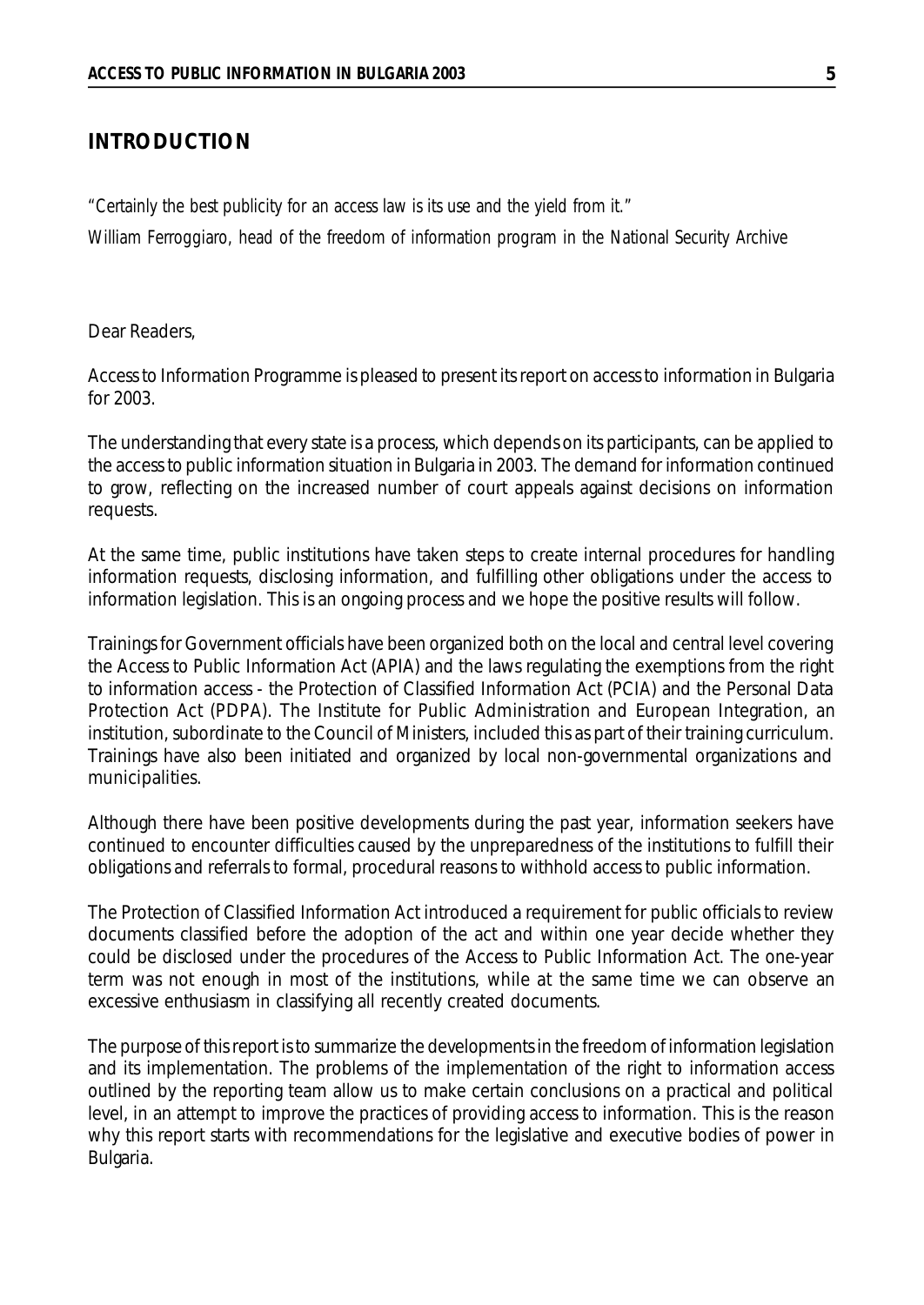## INTRODUCTION

*"Certainly the best publicity for an access law is its use and the yield from it."*

*William Ferroggiaro, head of the freedom of information program in the National Security Archive*

Dear Readers,

Access to Information Programme is pleased to present its report on access to information in Bulgaria for 2003.

The understanding that every state is a process, which depends on its participants, can be applied to the access to public information situation in Bulgaria in 2003. The demand for information continued to grow, reflecting on the increased number of court appeals against decisions on information requests.

At the same time, public institutions have taken steps to create internal procedures for handling information requests, disclosing information, and fulfilling other obligations under the access to information legislation. This is an ongoing process and we hope the positive results will follow.

Trainings for Government officials have been organized both on the local and central level covering the Access to Public Information Act (APIA) and the laws regulating the exemptions from the right to information access - the Protection of Classified Information Act (PCIA) and the Personal Data Protection Act (PDPA). The Institute for Public Administration and European Integration, an institution, subordinate to the Council of Ministers, included this as part of their training curriculum. Trainings have also been initiated and organized by local non-governmental organizations and municipalities.

Although there have been positive developments during the past year, information seekers have continued to encounter difficulties caused by the unpreparedness of the institutions to fulfill their obligations and referrals to formal, procedural reasons to withhold access to public information.

The Protection of Classified Information Act introduced a requirement for public officials to review documents classified before the adoption of the act and within one year decide whether they could be disclosed under the procedures of the Access to Public Information Act. The one-year term was not enough in most of the institutions, while at the same time we can observe an excessive enthusiasm in classifying all recently created documents.

The purpose of this report is to summarize the developments in the freedom of information legislation and its implementation. The problems of the implementation of the right to information access outlined by the reporting team allow us to make certain conclusions on a practical and political level, in an attempt to improve the practices of providing access to information. This is the reason why this report starts with recommendations for the legislative and executive bodies of power in Bulgaria.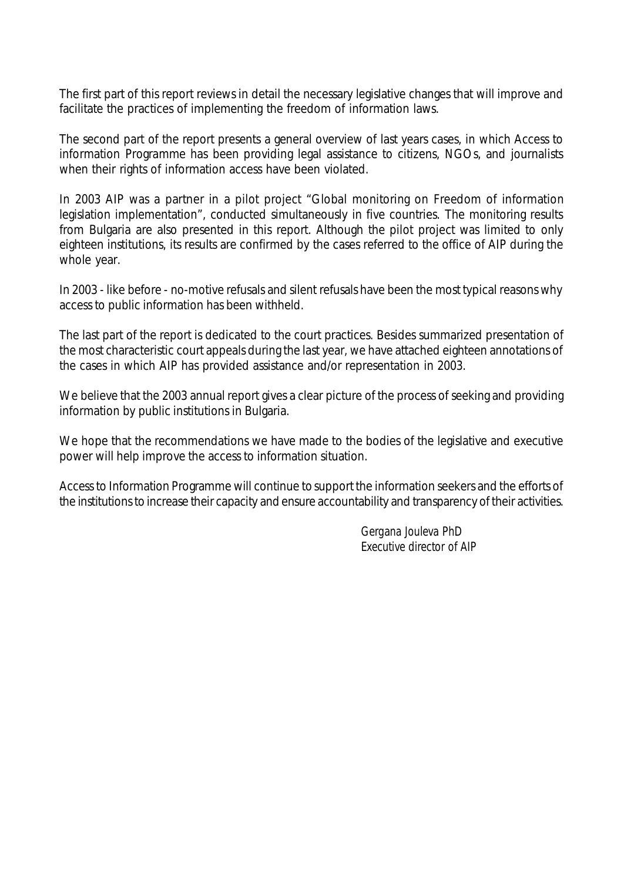The first part of this report reviews in detail the necessary legislative changes that will improve and facilitate the practices of implementing the freedom of information laws.

The second part of the report presents a general overview of last years cases, in which Access to information Programme has been providing legal assistance to citizens, NGOs, and journalists when their rights of information access have been violated.

In 2003 AIP was a partner in a pilot project "Global monitoring on Freedom of information legislation implementation", conducted simultaneously in five countries. The monitoring results from Bulgaria are also presented in this report. Although the pilot project was limited to only eighteen institutions, its results are confirmed by the cases referred to the office of AIP during the whole year.

In 2003 - like before - no-motive refusals and silent refusals have been the most typical reasons why access to public information has been withheld.

The last part of the report is dedicated to the court practices. Besides summarized presentation of the most characteristic court appeals during the last year, we have attached eighteen annotations of the cases in which AIP has provided assistance and/or representation in 2003.

We believe that the 2003 annual report gives a clear picture of the process of seeking and providing information by public institutions in Bulgaria.

We hope that the recommendations we have made to the bodies of the legislative and executive power will help improve the access to information situation.

Access to Information Programme will continue to support the information seekers and the efforts of the institutions to increase their capacity and ensure accountability and transparency of their activities.

*Gergana Jouleva PhD*
*Executive director of AIP*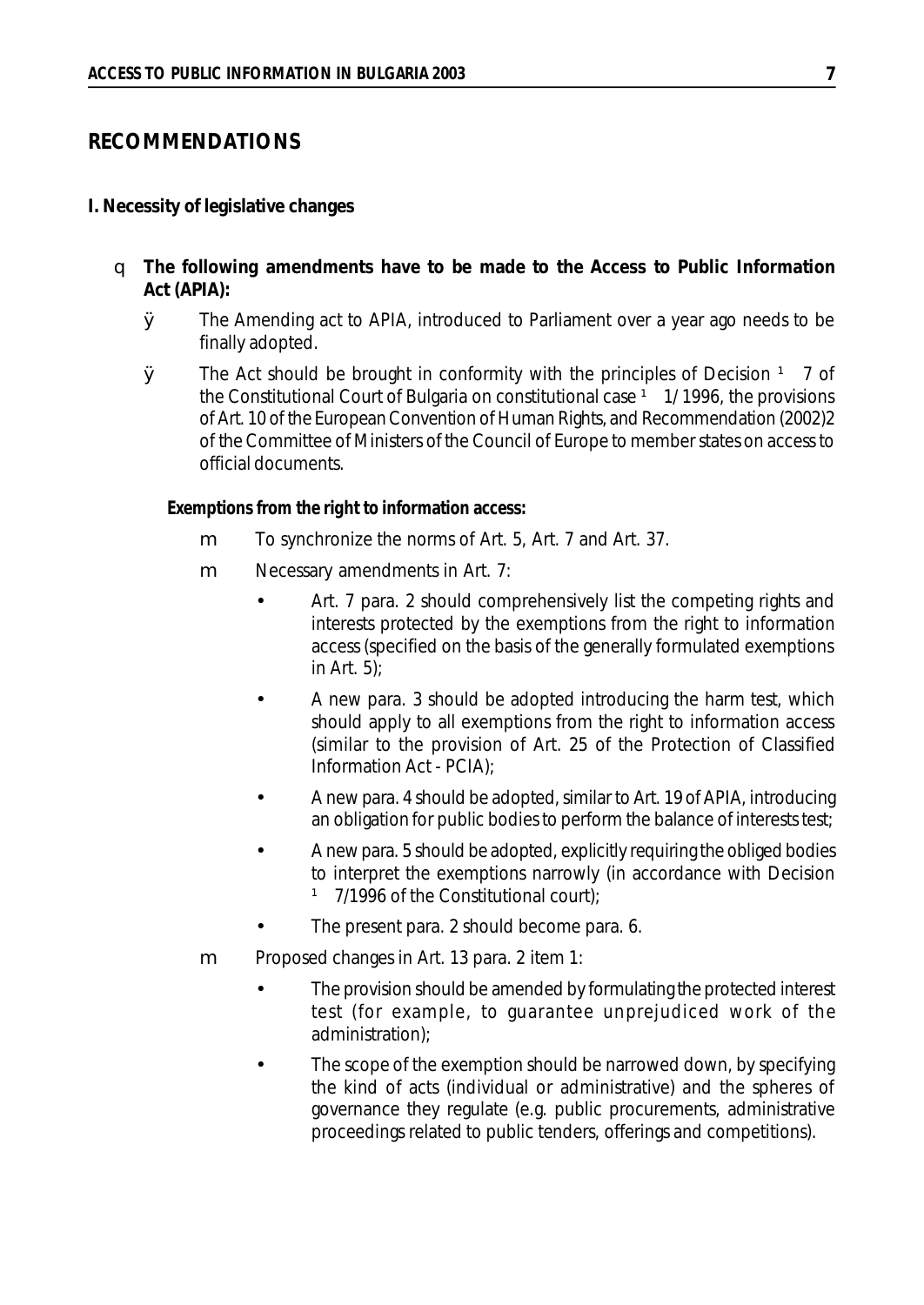## RECOMMENDATIONS

### I. Necessity of legislative changes

- **The following amendments have to be made to the Access to Public Information Act (APIA):**
  - The Amending act to APIA, introduced to Parliament over a year ago needs to be finally adopted.
  - The Act should be brought in conformity with the principles of Decision № 7 of the Constitutional Court of Bulgaria on constitutional case № 1/1996, the provisions of Art. 10 of the European Convention of Human Rights, and Recommendation (2002)2 of the Committee of Ministers of the Council of Europe to member states on access to official documents.

  **Exemptions from the right to information access:**

  - To synchronize the norms of Art. 5, Art. 7 and Art. 37.
  - Necessary amendments in Art. 7:
    - Art. 7 para. 2 should comprehensively list the competing rights and interests protected by the exemptions from the right to information access (specified on the basis of the generally formulated exemptions in Art. 5);
    - A new para. 3 should be adopted introducing the harm test, which should apply to all exemptions from the right to information access (similar to the provision of Art. 25 of the Protection of Classified Information Act - PCIA);
    - A new para. 4 should be adopted, similar to Art. 19 of APIA, introducing an obligation for public bodies to perform the balance of interests test;
    - A new para. 5 should be adopted, explicitly requiring the obliged bodies to interpret the exemptions narrowly (in accordance with Decision № 7/1996 of the Constitutional court);
    - The present para. 2 should become para. 6.
  - Proposed changes in Art. 13 para. 2 item 1:
    - The provision should be amended by formulating the protected interest test (for example, to guarantee unprejudiced work of the administration);
    - The scope of the exemption should be narrowed down, by specifying the kind of acts (individual or administrative) and the spheres of governance they regulate (e.g. public procurements, administrative proceedings related to public tenders, offerings and competitions).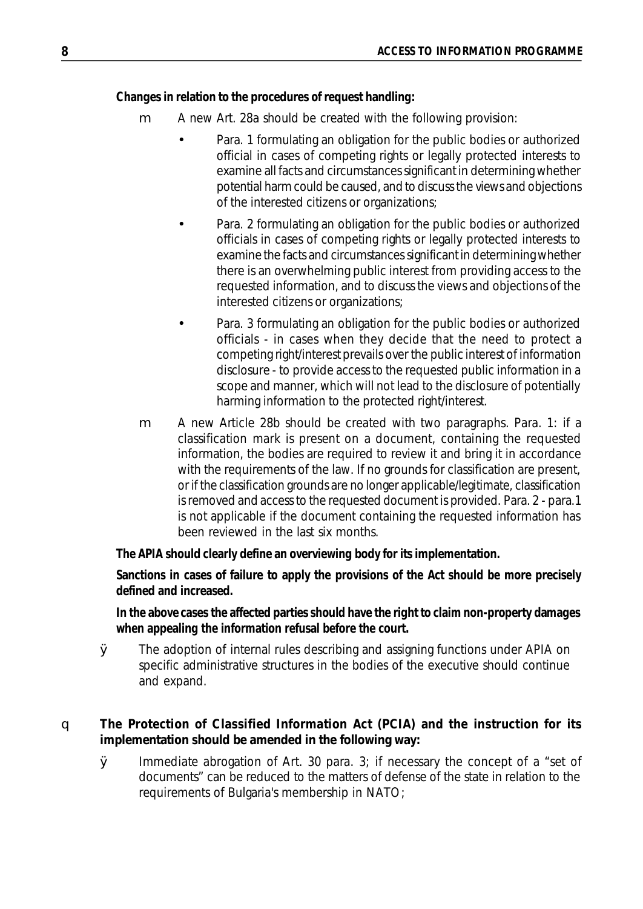**Changes in relation to the procedures of request handling:**

- A new Art. 28a should be created with the following provision:
  - Para. 1 formulating an obligation for the public bodies or authorized official in cases of competing rights or legally protected interests to examine all facts and circumstances significant in determining whether potential harm could be caused, and to discuss the views and objections of the interested citizens or organizations;
  - Para. 2 formulating an obligation for the public bodies or authorized officials in cases of competing rights or legally protected interests to examine the facts and circumstances significant in determining whether there is an overwhelming public interest from providing access to the requested information, and to discuss the views and objections of the interested citizens or organizations;
  - Para. 3 formulating an obligation for the public bodies or authorized officials - in cases when they decide that the need to protect a competing right/interest prevails over the public interest of information disclosure - to provide access to the requested public information in a scope and manner, which will not lead to the disclosure of potentially harming information to the protected right/interest.
- A new Article 28b should be created with two paragraphs. Para. 1: if a classification mark is present on a document, containing the requested information, the bodies are required to review it and bring it in accordance with the requirements of the law. If no grounds for classification are present, or if the classification grounds are no longer applicable/legitimate, classification is removed and access to the requested document is provided. Para. 2 - para.1 is not applicable if the document containing the requested information has been reviewed in the last six months.

**The APIA should clearly define an overviewing body for its implementation.**

**Sanctions in cases of failure to apply the provisions of the Act should be more precisely defined and increased.**

**In the above cases the affected parties should have the right to claim non-property damages when appealing the information refusal before the court.**

- The adoption of internal rules describing and assigning functions under APIA on specific administrative structures in the bodies of the executive should continue and expand.

- **The Protection of Classified Information Act (PCIA) and the instruction for its implementation should be amended in the following way:**
  - Immediate abrogation of Art. 30 para. 3; if necessary the concept of a "set of documents" can be reduced to the matters of defense of the state in relation to the requirements of Bulgaria's membership in NATO;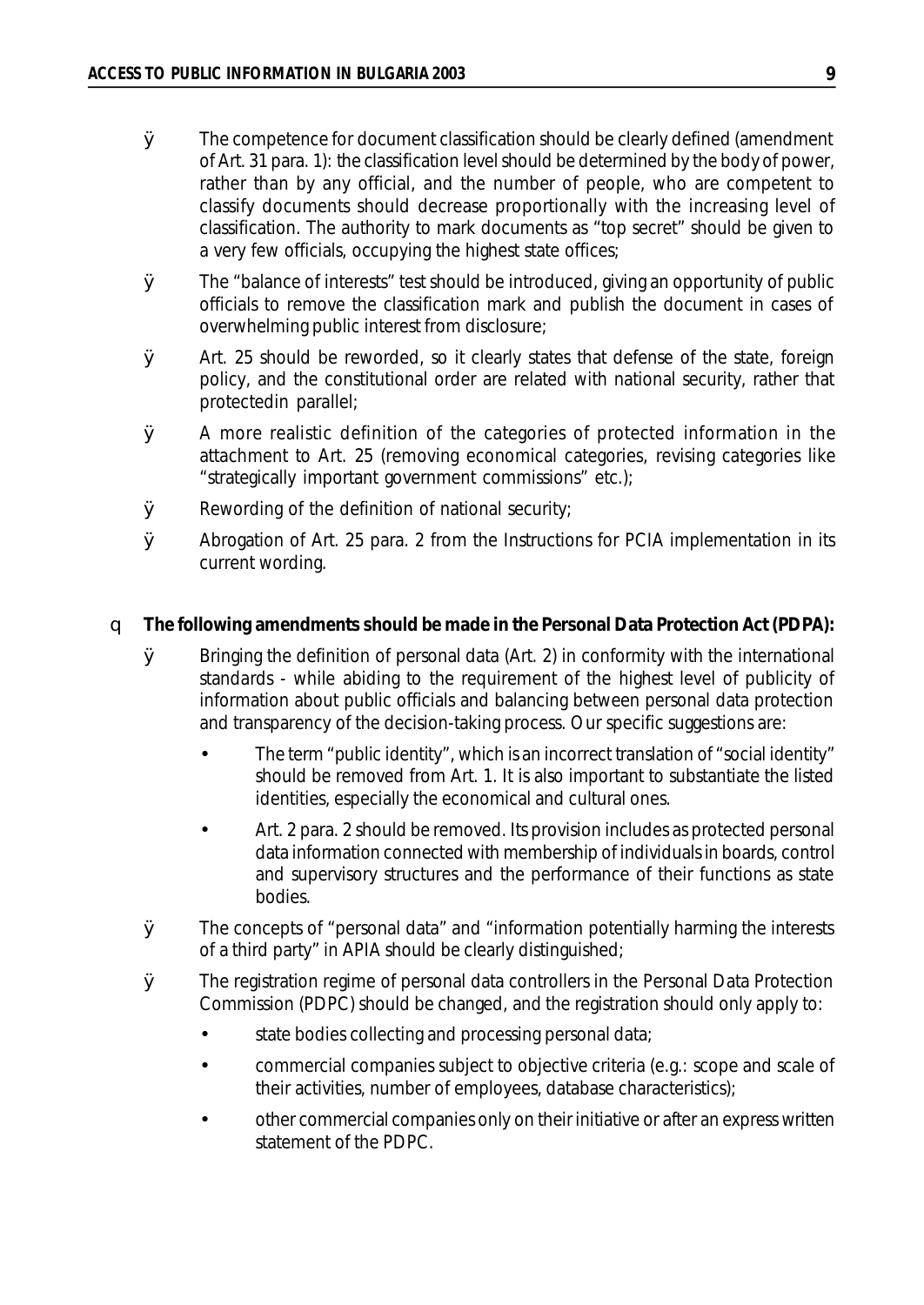- The competence for document classification should be clearly defined (amendment of Art. 31 para. 1): the classification level should be determined by the body of power, rather than by any official, and the number of people, who are competent to classify documents should decrease proportionally with the increasing level of classification. The authority to mark documents as "top secret" should be given to a very few officials, occupying the highest state offices;
- The "balance of interests" test should be introduced, giving an opportunity of public officials to remove the classification mark and publish the document in cases of overwhelming public interest from disclosure;
- Art. 25 should be reworded, so it clearly states that defense of the state, foreign policy, and the constitutional order are related with national security, rather that protectedin parallel;
- A more realistic definition of the categories of protected information in the attachment to Art. 25 (removing economical categories, revising categories like "strategically important government commissions" etc.);
- Rewording of the definition of national security;
- Abrogation of Art. 25 para. 2 from the Instructions for PCIA implementation in its current wording.

- **The following amendments should be made in the Personal Data Protection Act (PDPA):**
  - Bringing the definition of personal data (Art. 2) in conformity with the international standards - while abiding to the requirement of the highest level of publicity of information about public officials and balancing between personal data protection and transparency of the decision-taking process. Our specific suggestions are:
    - The term "public identity", which is an incorrect translation of "social identity" should be removed from Art. 1. It is also important to substantiate the listed identities, especially the economical and cultural ones.
    - Art. 2 para. 2 should be removed. Its provision includes as protected personal data information connected with membership of individuals in boards, control and supervisory structures and the performance of their functions as state bodies.
  - The concepts of "personal data" and "information potentially harming the interests of a third party" in APIA should be clearly distinguished;
  - The registration regime of personal data controllers in the Personal Data Protection Commission (PDPC) should be changed, and the registration should only apply to:
    - state bodies collecting and processing personal data;
    - commercial companies subject to objective criteria (e.g.: scope and scale of their activities, number of employees, database characteristics);
    - other commercial companies only on their initiative or after an express written statement of the PDPC.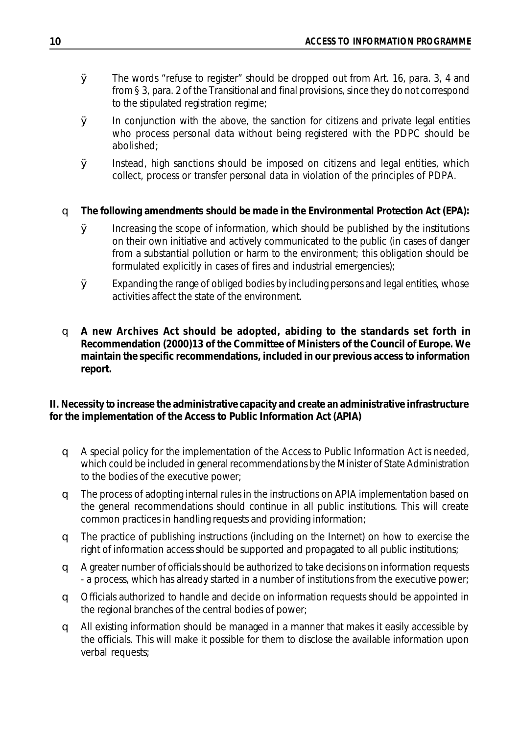- The words "refuse to register" should be dropped out from Art. 16, para. 3, 4 and from § 3, para. 2 of the Transitional and final provisions, since they do not correspond to the stipulated registration regime;
- In conjunction with the above, the sanction for citizens and private legal entities who process personal data without being registered with the PDPC should be abolished;
- Instead, high sanctions should be imposed on citizens and legal entities, which collect, process or transfer personal data in violation of the principles of PDPA.

- **The following amendments should be made in the Environmental Protection Act (EPA):**
  - Increasing the scope of information, which should be published by the institutions on their own initiative and actively communicated to the public (in cases of danger from a substantial pollution or harm to the environment; this obligation should be formulated explicitly in cases of fires and industrial emergencies);
  - Expanding the range of obliged bodies by including persons and legal entities, whose activities affect the state of the environment.

- **A new Archives Act should be adopted, abiding to the standards set forth in Recommendation (2000)13 of the Committee of Ministers of the Council of Europe. We maintain the specific recommendations, included in our previous access to information report.**

**II. Necessity to increase the administrative capacity and create an administrative infrastructure for the implementation of the Access to Public Information Act (APIA)**

- A special policy for the implementation of the Access to Public Information Act is needed, which could be included in general recommendations by the Minister of State Administration to the bodies of the executive power;
- The process of adopting internal rules in the instructions on APIA implementation based on the general recommendations should continue in all public institutions. This will create common practices in handling requests and providing information;
- The practice of publishing instructions (including on the Internet) on how to exercise the right of information access should be supported and propagated to all public institutions;
- A greater number of officials should be authorized to take decisions on information requests - a process, which has already started in a number of institutions from the executive power;
- Officials authorized to handle and decide on information requests should be appointed in the regional branches of the central bodies of power;
- All existing information should be managed in a manner that makes it easily accessible by the officials. This will make it possible for them to disclose the available information upon verbal requests;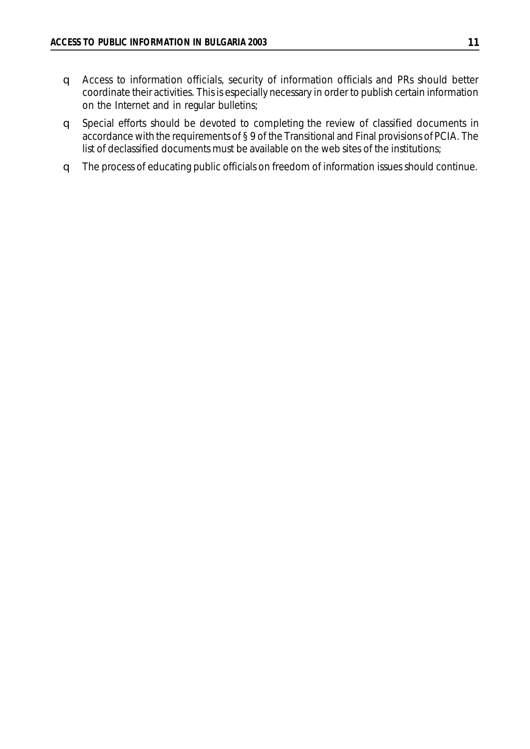- Access to information officials, security of information officials and PRs should better coordinate their activities. This is especially necessary in order to publish certain information on the Internet and in regular bulletins;
- Special efforts should be devoted to completing the review of classified documents in accordance with the requirements of § 9 of the Transitional and Final provisions of PCIA. The list of declassified documents must be available on the web sites of the institutions;
- The process of educating public officials on freedom of information issues should continue.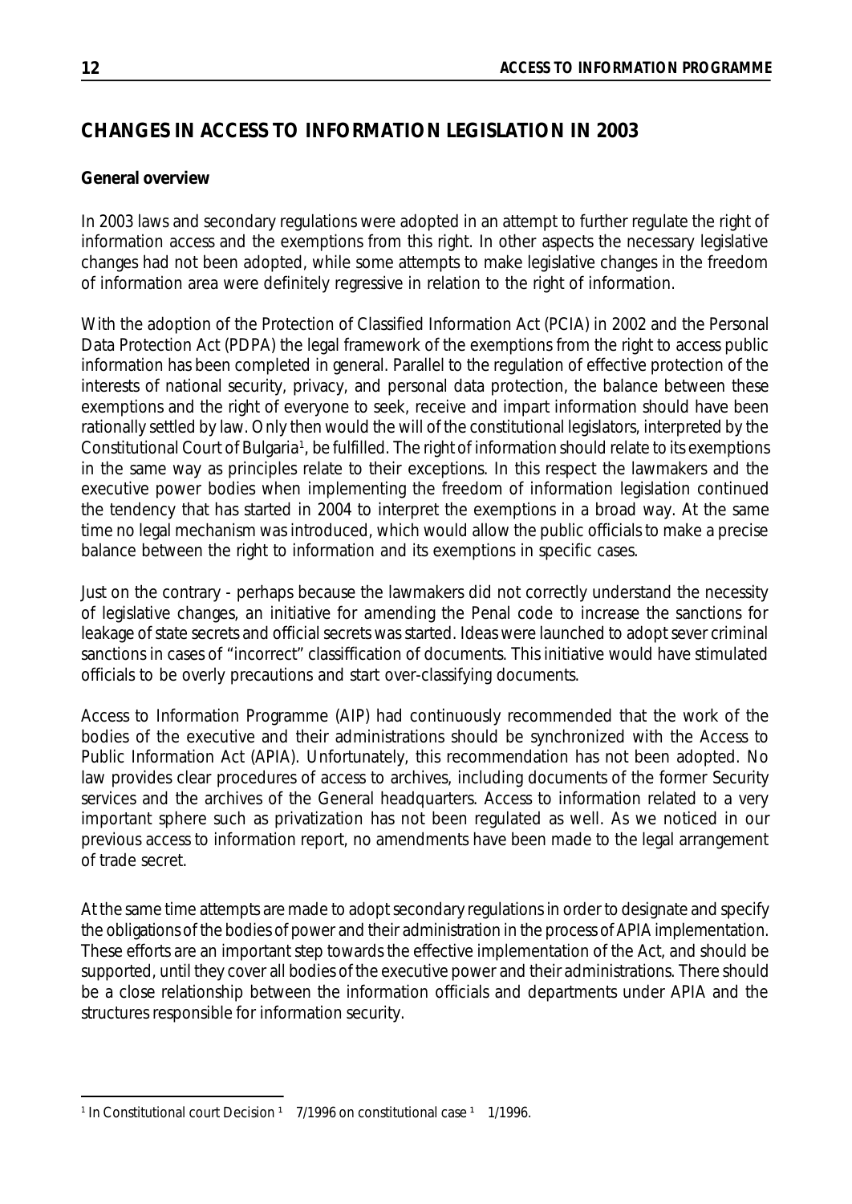## CHANGES IN ACCESS TO INFORMATION LEGISLATION IN 2003

**General overview**

In 2003 laws and secondary regulations were adopted in an attempt to further regulate the right of information access and the exemptions from this right. In other aspects the necessary legislative changes had not been adopted, while some attempts to make legislative changes in the freedom of information area were definitely regressive in relation to the right of information.

With the adoption of the Protection of Classified Information Act (PCIA) in 2002 and the Personal Data Protection Act (PDPA) the legal framework of the exemptions from the right to access public information has been completed in general. Parallel to the regulation of effective protection of the interests of national security, privacy, and personal data protection, the balance between these exemptions and the right of everyone to seek, receive and impart information should have been rationally settled by law. Only then would the will of the constitutional legislators, interpreted by the Constitutional Court of Bulgaria[1], be fulfilled. The right of information should relate to its exemptions in the same way as principles relate to their exceptions. In this respect the lawmakers and the executive power bodies when implementing the freedom of information legislation continued the tendency that has started in 2004 to interpret the exemptions in a broad way. At the same time no legal mechanism was introduced, which would allow the public officials to make a precise balance between the right to information and its exemptions in specific cases.

Just on the contrary - perhaps because the lawmakers did not correctly understand the necessity of legislative changes, an initiative for amending the Penal code to increase the sanctions for leakage of state secrets and official secrets was started. Ideas were launched to adopt sever criminal sanctions in cases of "incorrect" classiffication of documents. This initiative would have stimulated officials to be overly precautions and start over-classifying documents.

Access to Information Programme (AIP) had continuously recommended that the work of the bodies of the executive and their administrations should be synchronized with the Access to Public Information Act (APIA). Unfortunately, this recommendation has not been adopted. No law provides clear procedures of access to archives, including documents of the former Security services and the archives of the General headquarters. Access to information related to a very important sphere such as privatization has not been regulated as well. As we noticed in our previous access to information report, no amendments have been made to the legal arrangement of trade secret.

At the same time attempts are made to adopt secondary regulations in order to designate and specify the obligations of the bodies of power and their administration in the process of APIA implementation. These efforts are an important step towards the effective implementation of the Act, and should be supported, until they cover all bodies of the executive power and their administrations. There should be a close relationship between the information officials and departments under APIA and the structures responsible for information security.

---

[1] In Constitutional court Decision [1] 7/1996 on constitutional case [1] 1/1996.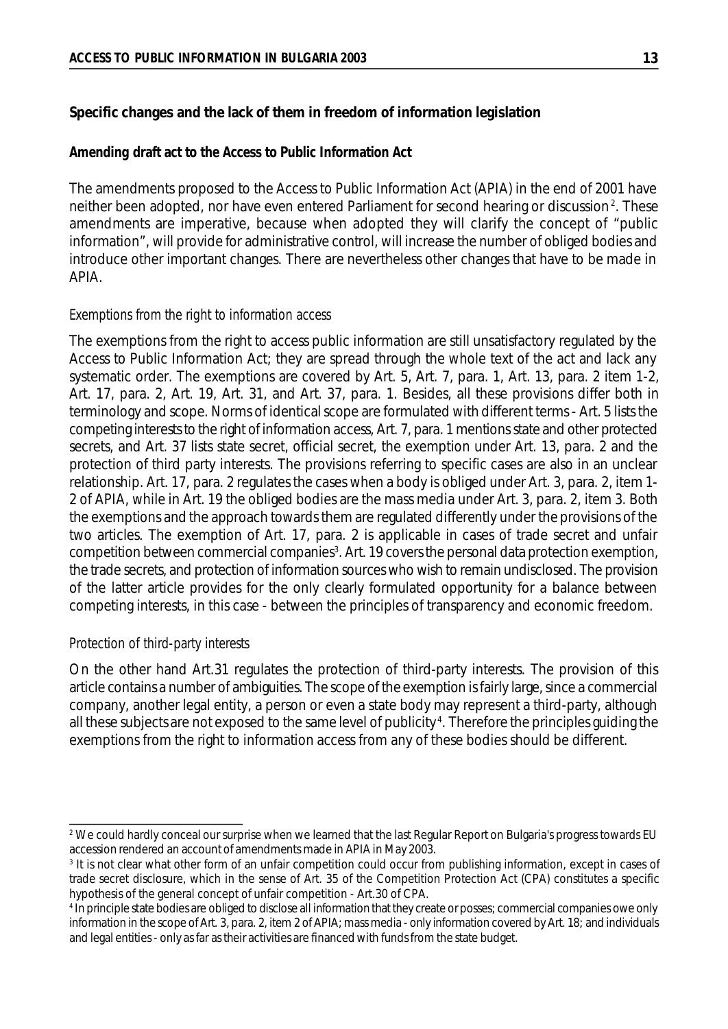**Specific changes and the lack of them in freedom of information legislation**

**Amending draft act to the Access to Public Information Act**

The amendments proposed to the Access to Public Information Act (APIA) in the end of 2001 have neither been adopted, nor have even entered Parliament for second hearing or discussion[2]. These amendments are imperative, because when adopted they will clarify the concept of "public information", will provide for administrative control, will increase the number of obliged bodies and introduce other important changes. There are nevertheless other changes that have to be made in APIA.

*Exemptions from the right to information access*

The exemptions from the right to access public information are still unsatisfactory regulated by the Access to Public Information Act; they are spread through the whole text of the act and lack any systematic order. The exemptions are covered by Art. 5, Art. 7, para. 1, Art. 13, para. 2 item 1-2, Art. 17, para. 2, Art. 19, Art. 31, and Art. 37, para. 1. Besides, all these provisions differ both in terminology and scope. Norms of identical scope are formulated with different terms - Art. 5 lists the competing interests to the right of information access, Art. 7, para. 1 mentions state and other protected secrets, and Art. 37 lists state secret, official secret, the exemption under Art. 13, para. 2 and the protection of third party interests. The provisions referring to specific cases are also in an unclear relationship. Art. 17, para. 2 regulates the cases when a body is obliged under Art. 3, para. 2, item 1-2 of APIA, while in Art. 19 the obliged bodies are the mass media under Art. 3, para. 2, item 3. Both the exemptions and the approach towards them are regulated differently under the provisions of the two articles. The exemption of Art. 17, para. 2 is applicable in cases of trade secret and unfair competition between commercial companies[3]. Art. 19 covers the personal data protection exemption, the trade secrets, and protection of information sources who wish to remain undisclosed. The provision of the latter article provides for the only clearly formulated opportunity for a balance between competing interests, in this case - between the principles of transparency and economic freedom.

*Protection of third-party interests*

On the other hand Art.31 regulates the protection of third-party interests. The provision of this article contains a number of ambiguities. The scope of the exemption is fairly large, since a commercial company, another legal entity, a person or even a state body may represent a third-party, although all these subjects are not exposed to the same level of publicity[4]. Therefore the principles guiding the exemptions from the right to information access from any of these bodies should be different.

---

[2] We could hardly conceal our surprise when we learned that the last Regular Report on Bulgaria's progress towards EU accession rendered an account of amendments made in APIA in May 2003.

[3] It is not clear what other form of an unfair competition could occur from publishing information, except in cases of trade secret disclosure, which in the sense of Art. 35 of the Competition Protection Act (CPA) constitutes a specific hypothesis of the general concept of unfair competition - Art.30 of CPA.

[4] In principle state bodies are obliged to disclose all information that they create or posses; commercial companies owe only information in the scope of Art. 3, para. 2, item 2 of APIA; mass media - only information covered by Art. 18; and individuals and legal entities - only as far as their activities are financed with funds from the state budget.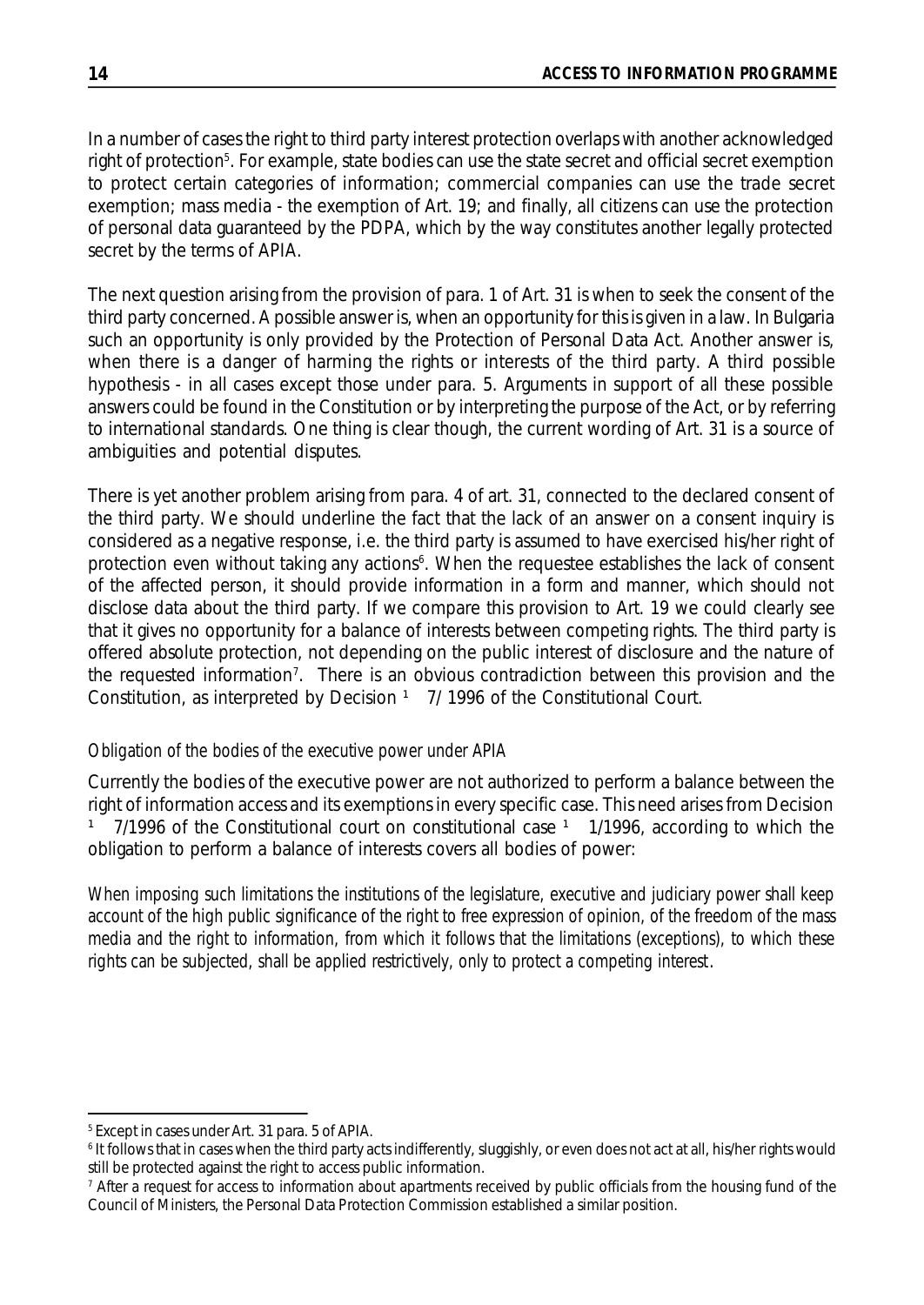In a number of cases the right to third party interest protection overlaps with another acknowledged right of protection[5]. For example, state bodies can use the state secret and official secret exemption to protect certain categories of information; commercial companies can use the trade secret exemption; mass media - the exemption of Art. 19; and finally, all citizens can use the protection of personal data guaranteed by the PDPA, which by the way constitutes another legally protected secret by the terms of APIA.

The next question arising from the provision of para. 1 of Art. 31 is when to seek the consent of the third party concerned. A possible answer is, when an opportunity for this is given in a law. In Bulgaria such an opportunity is only provided by the Protection of Personal Data Act. Another answer is, when there is a danger of harming the rights or interests of the third party. A third possible hypothesis - in all cases except those under para. 5. Arguments in support of all these possible answers could be found in the Constitution or by interpreting the purpose of the Act, or by referring to international standards. One thing is clear though, the current wording of Art. 31 is a source of ambiguities and potential disputes.

There is yet another problem arising from para. 4 of art. 31, connected to the declared consent of the third party. We should underline the fact that the lack of an answer on a consent inquiry is considered as a negative response, i.e. the third party is assumed to have exercised his/her right of protection even without taking any actions[6]. When the requestee establishes the lack of consent of the affected person, it should provide information in a form and manner, which should not disclose data about the third party. If we compare this provision to Art. 19 we could clearly see that it gives no opportunity for a balance of interests between competing rights. The third party is offered absolute protection, not depending on the public interest of disclosure and the nature of the requested information[7]. There is an obvious contradiction between this provision and the Constitution, as interpreted by Decision ¹ 7/ 1996 of the Constitutional Court.

*Obligation of the bodies of the executive power under APIA*

Currently the bodies of the executive power are not authorized to perform a balance between the right of information access and its exemptions in every specific case. This need arises from Decision ¹ 7/1996 of the Constitutional court on constitutional case ¹ 1/1996, according to which the obligation to perform a balance of interests covers all bodies of power:

*When imposing such limitations the institutions of the legislature, executive and judiciary power shall keep account of the high public significance of the right to free expression of opinion, of the freedom of the mass media and the right to information, from which it follows that the limitations (exceptions), to which these rights can be subjected, shall be applied restrictively, only to protect a competing interest.*

---

[5] Except in cases under Art. 31 para. 5 of APIA.

[6] It follows that in cases when the third party acts indifferently, sluggishly, or even does not act at all, his/her rights would still be protected against the right to access public information.

[7] After a request for access to information about apartments received by public officials from the housing fund of the Council of Ministers, the Personal Data Protection Commission established a similar position.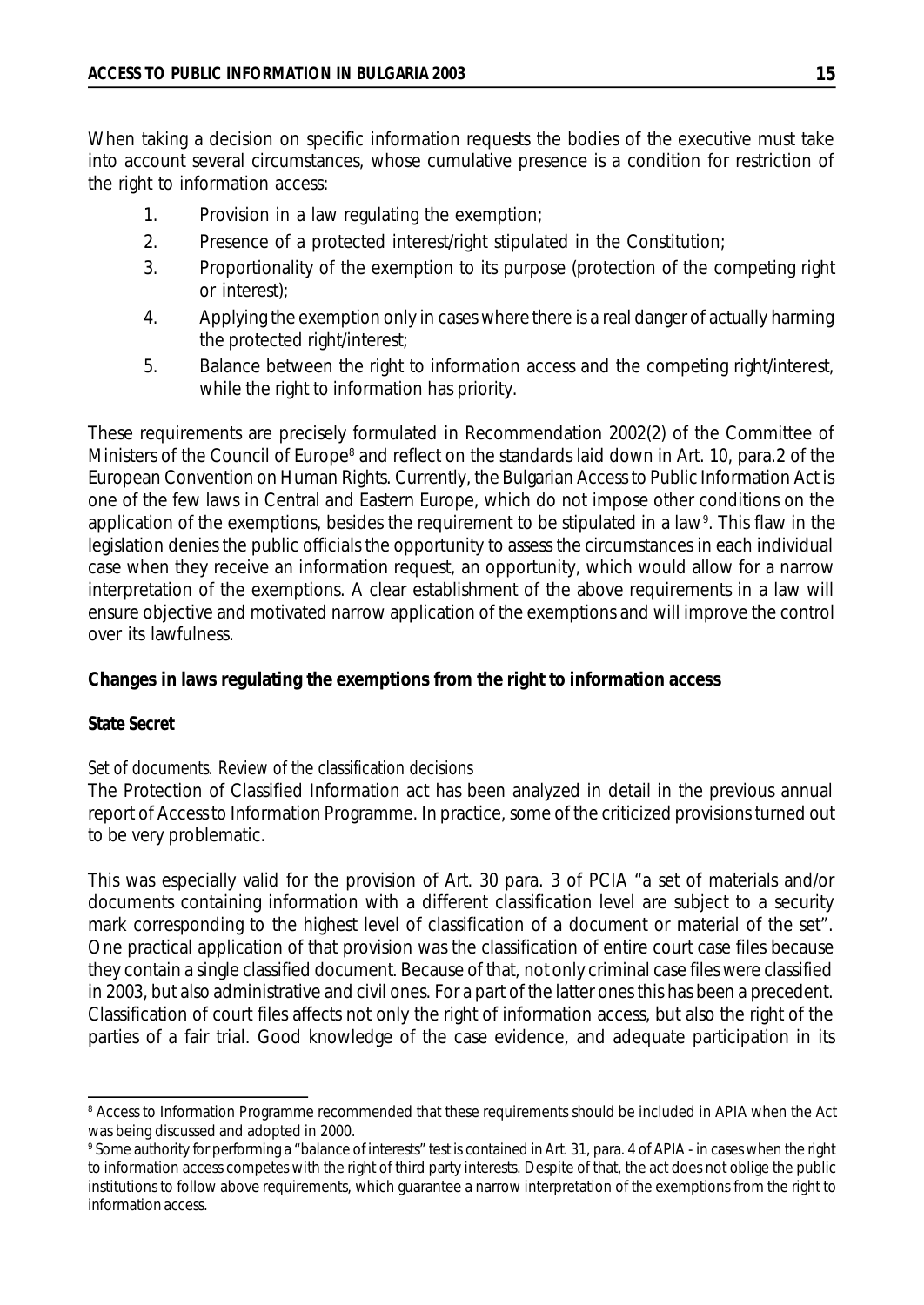When taking a decision on specific information requests the bodies of the executive must take into account several circumstances, whose cumulative presence is a condition for restriction of the right to information access:

1. Provision in a law regulating the exemption;
2. Presence of a protected interest/right stipulated in the Constitution;
3. Proportionality of the exemption to its purpose (protection of the competing right or interest);
4. Applying the exemption only in cases where there is a real danger of actually harming the protected right/interest;
5. Balance between the right to information access and the competing right/interest, while the right to information has priority.

These requirements are precisely formulated in Recommendation 2002(2) of the Committee of Ministers of the Council of Europe[8] and reflect on the standards laid down in Art. 10, para.2 of the European Convention on Human Rights. Currently, the Bulgarian Access to Public Information Act is one of the few laws in Central and Eastern Europe, which do not impose other conditions on the application of the exemptions, besides the requirement to be stipulated in a law[9]. This flaw in the legislation denies the public officials the opportunity to assess the circumstances in each individual case when they receive an information request, an opportunity, which would allow for a narrow interpretation of the exemptions. A clear establishment of the above requirements in a law will ensure objective and motivated narrow application of the exemptions and will improve the control over its lawfulness.

**Changes in laws regulating the exemptions from the right to information access**

**State Secret**

*Set of documents. Review of the classification decisions*

The Protection of Classified Information act has been analyzed in detail in the previous annual report of Access to Information Programme. In practice, some of the criticized provisions turned out to be very problematic.

This was especially valid for the provision of Art. 30 para. 3 of PCIA "a set of materials and/or documents containing information with a different classification level are subject to a security mark corresponding to the highest level of classification of a document or material of the set". One practical application of that provision was the classification of entire court case files because they contain a single classified document. Because of that, not only criminal case files were classified in 2003, but also administrative and civil ones. For a part of the latter ones this has been a precedent. Classification of court files affects not only the right of information access, but also the right of the parties of a fair trial. Good knowledge of the case evidence, and adequate participation in its

---

[8] Access to Information Programme recommended that these requirements should be included in APIA when the Act was being discussed and adopted in 2000.

[9] Some authority for performing a "balance of interests" test is contained in Art. 31, para. 4 of APIA - in cases when the right to information access competes with the right of third party interests. Despite of that, the act does not oblige the public institutions to follow above requirements, which guarantee a narrow interpretation of the exemptions from the right to information access.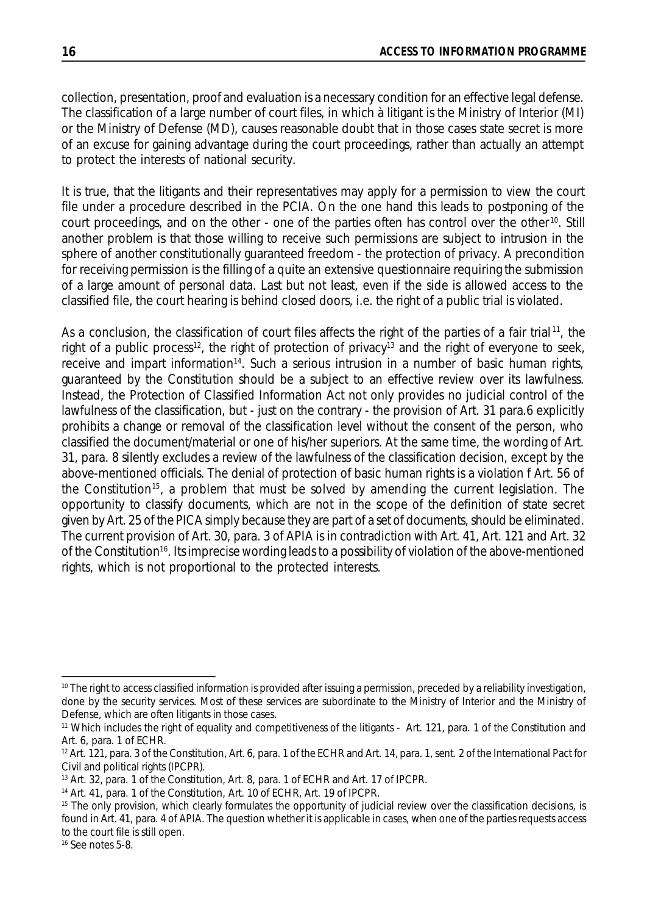collection, presentation, proof and evaluation is a necessary condition for an effective legal defense. The classification of a large number of court files, in which à litigant is the Ministry of Interior (MI) or the Ministry of Defense (MD), causes reasonable doubt that in those cases state secret is more of an excuse for gaining advantage during the court proceedings, rather than actually an attempt to protect the interests of national security.

It is true, that the litigants and their representatives may apply for a permission to view the court file under a procedure described in the PCIA. On the one hand this leads to postponing of the court proceedings, and on the other - one of the parties often has control over the other[10]. Still another problem is that those willing to receive such permissions are subject to intrusion in the sphere of another constitutionally guaranteed freedom - the protection of privacy. A precondition for receiving permission is the filling of a quite an extensive questionnaire requiring the submission of a large amount of personal data. Last but not least, even if the side is allowed access to the classified file, the court hearing is behind closed doors, i.e. the right of a public trial is violated.

As a conclusion, the classification of court files affects the right of the parties of a fair trial[11], the right of a public process[12], the right of protection of privacy[13] and the right of everyone to seek, receive and impart information[14]. Such a serious intrusion in a number of basic human rights, guaranteed by the Constitution should be a subject to an effective review over its lawfulness. Instead, the Protection of Classified Information Act not only provides no judicial control of the lawfulness of the classification, but - just on the contrary - the provision of Art. 31 para.6 explicitly prohibits a change or removal of the classification level without the consent of the person, who classified the document/material or one of his/her superiors. At the same time, the wording of Art. 31, para. 8 silently excludes a review of the lawfulness of the classification decision, except by the above-mentioned officials. The denial of protection of basic human rights is a violation f Art. 56 of the Constitution[15], a problem that must be solved by amending the current legislation. The opportunity to classify documents, which are not in the scope of the definition of state secret given by Art. 25 of the PICA simply because they are part of a set of documents, should be eliminated. The current provision of Art. 30, para. 3 of APIA is in contradiction with Art. 41, Art. 121 and Art. 32 of the Constitution[16]. Its imprecise wording leads to a possibility of violation of the above-mentioned rights, which is not proportional to the protected interests.

---

[10] The right to access classified information is provided after issuing a permission, preceded by a reliability investigation, done by the security services. Most of these services are subordinate to the Ministry of Interior and the Ministry of Defense, which are often litigants in those cases.

[11] Which includes the right of equality and competitiveness of the litigants - Art. 121, para. 1 of the Constitution and Art. 6, para. 1 of ECHR.

[12] Art. 121, para. 3 of the Constitution, Art. 6, para. 1 of the ECHR and Art. 14, para. 1, sent. 2 of the International Pact for Civil and political rights (IPCPR).

[13] Art. 32, para. 1 of the Constitution, Art. 8, para. 1 of ECHR and Art. 17 of IPCPR.

[14] Art. 41, para. 1 of the Constitution, Art. 10 of ECHR, Art. 19 of IPCPR.

[15] The only provision, which clearly formulates the opportunity of judicial review over the classification decisions, is found in Art. 41, para. 4 of APIA. The question whether it is applicable in cases, when one of the parties requests access to the court file is still open.

[16] See notes 5-8.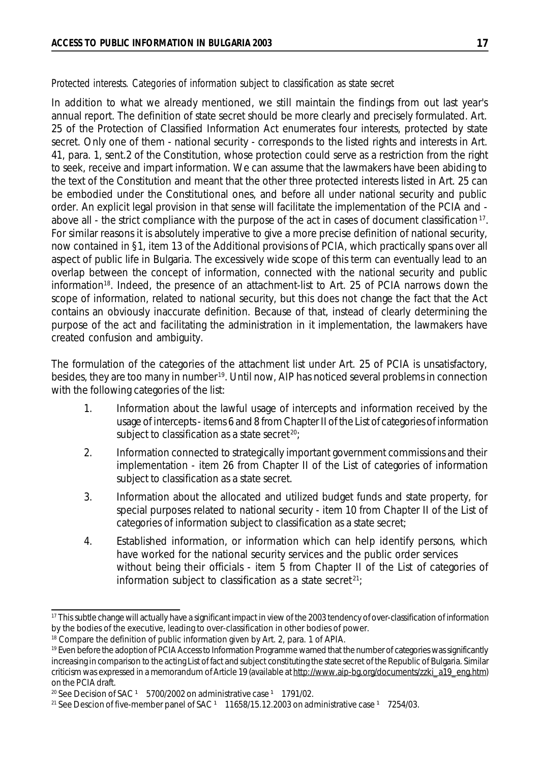*Protected interests. Categories of information subject to classification as state secret*

In addition to what we already mentioned, we still maintain the findings from out last year's annual report. The definition of state secret should be more clearly and precisely formulated. Art. 25 of the Protection of Classified Information Act enumerates four interests, protected by state secret. Only one of them - national security - corresponds to the listed rights and interests in Art. 41, para. 1, sent.2 of the Constitution, whose protection could serve as a restriction from the right to seek, receive and impart information. We can assume that the lawmakers have been abiding to the text of the Constitution and meant that the other three protected interests listed in Art. 25 can be embodied under the Constitutional ones, and before all under national security and public order. An explicit legal provision in that sense will facilitate the implementation of the PCIA and - above all - the strict compliance with the purpose of the act in cases of document classification[17]. For similar reasons it is absolutely imperative to give a more precise definition of national security, now contained in §1, item 13 of the Additional provisions of PCIA, which practically spans over all aspect of public life in Bulgaria. The excessively wide scope of this term can eventually lead to an overlap between the concept of information, connected with the national security and public information[18]. Indeed, the presence of an attachment-list to Art. 25 of PCIA narrows down the scope of information, related to national security, but this does not change the fact that the Act contains an obviously inaccurate definition. Because of that, instead of clearly determining the purpose of the act and facilitating the administration in it implementation, the lawmakers have created confusion and ambiguity.

The formulation of the categories of the attachment list under Art. 25 of PCIA is unsatisfactory, besides, they are too many in number[19]. Until now, AIP has noticed several problems in connection with the following categories of the list:

1. Information about the lawful usage of intercepts and information received by the usage of intercepts - items 6 and 8 from Chapter II of the List of categories of information subject to classification as a state secret[20];
2. Information connected to strategically important government commissions and their implementation - item 26 from Chapter II of the List of categories of information subject to classification as a state secret.
3. Information about the allocated and utilized budget funds and state property, for special purposes related to national security - item 10 from Chapter II of the List of categories of information subject to classification as a state secret;
4. Established information, or information which can help identify persons, which have worked for the national security services and the public order services without being their officials - item 5 from Chapter II of the List of categories of information subject to classification as a state secret[21];

---

[17] This subtle change will actually have a significant impact in view of the 2003 tendency of over-classification of information by the bodies of the executive, leading to over-classification in other bodies of power.

[18] Compare the definition of public information given by Art. 2, para. 1 of APIA.

[19] Even before the adoption of PCIA Access to Information Programme warned that the number of categories was significantly increasing in comparison to the acting List of fact and subject constituting the state secret of the Republic of Bulgaria. Similar criticism was expressed in a memorandum of Article 19 (available at http://www.aip-bg.org/documents/zzki_a19_eng.htm) on the PCIA draft.

[20] See Decision of SAC ¹ 5700/2002 on administrative case ¹ 1791/02.

[21] See Descion of five-member panel of SAC ¹ 11658/15.12.2003 on administrative case ¹ 7254/03.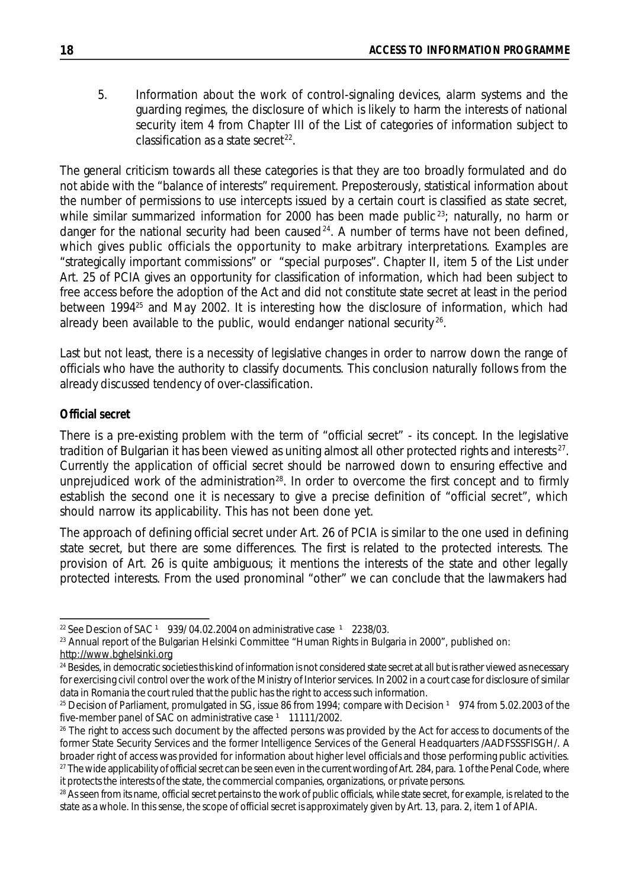5. Information about the work of control-signaling devices, alarm systems and the guarding regimes, the disclosure of which is likely to harm the interests of national security item 4 from Chapter III of the List of categories of information subject to classification as a state secret[22].

The general criticism towards all these categories is that they are too broadly formulated and do not abide with the "balance of interests" requirement. Preposterously, statistical information about the number of permissions to use intercepts issued by a certain court is classified as state secret, while similar summarized information for 2000 has been made public[23]; naturally, no harm or danger for the national security had been caused[24]. A number of terms have not been defined, which gives public officials the opportunity to make arbitrary interpretations. Examples are "strategically important commissions" or "special purposes". Chapter II, item 5 of the List under Art. 25 of PCIA gives an opportunity for classification of information, which had been subject to free access before the adoption of the Act and did not constitute state secret at least in the period between 1994[25] and May 2002. It is interesting how the disclosure of information, which had already been available to the public, would endanger national security[26].

Last but not least, there is a necessity of legislative changes in order to narrow down the range of officials who have the authority to classify documents. This conclusion naturally follows from the already discussed tendency of over-classification.

**Official secret**

There is a pre-existing problem with the term of "official secret" - its concept. In the legislative tradition of Bulgarian it has been viewed as uniting almost all other protected rights and interests[27]. Currently the application of official secret should be narrowed down to ensuring effective and unprejudiced work of the administration[28]. In order to overcome the first concept and to firmly establish the second one it is necessary to give a precise definition of "official secret", which should narrow its applicability. This has not been done yet.

The approach of defining official secret under Art. 26 of PCIA is similar to the one used in defining state secret, but there are some differences. The first is related to the protected interests. The provision of Art. 26 is quite ambiguous; it mentions the interests of the state and other legally protected interests. From the used pronominal "other" we can conclude that the lawmakers had

---

[22] See Descion of SAC ¹ 939/ 04.02.2004 on administrative case ¹ 2238/03.

[23] Annual report of the Bulgarian Helsinki Committee "Human Rights in Bulgaria in 2000", published on: http://www.bghelsinki.org

[24] Besides, in democratic societies this kind of information is not considered state secret at all but is rather viewed as necessary for exercising civil control over the work of the Ministry of Interior services. In 2002 in a court case for disclosure of similar data in Romania the court ruled that the public has the right to access such information.

[25] Decision of Parliament, promulgated in SG, issue 86 from 1994; compare with Decision ¹ 974 from 5.02.2003 of the five-member panel of SAC on administrative case ¹ 11111/2002.

[26] The right to access such document by the affected persons was provided by the Act for access to documents of the former State Security Services and the former Intelligence Services of the General Headquarters /AADFSSSFISGH/. A broader right of access was provided for information about higher level officials and those performing public activities.

[27] The wide applicability of official secret can be seen even in the current wording of Art. 284, para. 1 of the Penal Code, where it protects the interests of the state, the commercial companies, organizations, or private persons.

[28] As seen from its name, official secret pertains to the work of public officials, while state secret, for example, is related to the state as a whole. In this sense, the scope of official secret is approximately given by Art. 13, para. 2, item 1 of APIA.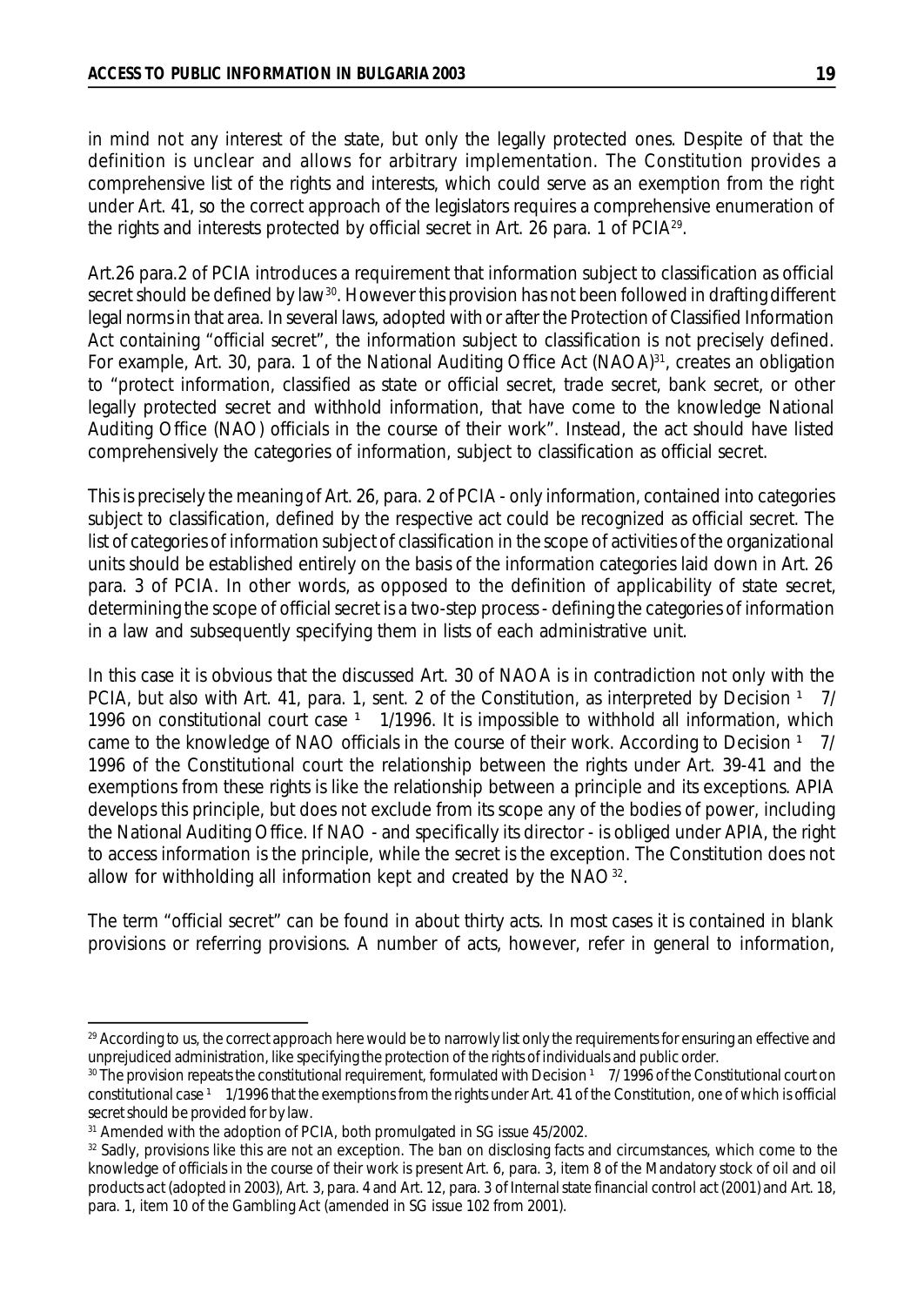in mind not any interest of the state, but only the legally protected ones. Despite of that the definition is unclear and allows for arbitrary implementation. The Constitution provides a comprehensive list of the rights and interests, which could serve as an exemption from the right under Art. 41, so the correct approach of the legislators requires a comprehensive enumeration of the rights and interests protected by official secret in Art. 26 para. 1 of PCIA[29].

Art.26 para.2 of PCIA introduces a requirement that information subject to classification as official secret should be defined by law[30]. However this provision has not been followed in drafting different legal norms in that area. In several laws, adopted with or after the Protection of Classified Information Act containing "official secret", the information subject to classification is not precisely defined. For example, Art. 30, para. 1 of the National Auditing Office Act (NAOA)[31], creates an obligation to "protect information, classified as state or official secret, trade secret, bank secret, or other legally protected secret and withhold information, that have come to the knowledge National Auditing Office (NAO) officials in the course of their work". Instead, the act should have listed comprehensively the categories of information, subject to classification as official secret.

This is precisely the meaning of Art. 26, para. 2 of PCIA - only information, contained into categories subject to classification, defined by the respective act could be recognized as official secret. The list of categories of information subject of classification in the scope of activities of the organizational units should be established entirely on the basis of the information categories laid down in Art. 26 para. 3 of PCIA. In other words, as opposed to the definition of applicability of state secret, determining the scope of official secret is a two-step process - defining the categories of information in a law and subsequently specifying them in lists of each administrative unit.

In this case it is obvious that the discussed Art. 30 of NAOA is in contradiction not only with the PCIA, but also with Art. 41, para. 1, sent. 2 of the Constitution, as interpreted by Decision ¹ 7/ 1996 on constitutional court case ¹ 1/1996. It is impossible to withhold all information, which came to the knowledge of NAO officials in the course of their work. According to Decision ¹ 7/ 1996 of the Constitutional court the relationship between the rights under Art. 39-41 and the exemptions from these rights is like the relationship between a principle and its exceptions. APIA develops this principle, but does not exclude from its scope any of the bodies of power, including the National Auditing Office. If NAO - and specifically its director - is obliged under APIA, the right to access information is the principle, while the secret is the exception. The Constitution does not allow for withholding all information kept and created by the NAO[32].

The term "official secret" can be found in about thirty acts. In most cases it is contained in blank provisions or referring provisions. A number of acts, however, refer in general to information,

---

[29] According to us, the correct approach here would be to narrowly list only the requirements for ensuring an effective and unprejudiced administration, like specifying the protection of the rights of individuals and public order.

[30] The provision repeats the constitutional requirement, formulated with Decision ¹ 7/ 1996 of the Constitutional court on constitutional case ¹ 1/1996 that the exemptions from the rights under Art. 41 of the Constitution, one of which is official secret should be provided for by law.

[31] Amended with the adoption of PCIA, both promulgated in SG issue 45/2002.

[32] Sadly, provisions like this are not an exception. The ban on disclosing facts and circumstances, which come to the knowledge of officials in the course of their work is present Art. 6, para. 3, item 8 of the Mandatory stock of oil and oil products act (adopted in 2003), Art. 3, para. 4 and Art. 12, para. 3 of Internal state financial control act (2001) and Art. 18, para. 1, item 10 of the Gambling Act (amended in SG issue 102 from 2001).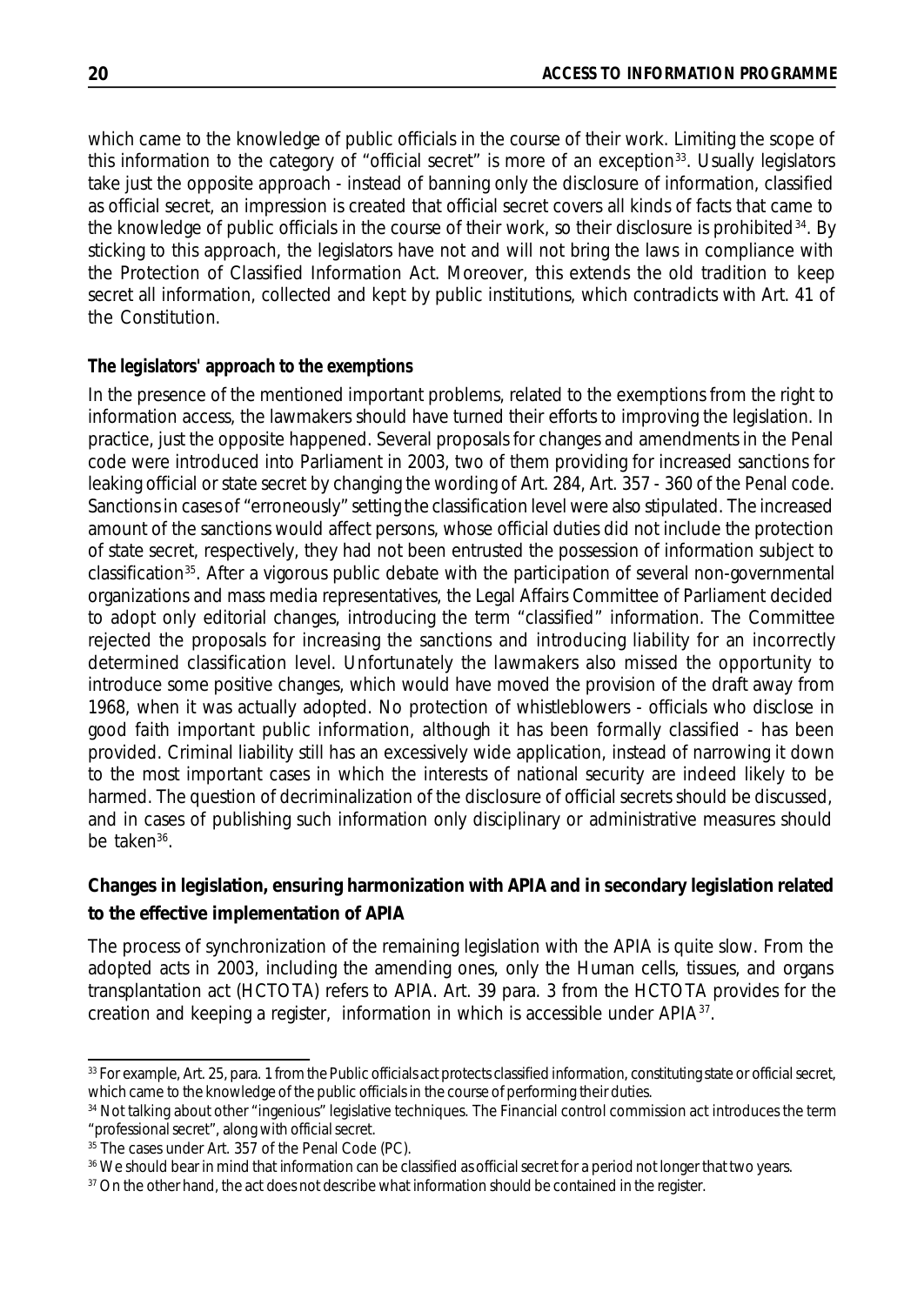which came to the knowledge of public officials in the course of their work. Limiting the scope of this information to the category of "official secret" is more of an exception[33]. Usually legislators take just the opposite approach - instead of banning only the disclosure of information, classified as official secret, an impression is created that official secret covers all kinds of facts that came to the knowledge of public officials in the course of their work, so their disclosure is prohibited[34]. By sticking to this approach, the legislators have not and will not bring the laws in compliance with the Protection of Classified Information Act. Moreover, this extends the old tradition to keep secret all information, collected and kept by public institutions, which contradicts with Art. 41 of the Constitution.

**The legislators' approach to the exemptions**

In the presence of the mentioned important problems, related to the exemptions from the right to information access, the lawmakers should have turned their efforts to improving the legislation. In practice, just the opposite happened. Several proposals for changes and amendments in the Penal code were introduced into Parliament in 2003, two of them providing for increased sanctions for leaking official or state secret by changing the wording of Art. 284, Art. 357 - 360 of the Penal code. Sanctions in cases of "erroneously" setting the classification level were also stipulated. The increased amount of the sanctions would affect persons, whose official duties did not include the protection of state secret, respectively, they had not been entrusted the possession of information subject to classification[35]. After a vigorous public debate with the participation of several non-governmental organizations and mass media representatives, the Legal Affairs Committee of Parliament decided to adopt only editorial changes, introducing the term "classified" information. The Committee rejected the proposals for increasing the sanctions and introducing liability for an incorrectly determined classification level. Unfortunately the lawmakers also missed the opportunity to introduce some positive changes, which would have moved the provision of the draft away from 1968, when it was actually adopted. No protection of whistleblowers - officials who disclose in good faith important public information, although it has been formally classified - has been provided. Criminal liability still has an excessively wide application, instead of narrowing it down to the most important cases in which the interests of national security are indeed likely to be harmed. The question of decriminalization of the disclosure of official secrets should be discussed, and in cases of publishing such information only disciplinary or administrative measures should be taken[36].

**Changes in legislation, ensuring harmonization with APIA and in secondary legislation related to the effective implementation of APIA**

The process of synchronization of the remaining legislation with the APIA is quite slow. From the adopted acts in 2003, including the amending ones, only the Human cells, tissues, and organs transplantation act (HCTOTA) refers to APIA. Art. 39 para. 3 from the HCTOTA provides for the creation and keeping a register, information in which is accessible under APIA[37].

---

[33] For example, Art. 25, para. 1 from the Public officials act protects classified information, constituting state or official secret, which came to the knowledge of the public officials in the course of performing their duties.

[34] Not talking about other "ingenious" legislative techniques. The Financial control commission act introduces the term "professional secret", along with official secret.

[35] The cases under Art. 357 of the Penal Code (PC).

[36] We should bear in mind that information can be classified as official secret for a period not longer that two years.

[37] On the other hand, the act does not describe what information should be contained in the register.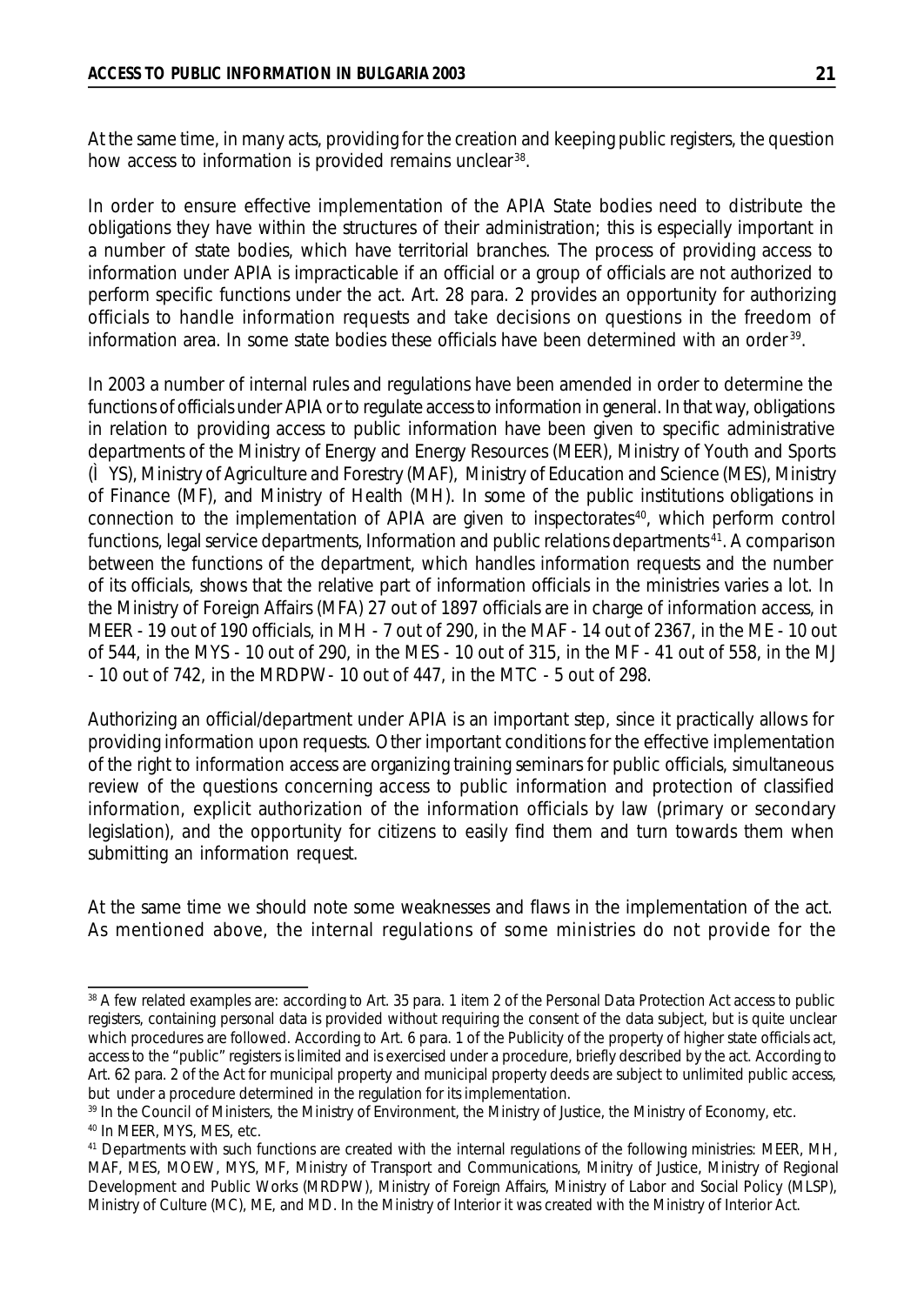At the same time, in many acts, providing for the creation and keeping public registers, the question how access to information is provided remains unclear[38].

In order to ensure effective implementation of the APIA State bodies need to distribute the obligations they have within the structures of their administration; this is especially important in a number of state bodies, which have territorial branches. The process of providing access to information under APIA is impracticable if an official or a group of officials are not authorized to perform specific functions under the act. Art. 28 para. 2 provides an opportunity for authorizing officials to handle information requests and take decisions on questions in the freedom of information area. In some state bodies these officials have been determined with an order[39].

In 2003 a number of internal rules and regulations have been amended in order to determine the functions of officials under APIA or to regulate access to information in general. In that way, obligations in relation to providing access to public information have been given to specific administrative departments of the Ministry of Energy and Energy Resources (MEER), Ministry of Youth and Sports (ÌYS), Ministry of Agriculture and Forestry (MAF), Ministry of Education and Science (MES), Ministry of Finance (MF), and Ministry of Health (MH). In some of the public institutions obligations in connection to the implementation of APIA are given to inspectorates[40], which perform control functions, legal service departments, Information and public relations departments[41]. A comparison between the functions of the department, which handles information requests and the number of its officials, shows that the relative part of information officials in the ministries varies a lot. In the Ministry of Foreign Affairs (MFA) 27 out of 1897 officials are in charge of information access, in MEER - 19 out of 190 officials, in MH - 7 out of 290, in the MAF - 14 out of 2367, in the ME - 10 out of 544, in the MYS - 10 out of 290, in the MES - 10 out of 315, in the MF - 41 out of 558, in the MJ - 10 out of 742, in the MRDPW- 10 out of 447, in the MTC - 5 out of 298.

Authorizing an official/department under APIA is an important step, since it practically allows for providing information upon requests. Other important conditions for the effective implementation of the right to information access are organizing training seminars for public officials, simultaneous review of the questions concerning access to public information and protection of classified information, explicit authorization of the information officials by law (primary or secondary legislation), and the opportunity for citizens to easily find them and turn towards them when submitting an information request.

At the same time we should note some weaknesses and flaws in the implementation of the act. As mentioned above, the internal regulations of some ministries do not provide for the

---

[38] A few related examples are: according to Art. 35 para. 1 item 2 of the Personal Data Protection Act access to public registers, containing personal data is provided without requiring the consent of the data subject, but is quite unclear which procedures are followed. According to Art. 6 para. 1 of the Publicity of the property of higher state officials act, access to the "public" registers is limited and is exercised under a procedure, briefly described by the act. According to Art. 62 para. 2 of the Act for municipal property and municipal property deeds are subject to unlimited public access, but under a procedure determined in the regulation for its implementation.

[39] In the Council of Ministers, the Ministry of Environment, the Ministry of Justice, the Ministry of Economy, etc.

[40] In MEER, MYS, MES, etc.

[41] Departments with such functions are created with the internal regulations of the following ministries: MEER, MH, MAF, MES, MOEW, MYS, MF, Ministry of Transport and Communications, Minitry of Justice, Ministry of Regional Development and Public Works (MRDPW), Ministry of Foreign Affairs, Ministry of Labor and Social Policy (MLSP), Ministry of Culture (MC), ME, and MD. In the Ministry of Interior it was created with the Ministry of Interior Act.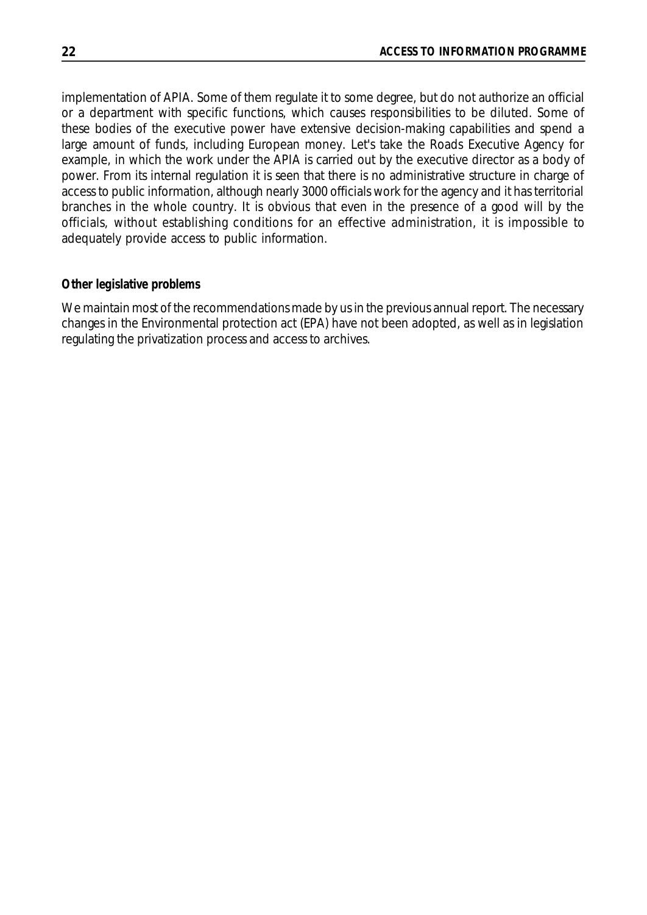implementation of APIA. Some of them regulate it to some degree, but do not authorize an official or a department with specific functions, which causes responsibilities to be diluted. Some of these bodies of the executive power have extensive decision-making capabilities and spend a large amount of funds, including European money. Let's take the Roads Executive Agency for example, in which the work under the APIA is carried out by the executive director as a body of power. From its internal regulation it is seen that there is no administrative structure in charge of access to public information, although nearly 3000 officials work for the agency and it has territorial branches in the whole country. It is obvious that even in the presence of a good will by the officials, without establishing conditions for an effective administration, it is impossible to adequately provide access to public information.

**Other legislative problems**

We maintain most of the recommendations made by us in the previous annual report. The necessary changes in the Environmental protection act (EPA) have not been adopted, as well as in legislation regulating the privatization process and access to archives.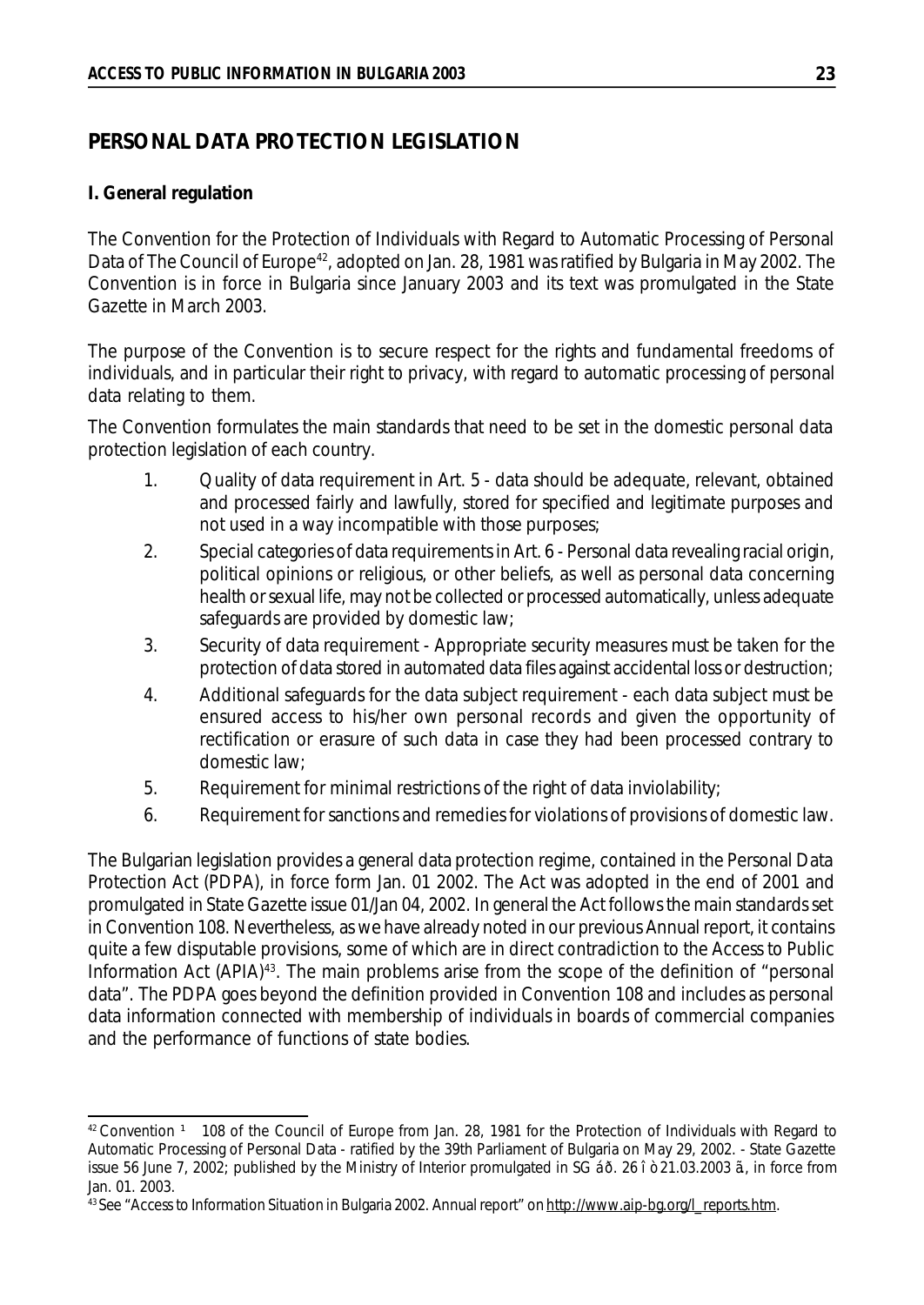## PERSONAL DATA PROTECTION LEGISLATION

**I. General regulation**

The Convention for the Protection of Individuals with Regard to Automatic Processing of Personal Data of The Council of Europe[42], adopted on Jan. 28, 1981 was ratified by Bulgaria in May 2002. The Convention is in force in Bulgaria since January 2003 and its text was promulgated in the State Gazette in March 2003.

The purpose of the Convention is to secure respect for the rights and fundamental freedoms of individuals, and in particular their right to privacy, with regard to automatic processing of personal data relating to them.

The Convention formulates the main standards that need to be set in the domestic personal data protection legislation of each country.

1. Quality of data requirement in Art. 5 - data should be adequate, relevant, obtained and processed fairly and lawfully, stored for specified and legitimate purposes and not used in a way incompatible with those purposes;
2. Special categories of data requirements in Art. 6 - Personal data revealing racial origin, political opinions or religious, or other beliefs, as well as personal data concerning health or sexual life, may not be collected or processed automatically, unless adequate safeguards are provided by domestic law;
3. Security of data requirement - Appropriate security measures must be taken for the protection of data stored in automated data files against accidental loss or destruction;
4. Additional safeguards for the data subject requirement - each data subject must be ensured access to his/her own personal records and given the opportunity of rectification or erasure of such data in case they had been processed contrary to domestic law;
5. Requirement for minimal restrictions of the right of data inviolability;
6. Requirement for sanctions and remedies for violations of provisions of domestic law.

The Bulgarian legislation provides a general data protection regime, contained in the Personal Data Protection Act (PDPA), in force form Jan. 01 2002. The Act was adopted in the end of 2001 and promulgated in State Gazette issue 01/Jan 04, 2002. In general the Act follows the main standards set in Convention 108. Nevertheless, as we have already noted in our previous Annual report, it contains quite a few disputable provisions, some of which are in direct contradiction to the Access to Public Information Act (APIA)[43]. The main problems arise from the scope of the definition of "personal data". The PDPA goes beyond the definition provided in Convention 108 and includes as personal data information connected with membership of individuals in boards of commercial companies and the performance of functions of state bodies.

---

[42] Convention ¹ 108 of the Council of Europe from Jan. 28, 1981 for the Protection of Individuals with Regard to Automatic Processing of Personal Data - ratified by the 39th Parliament of Bulgaria on May 29, 2002. - State Gazette issue 56 June 7, 2002; published by the Ministry of Interior promulgated in SG áð. 26 î ò 21.03.2003 ã, in force from Jan. 01. 2003.

[43] See "Access to Information Situation in Bulgaria 2002. Annual report" on http://www.aip-bg.org/l_reports.htm.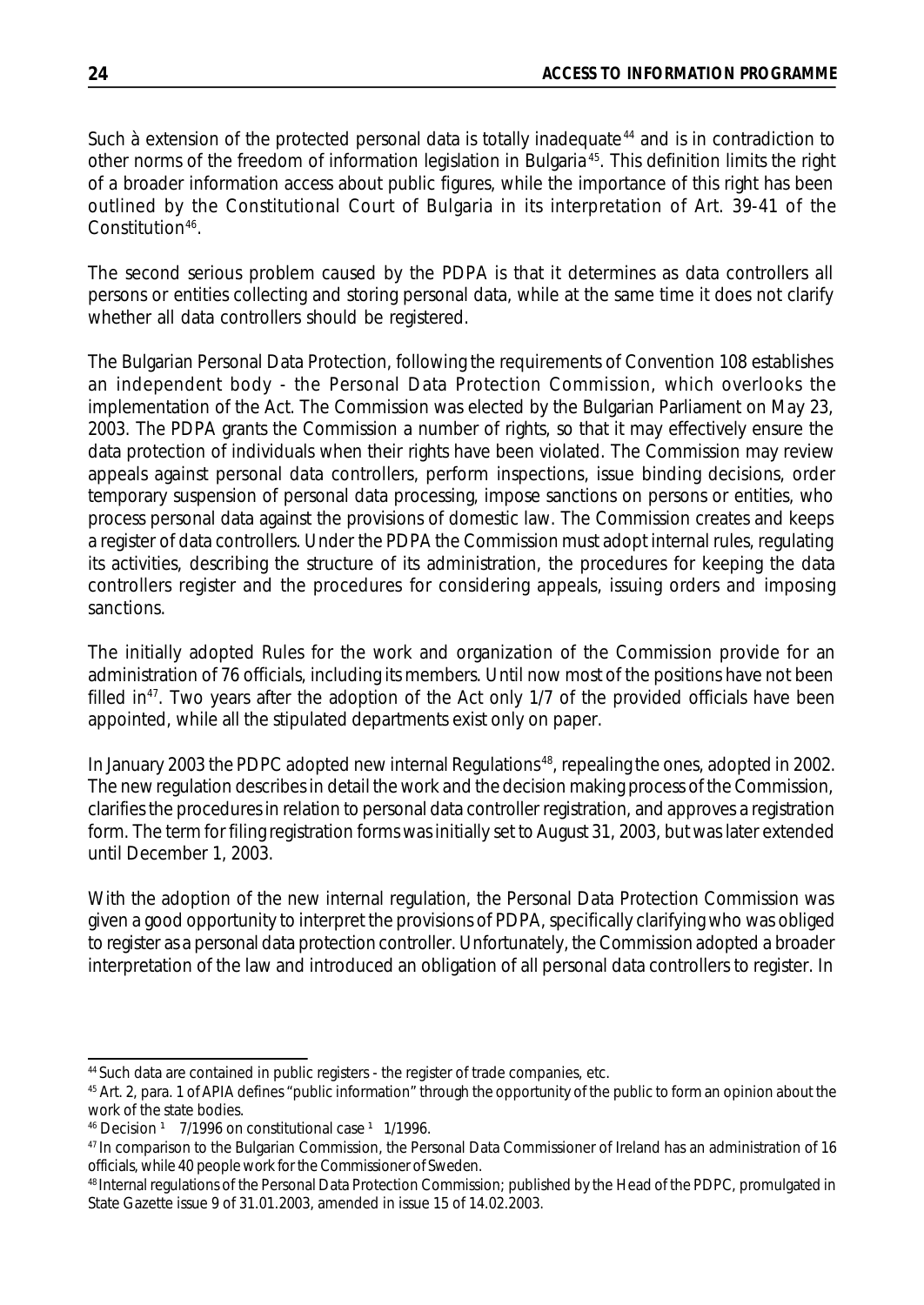Such à extension of the protected personal data is totally inadequate[44] and is in contradiction to other norms of the freedom of information legislation in Bulgaria[45]. This definition limits the right of a broader information access about public figures, while the importance of this right has been outlined by the Constitutional Court of Bulgaria in its interpretation of Art. 39-41 of the Constitution[46].

The second serious problem caused by the PDPA is that it determines as data controllers all persons or entities collecting and storing personal data, while at the same time it does not clarify whether all data controllers should be registered.

The Bulgarian Personal Data Protection, following the requirements of Convention 108 establishes an independent body - the Personal Data Protection Commission, which overlooks the implementation of the Act. The Commission was elected by the Bulgarian Parliament on May 23, 2003. The PDPA grants the Commission a number of rights, so that it may effectively ensure the data protection of individuals when their rights have been violated. The Commission may review appeals against personal data controllers, perform inspections, issue binding decisions, order temporary suspension of personal data processing, impose sanctions on persons or entities, who process personal data against the provisions of domestic law. The Commission creates and keeps a register of data controllers. Under the PDPA the Commission must adopt internal rules, regulating its activities, describing the structure of its administration, the procedures for keeping the data controllers register and the procedures for considering appeals, issuing orders and imposing sanctions.

The initially adopted Rules for the work and organization of the Commission provide for an administration of 76 officials, including its members. Until now most of the positions have not been filled in[47]. Two years after the adoption of the Act only 1/7 of the provided officials have been appointed, while all the stipulated departments exist only on paper.

In January 2003 the PDPC adopted new internal Regulations[48], repealing the ones, adopted in 2002. The new regulation describes in detail the work and the decision making process of the Commission, clarifies the procedures in relation to personal data controller registration, and approves a registration form. The term for filing registration forms was initially set to August 31, 2003, but was later extended until December 1, 2003.

With the adoption of the new internal regulation, the Personal Data Protection Commission was given a good opportunity to interpret the provisions of PDPA, specifically clarifying who was obliged to register as a personal data protection controller. Unfortunately, the Commission adopted a broader interpretation of the law and introduced an obligation of all personal data controllers to register. In

---

[44] Such data are contained in public registers - the register of trade companies, etc.

[45] Art. 2, para. 1 of APIA defines "public information" through the opportunity of the public to form an opinion about the work of the state bodies.

[46] Decision ¹ 7/1996 on constitutional case ¹ 1/1996.

[47] In comparison to the Bulgarian Commission, the Personal Data Commissioner of Ireland has an administration of 16 officials, while 40 people work for the Commissioner of Sweden.

[48] Internal regulations of the Personal Data Protection Commission; published by the Head of the PDPC, promulgated in State Gazette issue 9 of 31.01.2003, amended in issue 15 of 14.02.2003.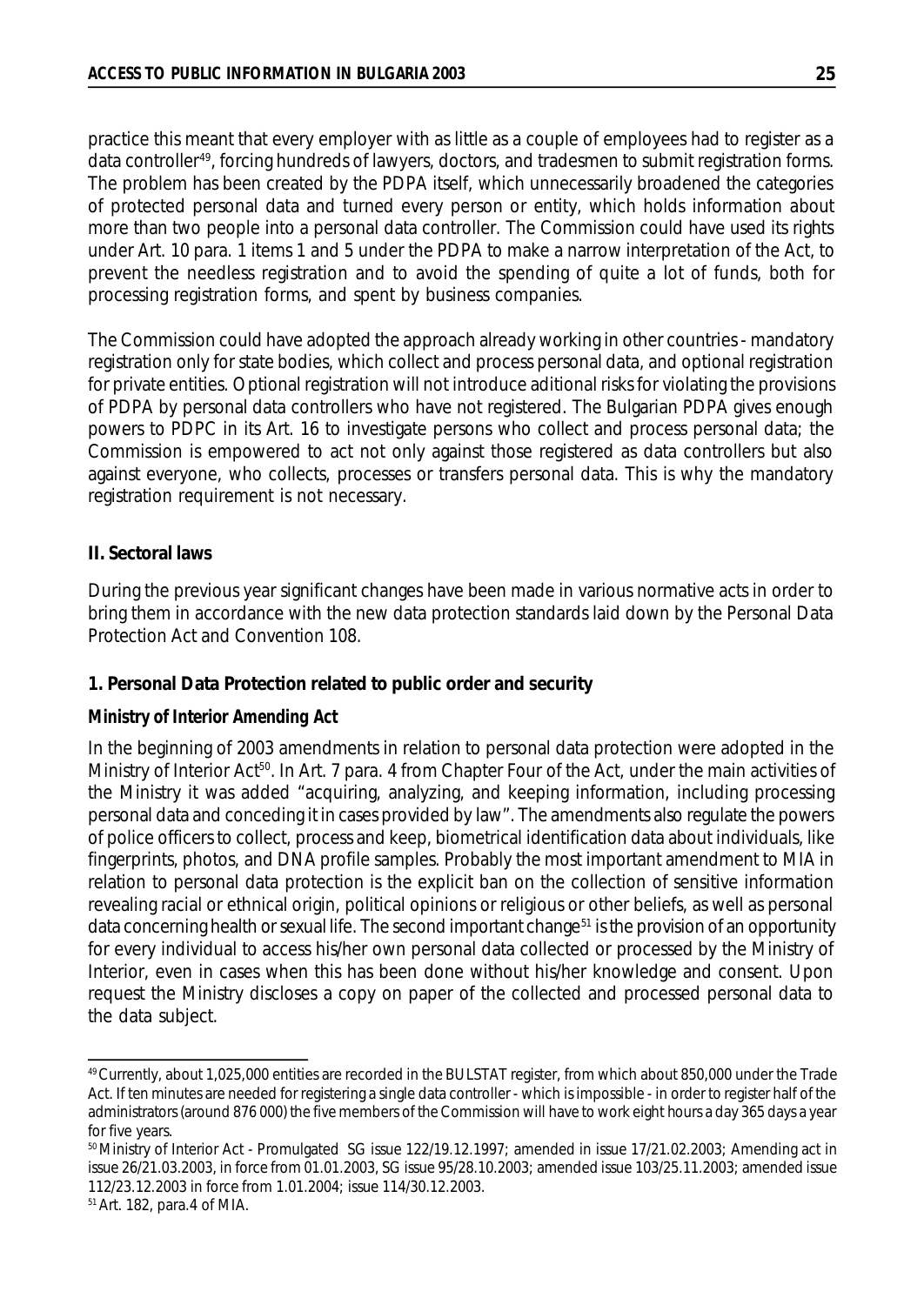practice this meant that every employer with as little as a couple of employees had to register as a data controller[49], forcing hundreds of lawyers, doctors, and tradesmen to submit registration forms. The problem has been created by the PDPA itself, which unnecessarily broadened the categories of protected personal data and turned every person or entity, which holds information about more than two people into a personal data controller. The Commission could have used its rights under Art. 10 para. 1 items 1 and 5 under the PDPA to make a narrow interpretation of the Act, to prevent the needless registration and to avoid the spending of quite a lot of funds, both for processing registration forms, and spent by business companies.

The Commission could have adopted the approach already working in other countries - mandatory registration only for state bodies, which collect and process personal data, and optional registration for private entities. Optional registration will not introduce aditional risks for violating the provisions of PDPA by personal data controllers who have not registered. The Bulgarian PDPA gives enough powers to PDPC in its Art. 16 to investigate persons who collect and process personal data; the Commission is empowered to act not only against those registered as data controllers but also against everyone, who collects, processes or transfers personal data. This is why the mandatory registration requirement is not necessary.

## II. Sectoral laws

During the previous year significant changes have been made in various normative acts in order to bring them in accordance with the new data protection standards laid down by the Personal Data Protection Act and Convention 108.

### 1. Personal Data Protection related to public order and security

#### *Ministry of Interior Amending Act*

In the beginning of 2003 amendments in relation to personal data protection were adopted in the Ministry of Interior Act[50]. In Art. 7 para. 4 from Chapter Four of the Act, under the main activities of the Ministry it was added "acquiring, analyzing, and keeping information, including processing personal data and conceding it in cases provided by law". The amendments also regulate the powers of police officers to collect, process and keep, biometrical identification data about individuals, like fingerprints, photos, and DNA profile samples. Probably the most important amendment to MIA in relation to personal data protection is the explicit ban on the collection of sensitive information revealing racial or ethnical origin, political opinions or religious or other beliefs, as well as personal data concerning health or sexual life. The second important change[51] is the provision of an opportunity for every individual to access his/her own personal data collected or processed by the Ministry of Interior, even in cases when this has been done without his/her knowledge and consent. Upon request the Ministry discloses a copy on paper of the collected and processed personal data to the data subject.

---

[49] Currently, about 1,025,000 entities are recorded in the BULSTAT register, from which about 850,000 under the Trade Act. If ten minutes are needed for registering a single data controller - which is impossible - in order to register half of the administrators (around 876 000) the five members of the Commission will have to work eight hours a day 365 days a year for five years.

[50] Ministry of Interior Act - Promulgated SG issue 122/19.12.1997; amended in issue 17/21.02.2003; Amending act in issue 26/21.03.2003, in force from 01.01.2003, SG issue 95/28.10.2003; amended issue 103/25.11.2003; amended issue 112/23.12.2003 in force from 1.01.2004; issue 114/30.12.2003.

[51] Art. 182, para.4 of MIA.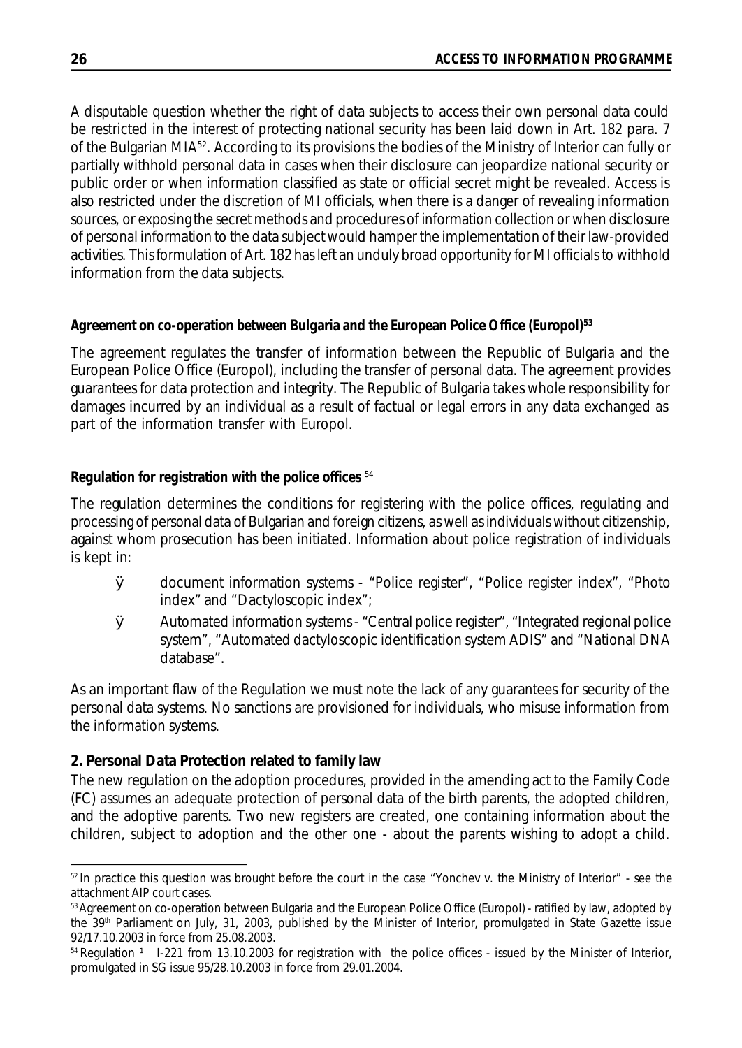A disputable question whether the right of data subjects to access their own personal data could be restricted in the interest of protecting national security has been laid down in Art. 182 para. 7 of the Bulgarian MIA[52]. According to its provisions the bodies of the Ministry of Interior can fully or partially withhold personal data in cases when their disclosure can jeopardize national security or public order or when information classified as state or official secret might be revealed. Access is also restricted under the discretion of MI officials, when there is a danger of revealing information sources, or exposing the secret methods and procedures of information collection or when disclosure of personal information to the data subject would hamper the implementation of their law-provided activities. This formulation of Art. 182 has left an unduly broad opportunity for MI officials to withhold information from the data subjects.

**Agreement on co-operation between Bulgaria and the European Police Office (Europol)[53]**

The agreement regulates the transfer of information between the Republic of Bulgaria and the European Police Office (Europol), including the transfer of personal data. The agreement provides guarantees for data protection and integrity. The Republic of Bulgaria takes whole responsibility for damages incurred by an individual as a result of factual or legal errors in any data exchanged as part of the information transfer with Europol.

**Regulation for registration with the police offices [54]**

The regulation determines the conditions for registering with the police offices, regulating and processing of personal data of Bulgarian and foreign citizens, as well as individuals without citizenship, against whom prosecution has been initiated. Information about police registration of individuals is kept in:

- document information systems - "Police register", "Police register index", "Photo index" and "Dactyloscopic index";
- Automated information systems - "Central police register", "Integrated regional police system", "Automated dactyloscopic identification system ADIS" and "National DNA database".

As an important flaw of the Regulation we must note the lack of any guarantees for security of the personal data systems. No sanctions are provisioned for individuals, who misuse information from the information systems.

**2. Personal Data Protection related to family law**

The new regulation on the adoption procedures, provided in the amending act to the Family Code (FC) assumes an adequate protection of personal data of the birth parents, the adopted children, and the adoptive parents. Two new registers are created, one containing information about the children, subject to adoption and the other one - about the parents wishing to adopt a child.

---

[52] In practice this question was brought before the court in the case "Yonchev v. the Ministry of Interior" - see the attachment AIP court cases.

[53] Agreement on co-operation between Bulgaria and the European Police Office (Europol) - ratified by law, adopted by the 39th Parliament on July, 31, 2003, published by the Minister of Interior, promulgated in State Gazette issue 92/17.10.2003 in force from 25.08.2003.

[54] Regulation ¹ I-221 from 13.10.2003 for registration with the police offices - issued by the Minister of Interior, promulgated in SG issue 95/28.10.2003 in force from 29.01.2004.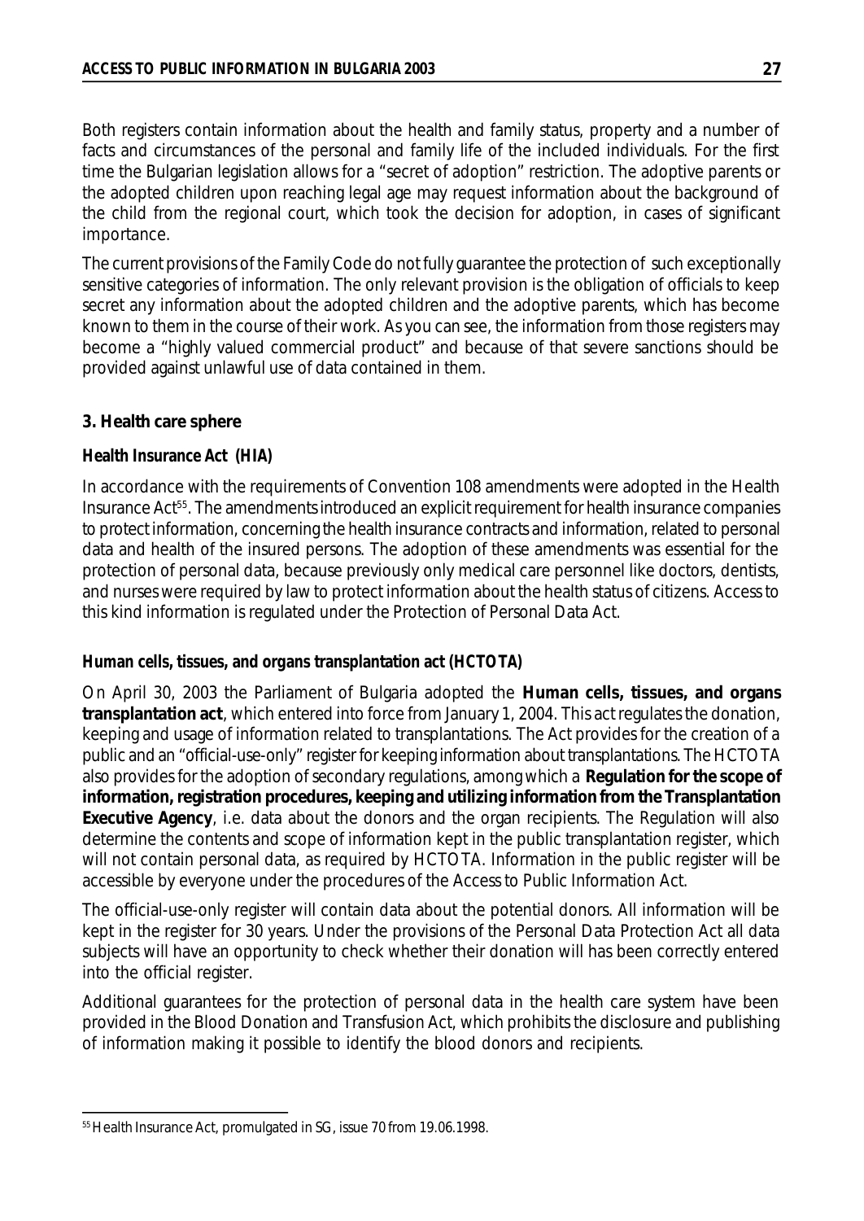Both registers contain information about the health and family status, property and a number of facts and circumstances of the personal and family life of the included individuals. For the first time the Bulgarian legislation allows for a "secret of adoption" restriction. The adoptive parents or the adopted children upon reaching legal age may request information about the background of the child from the regional court, which took the decision for adoption, in cases of significant importance.

The current provisions of the Family Code do not fully guarantee the protection of such exceptionally sensitive categories of information. The only relevant provision is the obligation of officials to keep secret any information about the adopted children and the adoptive parents, which has become known to them in the course of their work. As you can see, the information from those registers may become a "highly valued commercial product" and because of that severe sanctions should be provided against unlawful use of data contained in them.

### 3. Health care sphere

#### Health Insurance Act (HIA)

In accordance with the requirements of Convention 108 amendments were adopted in the Health Insurance Act[55]. The amendments introduced an explicit requirement for health insurance companies to protect information, concerning the health insurance contracts and information, related to personal data and health of the insured persons. The adoption of these amendments was essential for the protection of personal data, because previously only medical care personnel like doctors, dentists, and nurses were required by law to protect information about the health status of citizens. Access to this kind information is regulated under the Protection of Personal Data Act.

#### Human cells, tissues, and organs transplantation act (HCTOTA)

On April 30, 2003 the Parliament of Bulgaria adopted the **Human cells, tissues, and organs transplantation act**, which entered into force from January 1, 2004. This act regulates the donation, keeping and usage of information related to transplantations. The Act provides for the creation of a public and an "official-use-only" register for keeping information about transplantations. The HCTOTA also provides for the adoption of secondary regulations, among which a **Regulation for the scope of information, registration procedures, keeping and utilizing information from the Transplantation Executive Agency**, i.e. data about the donors and the organ recipients. The Regulation will also determine the contents and scope of information kept in the public transplantation register, which will not contain personal data, as required by HCTOTA. Information in the public register will be accessible by everyone under the procedures of the Access to Public Information Act.

The official-use-only register will contain data about the potential donors. All information will be kept in the register for 30 years. Under the provisions of the Personal Data Protection Act all data subjects will have an opportunity to check whether their donation will has been correctly entered into the official register.

Additional guarantees for the protection of personal data in the health care system have been provided in the Blood Donation and Transfusion Act, which prohibits the disclosure and publishing of information making it possible to identify the blood donors and recipients.

---

[55] Health Insurance Act, promulgated in SG, issue 70 from 19.06.1998.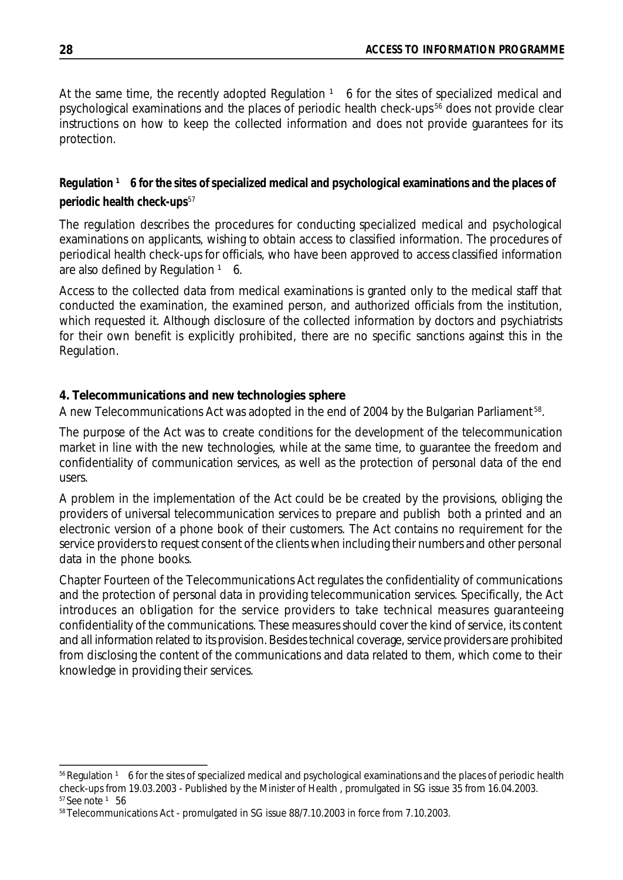At the same time, the recently adopted Regulation ¹ 6 for the sites of specialized medical and psychological examinations and the places of periodic health check-ups[56] does not provide clear instructions on how to keep the collected information and does not provide guarantees for its protection.

**Regulation ¹ 6 for the sites of specialized medical and psychological examinations and the places of periodic health check-ups**[57]

The regulation describes the procedures for conducting specialized medical and psychological examinations on applicants, wishing to obtain access to classified information. The procedures of periodical health check-ups for officials, who have been approved to access classified information are also defined by Regulation ¹ 6.

Access to the collected data from medical examinations is granted only to the medical staff that conducted the examination, the examined person, and authorized officials from the institution, which requested it. Although disclosure of the collected information by doctors and psychiatrists for their own benefit is explicitly prohibited, there are no specific sanctions against this in the Regulation.

**4. Telecommunications and new technologies sphere**

A new Telecommunications Act was adopted in the end of 2004 by the Bulgarian Parliament[58].

The purpose of the Act was to create conditions for the development of the telecommunication market in line with the new technologies, while at the same time, to guarantee the freedom and confidentiality of communication services, as well as the protection of personal data of the end users.

A problem in the implementation of the Act could be be created by the provisions, obliging the providers of universal telecommunication services to prepare and publish both a printed and an electronic version of a phone book of their customers. The Act contains no requirement for the service providers to request consent of the clients when including their numbers and other personal data in the phone books.

Chapter Fourteen of the Telecommunications Act regulates the confidentiality of communications and the protection of personal data in providing telecommunication services. Specifically, the Act introduces an obligation for the service providers to take technical measures guaranteeing confidentiality of the communications. These measures should cover the kind of service, its content and all information related to its provision. Besides technical coverage, service providers are prohibited from disclosing the content of the communications and data related to them, which come to their knowledge in providing their services.

---

[56] Regulation ¹ 6 for the sites of specialized medical and psychological examinations and the places of periodic health check-ups from 19.03.2003 - Published by the Minister of Health , promulgated in SG issue 35 from 16.04.2003.

[57] See note ¹ 56

[58] Telecommunications Act - promulgated in SG issue 88/7.10.2003 in force from 7.10.2003.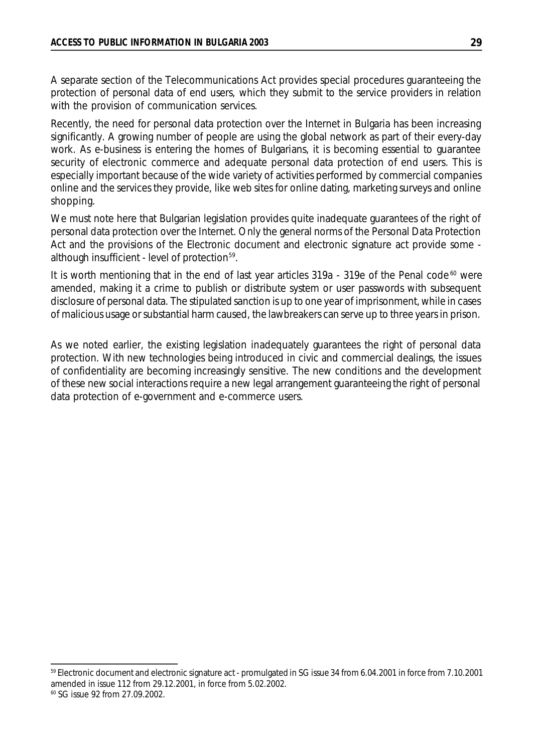A separate section of the Telecommunications Act provides special procedures guaranteeing the protection of personal data of end users, which they submit to the service providers in relation with the provision of communication services.

Recently, the need for personal data protection over the Internet in Bulgaria has been increasing significantly. A growing number of people are using the global network as part of their every-day work. As e-business is entering the homes of Bulgarians, it is becoming essential to guarantee security of electronic commerce and adequate personal data protection of end users. This is especially important because of the wide variety of activities performed by commercial companies online and the services they provide, like web sites for online dating, marketing surveys and online shopping.

We must note here that Bulgarian legislation provides quite inadequate guarantees of the right of personal data protection over the Internet. Only the general norms of the Personal Data Protection Act and the provisions of the Electronic document and electronic signature act provide some - although insufficient - level of protection[59].

It is worth mentioning that in the end of last year articles 319a - 319e of the Penal code[60] were amended, making it a crime to publish or distribute system or user passwords with subsequent disclosure of personal data. The stipulated sanction is up to one year of imprisonment, while in cases of malicious usage or substantial harm caused, the lawbreakers can serve up to three years in prison.

As we noted earlier, the existing legislation inadequately guarantees the right of personal data protection. With new technologies being introduced in civic and commercial dealings, the issues of confidentiality are becoming increasingly sensitive. The new conditions and the development of these new social interactions require a new legal arrangement guaranteeing the right of personal data protection of e-government and e-commerce users.

---

[59] Electronic document and electronic signature act - promulgated in SG issue 34 from 6.04.2001 in force from 7.10.2001 amended in issue 112 from 29.12.2001, in force from 5.02.2002.

[60] SG issue 92 from 27.09.2002.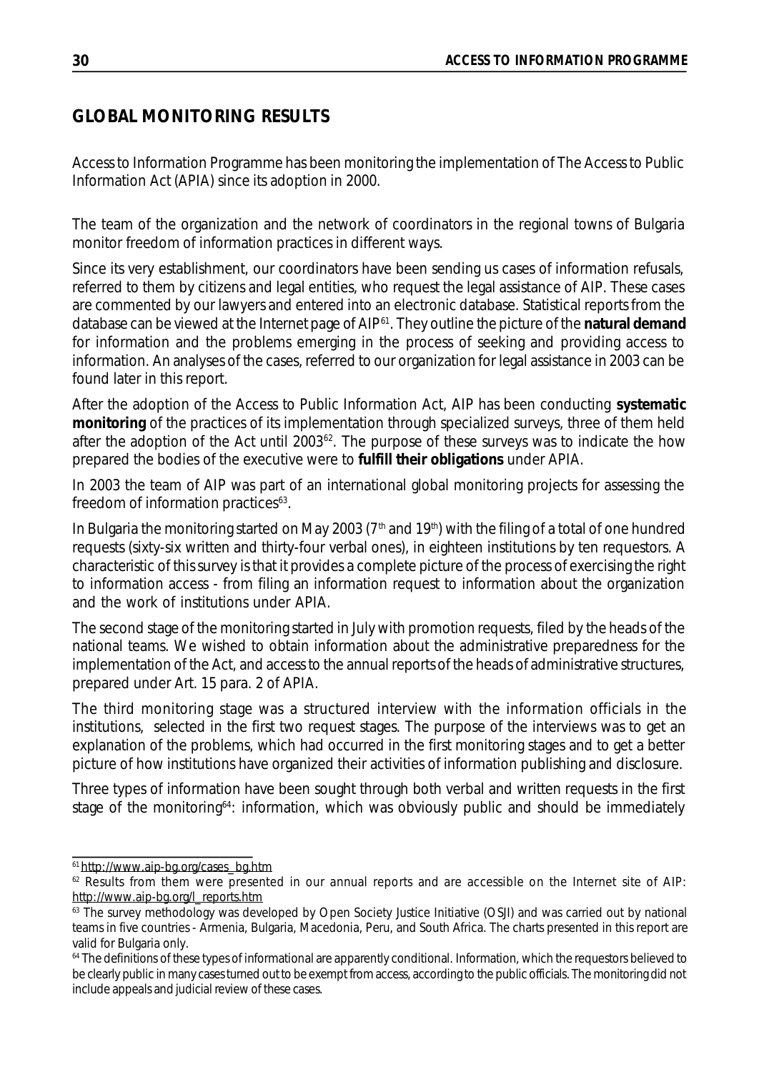## GLOBAL MONITORING RESULTS

Access to Information Programme has been monitoring the implementation of The Access to Public Information Act (APIA) since its adoption in 2000.

The team of the organization and the network of coordinators in the regional towns of Bulgaria monitor freedom of information practices in different ways.

Since its very establishment, our coordinators have been sending us cases of information refusals, referred to them by citizens and legal entities, who request the legal assistance of AIP. These cases are commented by our lawyers and entered into an electronic database. Statistical reports from the database can be viewed at the Internet page of AIP[61]. They outline the picture of the **natural demand** for information and the problems emerging in the process of seeking and providing access to information. An analyses of the cases, referred to our organization for legal assistance in 2003 can be found later in this report.

After the adoption of the Access to Public Information Act, AIP has been conducting **systematic monitoring** of the practices of its implementation through specialized surveys, three of them held after the adoption of the Act until 2003[62]. The purpose of these surveys was to indicate the how prepared the bodies of the executive were to **fulfill their obligations** under APIA.

In 2003 the team of AIP was part of an international global monitoring projects for assessing the freedom of information practices[63].

In Bulgaria the monitoring started on May 2003 (7th and 19th) with the filing of a total of one hundred requests (sixty-six written and thirty-four verbal ones), in eighteen institutions by ten requestors. A characteristic of this survey is that it provides a complete picture of the process of exercising the right to information access - from filing an information request to information about the organization and the work of institutions under APIA.

The second stage of the monitoring started in July with promotion requests, filed by the heads of the national teams. We wished to obtain information about the administrative preparedness for the implementation of the Act, and access to the annual reports of the heads of administrative structures, prepared under Art. 15 para. 2 of APIA.

The third monitoring stage was a structured interview with the information officials in the institutions, selected in the first two request stages. The purpose of the interviews was to get an explanation of the problems, which had occurred in the first monitoring stages and to get a better picture of how institutions have organized their activities of information publishing and disclosure.

Three types of information have been sought through both verbal and written requests in the first stage of the monitoring[64]: information, which was obviously public and should be immediately

---

[61] http://www.aip-bg.org/cases_bg.htm

[62] Results from them were presented in our annual reports and are accessible on the Internet site of AIP: http://www.aip-bg.org/l_reports.htm

[63] The survey methodology was developed by Open Society Justice Initiative (OSJI) and was carried out by national teams in five countries - Armenia, Bulgaria, Macedonia, Peru, and South Africa. The charts presented in this report are valid for Bulgaria only.

[64] The definitions of these types of informational are apparently conditional. Information, which the requestors believed to be clearly public in many cases turned out to be exempt from access, according to the public officials. The monitoring did not include appeals and judicial review of these cases.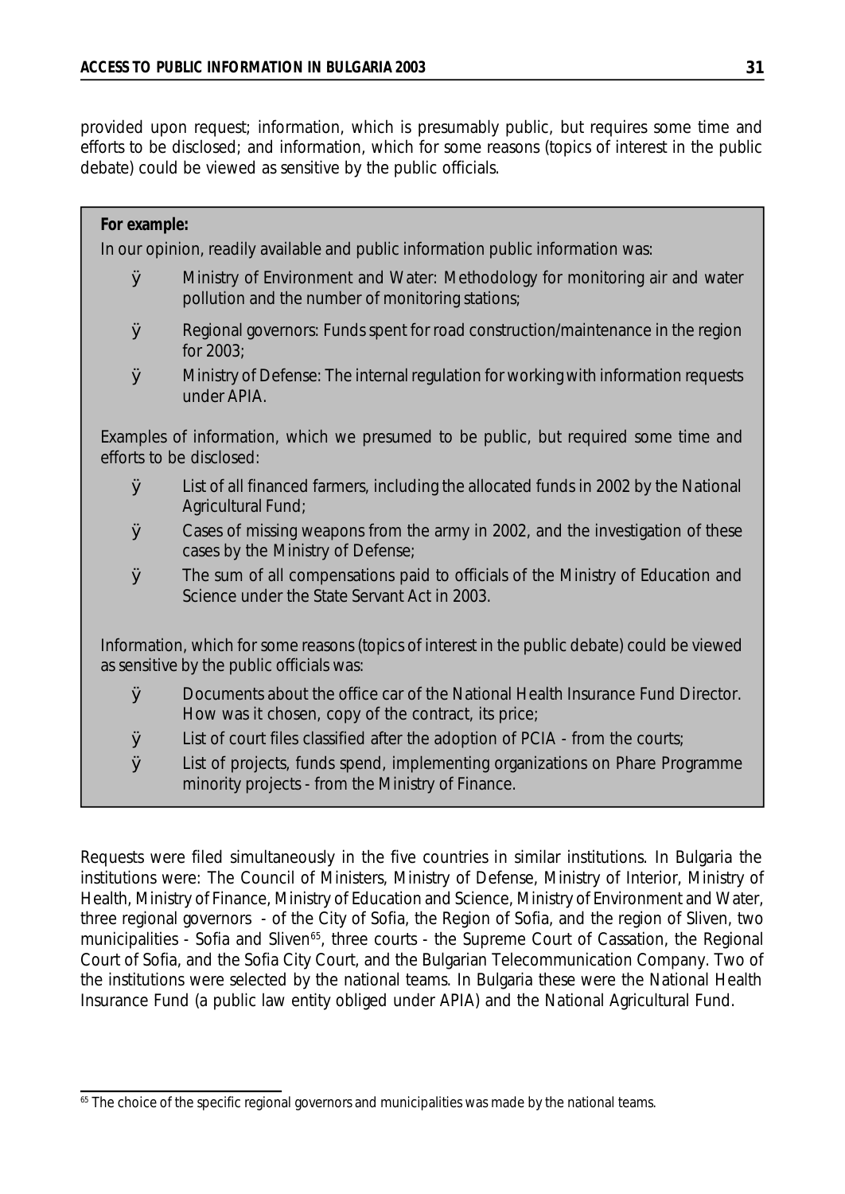provided upon request; information, which is presumably public, but requires some time and efforts to be disclosed; and information, which for some reasons (topics of interest in the public debate) could be viewed as sensitive by the public officials.

**For example:**

In our opinion, readily available and public information public information was:

- Ministry of Environment and Water: Methodology for monitoring air and water pollution and the number of monitoring stations;
- Regional governors: Funds spent for road construction/maintenance in the region for 2003;
- Ministry of Defense: The internal regulation for working with information requests under APIA.

Examples of information, which we presumed to be public, but required some time and efforts to be disclosed:

- List of all financed farmers, including the allocated funds in 2002 by the National Agricultural Fund;
- Cases of missing weapons from the army in 2002, and the investigation of these cases by the Ministry of Defense;
- The sum of all compensations paid to officials of the Ministry of Education and Science under the State Servant Act in 2003.

Information, which for some reasons (topics of interest in the public debate) could be viewed as sensitive by the public officials was:

- Documents about the office car of the National Health Insurance Fund Director. How was it chosen, copy of the contract, its price;
- List of court files classified after the adoption of PCIA - from the courts;
- List of projects, funds spend, implementing organizations on Phare Programme minority projects - from the Ministry of Finance.

Requests were filed simultaneously in the five countries in similar institutions. In Bulgaria the institutions were: The Council of Ministers, Ministry of Defense, Ministry of Interior, Ministry of Health, Ministry of Finance, Ministry of Education and Science, Ministry of Environment and Water, three regional governors - of the City of Sofia, the Region of Sofia, and the region of Sliven, two municipalities - Sofia and Sliven[65], three courts - the Supreme Court of Cassation, the Regional Court of Sofia, and the Sofia City Court, and the Bulgarian Telecommunication Company. Two of the institutions were selected by the national teams. In Bulgaria these were the National Health Insurance Fund (a public law entity obliged under APIA) and the National Agricultural Fund.

[65] The choice of the specific regional governors and municipalities was made by the national teams.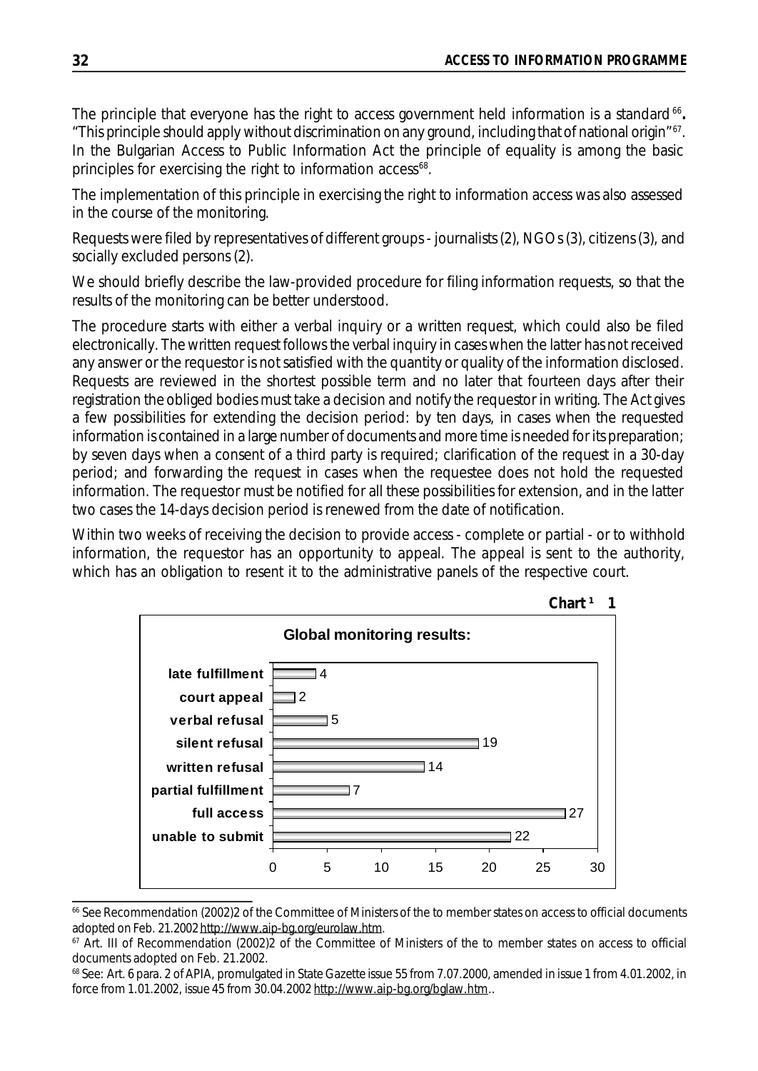The principle that everyone has the right to access government held information is a standard[66]. "This principle should apply without discrimination on any ground, including that of national origin"[67]. In the Bulgarian Access to Public Information Act the principle of equality is among the basic principles for exercising the right to information access[68].

The implementation of this principle in exercising the right to information access was also assessed in the course of the monitoring.

Requests were filed by representatives of different groups - journalists (2), NGOs (3), citizens (3), and socially excluded persons (2).

We should briefly describe the law-provided procedure for filing information requests, so that the results of the monitoring can be better understood.

The procedure starts with either a verbal inquiry or a written request, which could also be filed electronically. The written request follows the verbal inquiry in cases when the latter has not received any answer or the requestor is not satisfied with the quantity or quality of the information disclosed. Requests are reviewed in the shortest possible term and no later that fourteen days after their registration the obliged bodies must take a decision and notify the requestor in writing. The Act gives a few possibilities for extending the decision period: by ten days, in cases when the requested information is contained in a large number of documents and more time is needed for its preparation; by seven days when a consent of a third party is required; clarification of the request in a 30-day period; and forwarding the request in cases when the requestee does not hold the requested information. The requestor must be notified for all these possibilities for extension, and in the latter two cases the 14-days decision period is renewed from the date of notification.

Within two weeks of receiving the decision to provide access - complete or partial - or to withhold information, the requestor has an opportunity to appeal. The appeal is sent to the authority, which has an obligation to resent it to the administrative panels of the respective court.

**Chart 1**

**Global monitoring results:**

| Result | Number |
|---|---|
| late fulfillment | 4 |
| court appeal | 2 |
| verbal refusal | 5 |
| silent refusal | 19 |
| written refusal | 14 |
| partial fulfillment | 7 |
| full access | 27 |
| unable to submit | 22 |

---

[66] See Recommendation (2002)2 of the Committee of Ministers of the to member states on access to official documents adopted on Feb. 21.2002 http://www.aip-bg.org/eurolaw.htm.

[67] Art. III of Recommendation (2002)2 of the Committee of Ministers of the to member states on access to official documents adopted on Feb. 21.2002.

[68] See: Art. 6 para. 2 of APIA, promulgated in State Gazette issue 55 from 7.07.2000, amended in issue 1 from 4.01.2002, in force from 1.01.2002, issue 45 from 30.04.2002 http://www.aip-bg.org/bglaw.htm..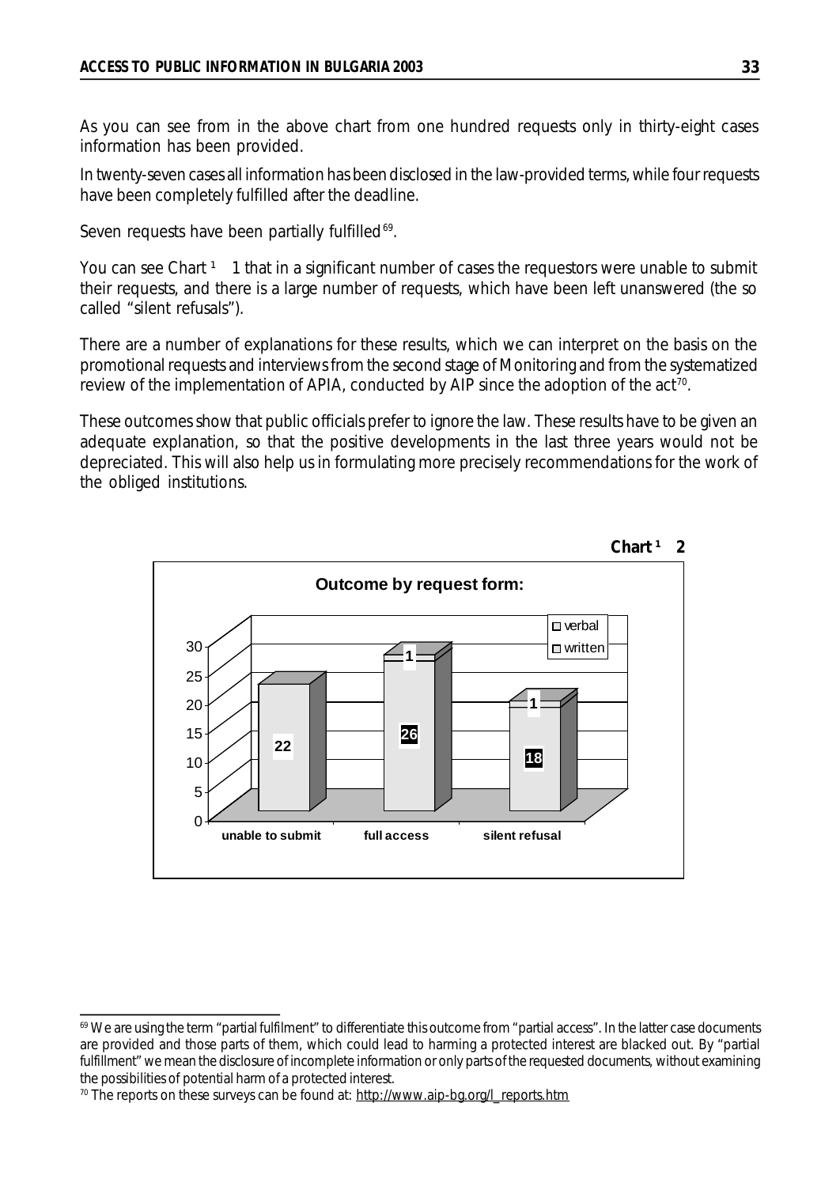As you can see from in the above chart from one hundred requests only in thirty-eight cases information has been provided.

In twenty-seven cases all information has been disclosed in the law-provided terms, while four requests have been completely fulfilled after the deadline.

Seven requests have been partially fulfilled[69].

You can see Chart ¹ 1 that in a significant number of cases the requestors were unable to submit their requests, and there is a large number of requests, which have been left unanswered (the so called "silent refusals").

There are a number of explanations for these results, which we can interpret on the basis on the promotional requests and interviews from the second stage of Monitoring and from the systematized review of the implementation of APIA, conducted by AIP since the adoption of the act[70].

These outcomes show that public officials prefer to ignore the law. These results have to be given an adequate explanation, so that the positive developments in the last three years would not be depreciated. This will also help us in formulating more precisely recommendations for the work of the obliged institutions.

**Chart ¹ 2**

**Outcome by request form:**

| | unable to submit | full access | silent refusal |
|---|---|---|---|
| verbal | 22 | 1 | 1 |
| written | | 26 | 18 |

---

[69] We are using the term "partial fulfilment" to differentiate this outcome from "partial access". In the latter case documents are provided and those parts of them, which could lead to harming a protected interest are blacked out. By "partial fulfillment" we mean the disclosure of incomplete information or only parts of the requested documents, without examining the possibilities of potential harm of a protected interest.

[70] The reports on these surveys can be found at: http://www.aip-bg.org/l_reports.htm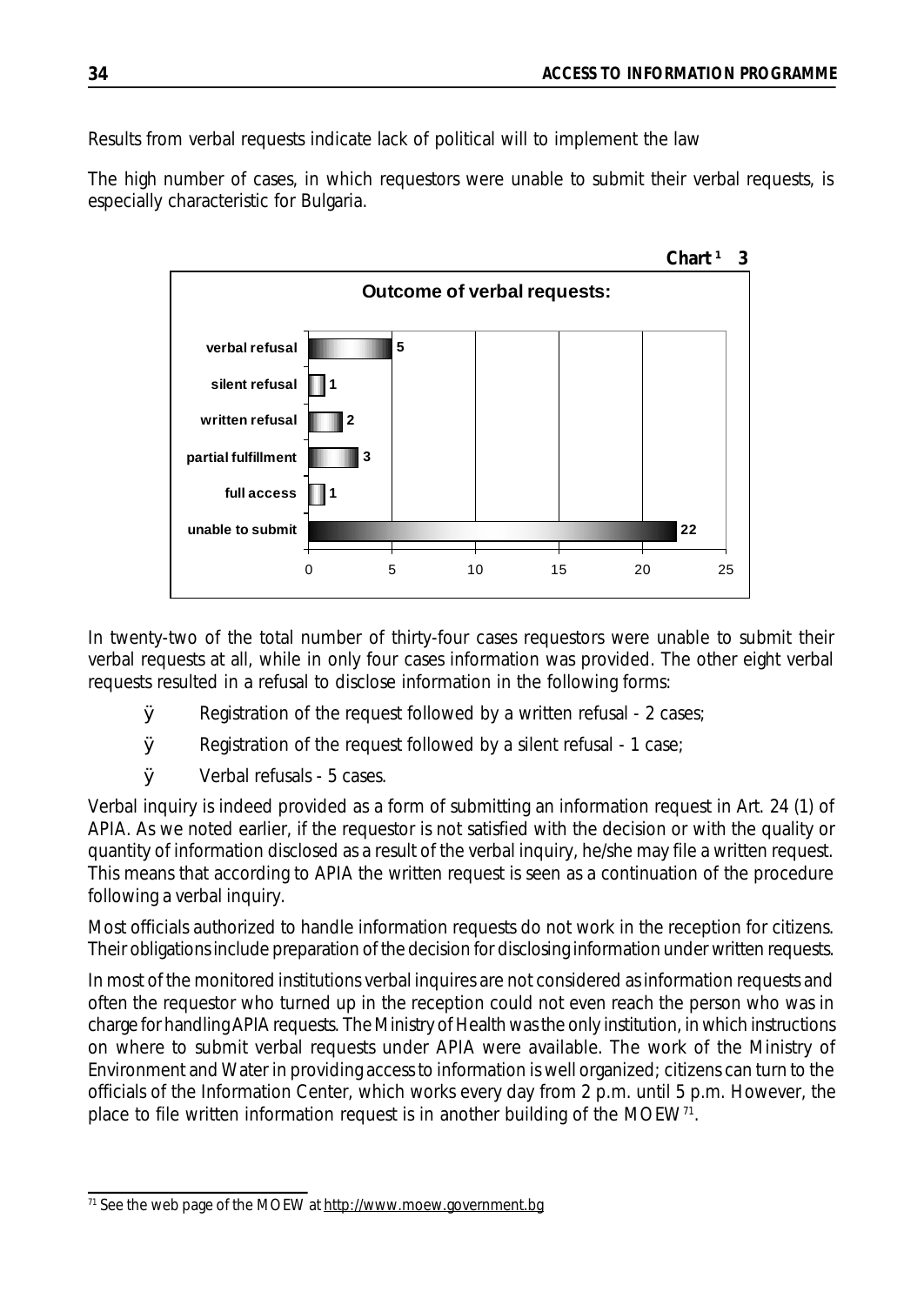Results from verbal requests indicate lack of political will to implement the law

The high number of cases, in which requestors were unable to submit their verbal requests, is especially characteristic for Bulgaria.

**Chart 13**

**Outcome of verbal requests:**

| Outcome | Number |
|---|---|
| verbal refusal | 5 |
| silent refusal | 1 |
| written refusal | 2 |
| partial fulfillment | 3 |
| full access | 1 |
| unable to submit | 22 |

In twenty-two of the total number of thirty-four cases requestors were unable to submit their verbal requests at all, while in only four cases information was provided. The other eight verbal requests resulted in a refusal to disclose information in the following forms:

- Registration of the request followed by a written refusal - 2 cases;
- Registration of the request followed by a silent refusal - 1 case;
- Verbal refusals - 5 cases.

Verbal inquiry is indeed provided as a form of submitting an information request in Art. 24 (1) of APIA. As we noted earlier, if the requestor is not satisfied with the decision or with the quality or quantity of information disclosed as a result of the verbal inquiry, he/she may file a written request. This means that according to APIA the written request is seen as a continuation of the procedure following a verbal inquiry.

Most officials authorized to handle information requests do not work in the reception for citizens. Their obligations include preparation of the decision for disclosing information under written requests.

In most of the monitored institutions verbal inquires are not considered as information requests and often the requestor who turned up in the reception could not even reach the person who was in charge for handling APIA requests. The Ministry of Health was the only institution, in which instructions on where to submit verbal requests under APIA were available. The work of the Ministry of Environment and Water in providing access to information is well organized; citizens can turn to the officials of the Information Center, which works every day from 2 p.m. until 5 p.m. However, the place to file written information request is in another building of the MOEW[71].

[71] See the web page of the MOEW at http://www.moew.government.bg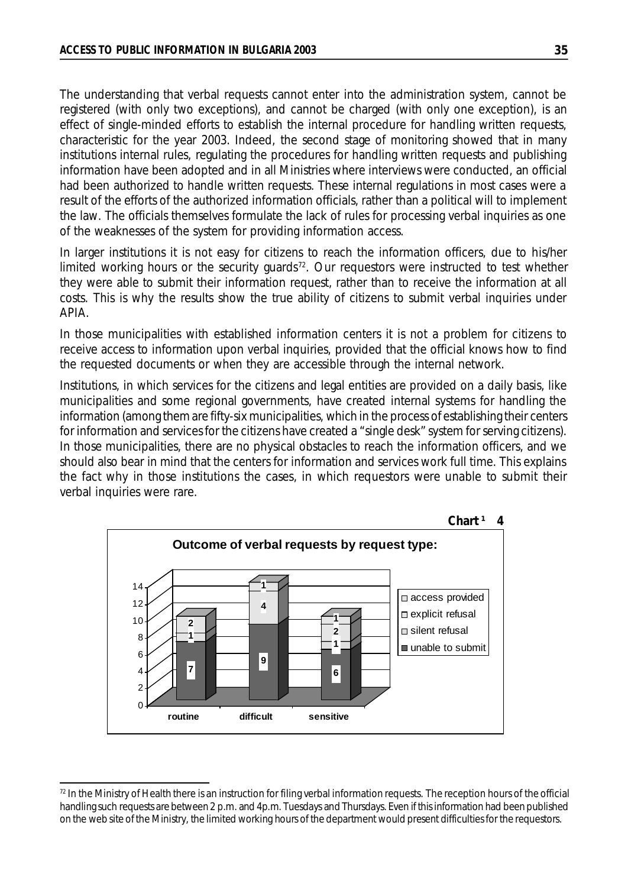The understanding that verbal requests cannot enter into the administration system, cannot be registered (with only two exceptions), and cannot be charged (with only one exception), is an effect of single-minded efforts to establish the internal procedure for handling written requests, characteristic for the year 2003. Indeed, the second stage of monitoring showed that in many institutions internal rules, regulating the procedures for handling written requests and publishing information have been adopted and in all Ministries where interviews were conducted, an official had been authorized to handle written requests. These internal regulations in most cases were a result of the efforts of the authorized information officials, rather than a political will to implement the law. The officials themselves formulate the lack of rules for processing verbal inquiries as one of the weaknesses of the system for providing information access.

In larger institutions it is not easy for citizens to reach the information officers, due to his/her limited working hours or the security guards[72]. Our requestors were instructed to test whether they were able to submit their information request, rather than to receive the information at all costs. This is why the results show the true ability of citizens to submit verbal inquiries under APIA.

In those municipalities with established information centers it is not a problem for citizens to receive access to information upon verbal inquiries, provided that the official knows how to find the requested documents or when they are accessible through the internal network.

Institutions, in which services for the citizens and legal entities are provided on a daily basis, like municipalities and some regional governments, have created internal systems for handling the information (among them are fifty-six municipalities, which in the process of establishing their centers for information and services for the citizens have created a "single desk" system for serving citizens). In those municipalities, there are no physical obstacles to reach the information officers, and we should also bear in mind that the centers for information and services work full time. This explains the fact why in those institutions the cases, in which requestors were unable to submit their verbal inquiries were rare.

**Chart 14**

**Outcome of verbal requests by request type:**

---

[72] In the Ministry of Health there is an instruction for filing verbal information requests. The reception hours of the official handling such requests are between 2 p.m. and 4p.m. Tuesdays and Thursdays. Even if this information had been published on the web site of the Ministry, the limited working hours of the department would present difficulties for the requestors.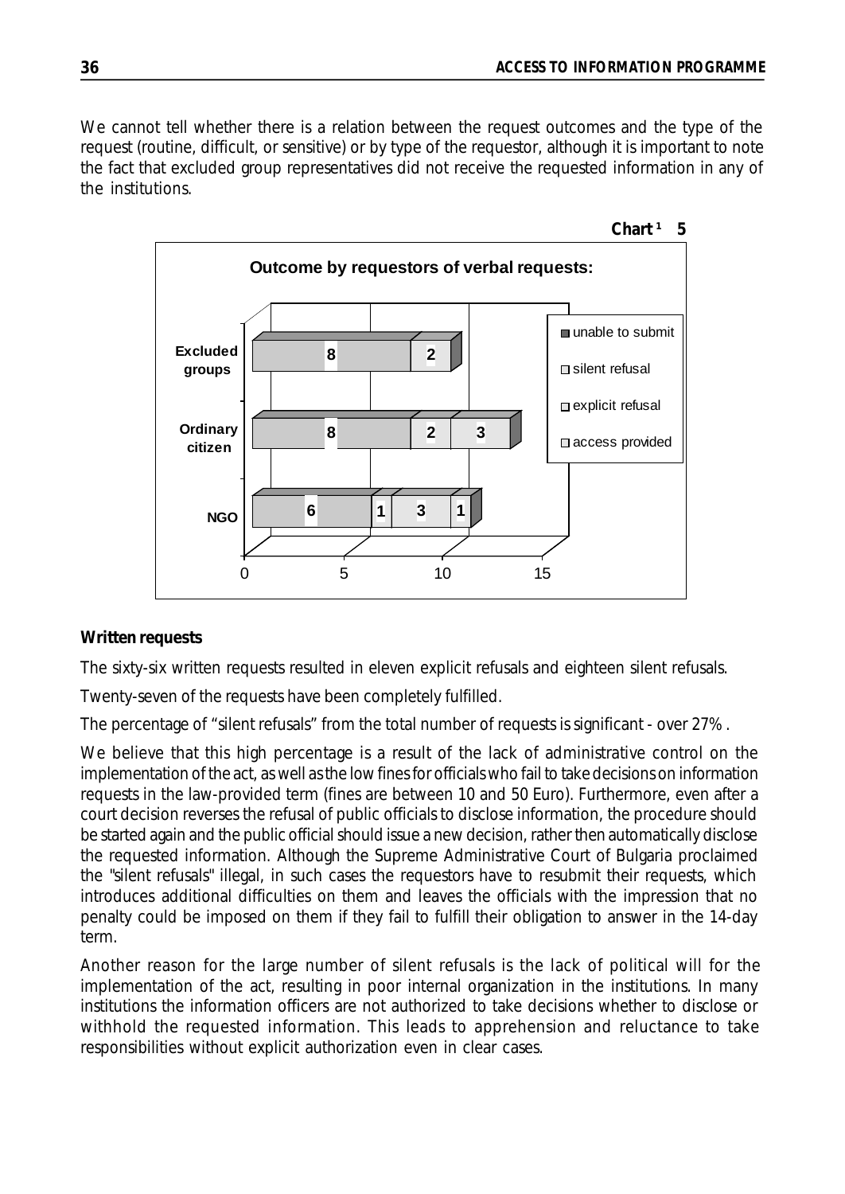We cannot tell whether there is a relation between the request outcomes and the type of the request (routine, difficult, or sensitive) or by type of the requestor, although it is important to note the fact that excluded group representatives did not receive the requested information in any of the institutions.

**Chart [1] 5**

**Outcome by requestors of verbal requests:**

| | access provided | explicit refusal | silent refusal | unable to submit |
|---|---|---|---|---|
| Excluded groups | | | 8 | 2 |
| Ordinary citizen | | 8 | 2 | 3 |
| NGO | 6 | 1 | 3 | 1 |

#### Written requests

The sixty-six written requests resulted in eleven explicit refusals and eighteen silent refusals.

Twenty-seven of the requests have been completely fulfilled.

The percentage of "silent refusals" from the total number of requests is significant - over 27%.

We believe that this high percentage is a result of the lack of administrative control on the implementation of the act, as well as the low fines for officials who fail to take decisions on information requests in the law-provided term (fines are between 10 and 50 Euro). Furthermore, even after a court decision reverses the refusal of public officials to disclose information, the procedure should be started again and the public official should issue a new decision, rather then automatically disclose the requested information. Although the Supreme Administrative Court of Bulgaria proclaimed the "silent refusals" illegal, in such cases the requestors have to resubmit their requests, which introduces additional difficulties on them and leaves the officials with the impression that no penalty could be imposed on them if they fail to fulfill their obligation to answer in the 14-day term.

Another reason for the large number of silent refusals is the lack of political will for the implementation of the act, resulting in poor internal organization in the institutions. In many institutions the information officers are not authorized to take decisions whether to disclose or withhold the requested information. This leads to apprehension and reluctance to take responsibilities without explicit authorization even in clear cases.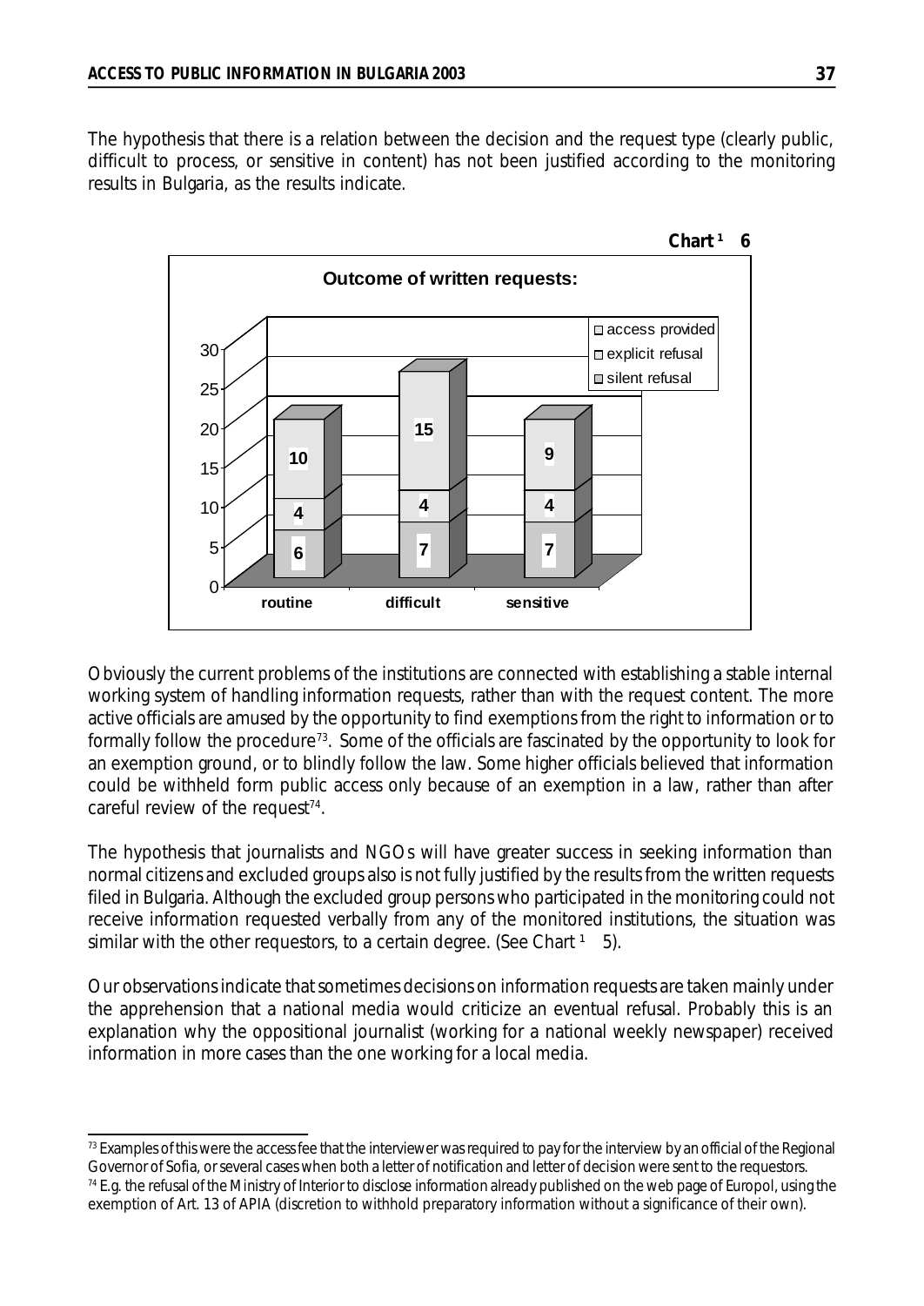The hypothesis that there is a relation between the decision and the request type (clearly public, difficult to process, or sensitive in content) has not been justified according to the monitoring results in Bulgaria, as the results indicate.

**Chart № 6**

**Outcome of written requests:**

| | routine | difficult | sensitive |
|---|---|---|---|
| access provided | 10 | 15 | 9 |
| explicit refusal | 4 | 4 | 4 |
| silent refusal | 6 | 7 | 7 |

Obviously the current problems of the institutions are connected with establishing a stable internal working system of handling information requests, rather than with the request content. The more active officials are amused by the opportunity to find exemptions from the right to information or to formally follow the procedure[73]. Some of the officials are fascinated by the opportunity to look for an exemption ground, or to blindly follow the law. Some higher officials believed that information could be withheld form public access only because of an exemption in a law, rather than after careful review of the request[74].

The hypothesis that journalists and NGOs will have greater success in seeking information than normal citizens and excluded groups also is not fully justified by the results from the written requests filed in Bulgaria. Although the excluded group persons who participated in the monitoring could not receive information requested verbally from any of the monitored institutions, the situation was similar with the other requestors, to a certain degree. (See Chart № 5).

Our observations indicate that sometimes decisions on information requests are taken mainly under the apprehension that a national media would criticize an eventual refusal. Probably this is an explanation why the oppositional journalist (working for a national weekly newspaper) received information in more cases than the one working for a local media.

---

[73] Examples of this were the access fee that the interviewer was required to pay for the interview by an official of the Regional Governor of Sofia, or several cases when both a letter of notification and letter of decision were sent to the requestors.

[74] E.g. the refusal of the Ministry of Interior to disclose information already published on the web page of Europol, using the exemption of Art. 13 of APIA (discretion to withhold preparatory information without a significance of their own).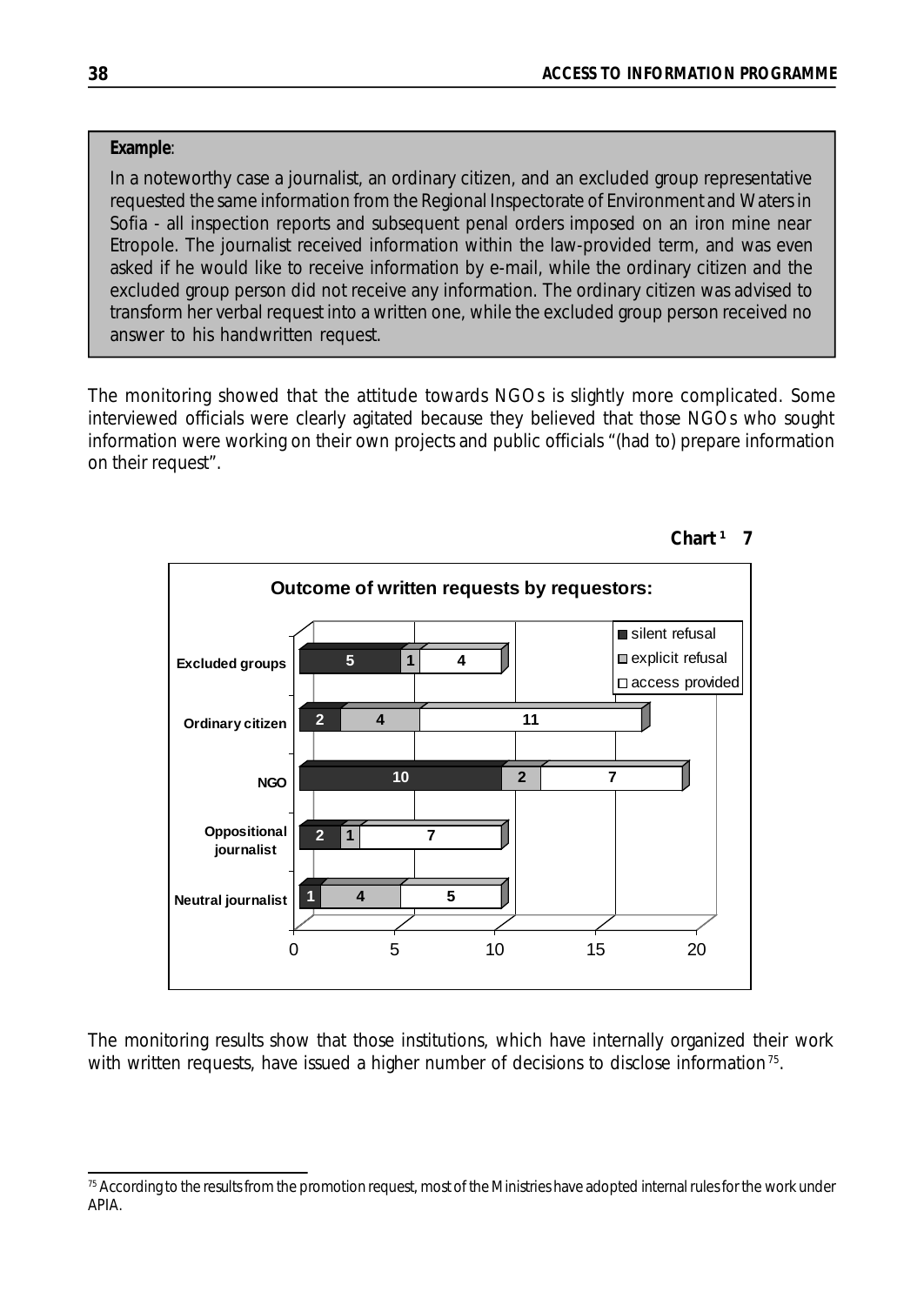**Example**:

In a noteworthy case a journalist, an ordinary citizen, and an excluded group representative requested the same information from the Regional Inspectorate of Environment and Waters in Sofia - all inspection reports and subsequent penal orders imposed on an iron mine near Etropole. The journalist received information within the law-provided term, and was even asked if he would like to receive information by e-mail, while the ordinary citizen and the excluded group person did not receive any information. The ordinary citizen was advised to transform her verbal request into a written one, while the excluded group person received no answer to his handwritten request.

The monitoring showed that the attitude towards NGOs is slightly more complicated. Some interviewed officials were clearly agitated because they believed that those NGOs who sought information were working on their own projects and public officials "(had to) prepare information on their request".

**Chart 17**

**Outcome of written requests by requestors:**

| Requestor | silent refusal | explicit refusal | access provided |
|---|---|---|---|
| Excluded groups | 5 | 1 | 4 |
| Ordinary citizen | 2 | 4 | 11 |
| NGO | 10 | 2 | 7 |
| Oppositional journalist | 2 | 1 | 7 |
| Neutral journalist | 1 | 4 | 5 |

The monitoring results show that those institutions, which have internally organized their work with written requests, have issued a higher number of decisions to disclose information[75].

[75] According to the results from the promotion request, most of the Ministries have adopted internal rules for the work under APIA.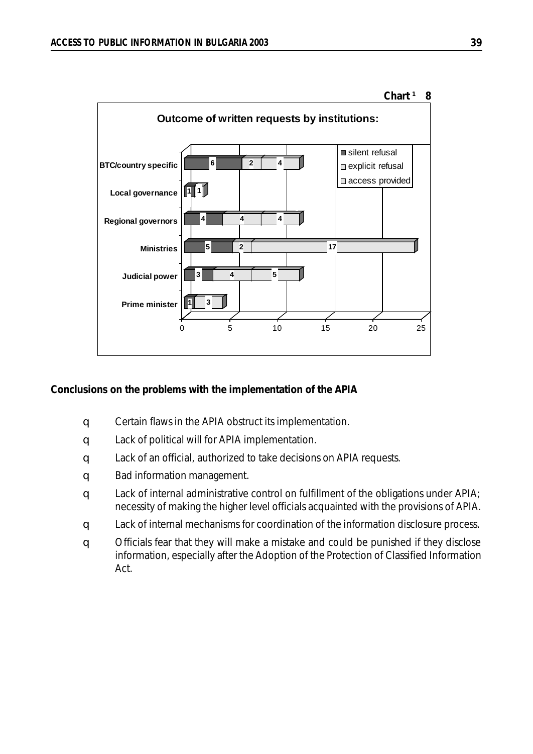**Chart 18**

**Outcome of written requests by institutions:**

| Institution | silent refusal | explicit refusal | access provided |
|---|---|---|---|
| BTC/country specific | 6 | 2 | 4 |
| Local governance | 1 | | 1 |
| Regional governors | 4 | 4 | 4 |
| Ministries | 5 | 2 | 17 |
| Judicial power | 3 | 4 | 5 |
| Prime minister | 1 | | 3 |

**Conclusions on the problems with the implementation of the APIA**

- Certain flaws in the APIA obstruct its implementation.
- Lack of political will for APIA implementation.
- Lack of an official, authorized to take decisions on APIA requests.
- Bad information management.
- Lack of internal administrative control on fulfillment of the obligations under APIA; necessity of making the higher level officials acquainted with the provisions of APIA.
- Lack of internal mechanisms for coordination of the information disclosure process.
- Officials fear that they will make a mistake and could be punished if they disclose information, especially after the Adoption of the Protection of Classified Information Act.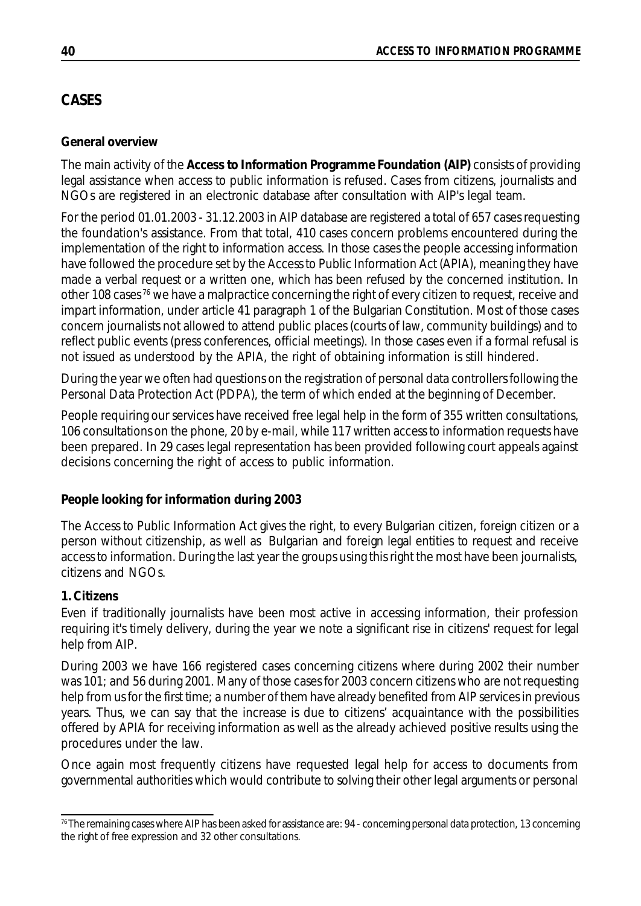## CASES

**General overview**

The main activity of the **Access to Information Programme Foundation (AIP)** consists of providing legal assistance when access to public information is refused. Cases from citizens, journalists and NGOs are registered in an electronic database after consultation with AIP's legal team.

For the period 01.01.2003 - 31.12.2003 in AIP database are registered a total of 657 cases requesting the foundation's assistance. From that total, 410 cases concern problems encountered during the implementation of the right to information access. In those cases the people accessing information have followed the procedure set by the Access to Public Information Act (APIA), meaning they have made a verbal request or a written one, which has been refused by the concerned institution. In other 108 cases[76] we have a malpractice concerning the right of every citizen to request, receive and impart information, under article 41 paragraph 1 of the Bulgarian Constitution. Most of those cases concern journalists not allowed to attend public places (courts of law, community buildings) and to reflect public events (press conferences, official meetings). In those cases even if a formal refusal is not issued as understood by the APIA, the right of obtaining information is still hindered.

During the year we often had questions on the registration of personal data controllers following the Personal Data Protection Act (PDPA), the term of which ended at the beginning of December.

People requiring our services have received free legal help in the form of 355 written consultations, 106 consultations on the phone, 20 by e-mail, while 117 written access to information requests have been prepared. In 29 cases legal representation has been provided following court appeals against decisions concerning the right of access to public information.

**People looking for information during 2003**

The Access to Public Information Act gives the right, to every Bulgarian citizen, foreign citizen or a person without citizenship, as well as Bulgarian and foreign legal entities to request and receive access to information. During the last year the groups using this right the most have been journalists, citizens and NGOs.

**1. Citizens**

Even if traditionally journalists have been most active in accessing information, their profession requiring it's timely delivery, during the year we note a significant rise in citizens' request for legal help from AIP.

During 2003 we have 166 registered cases concerning citizens where during 2002 their number was 101; and 56 during 2001. Many of those cases for 2003 concern citizens who are not requesting help from us for the first time; a number of them have already benefited from AIP services in previous years. Thus, we can say that the increase is due to citizens' acquaintance with the possibilities offered by APIA for receiving information as well as the already achieved positive results using the procedures under the law.

Once again most frequently citizens have requested legal help for access to documents from governmental authorities which would contribute to solving their other legal arguments or personal

---

[76] The remaining cases where AIP has been asked for assistance are: 94 - concerning personal data protection, 13 concerning the right of free expression and 32 other consultations.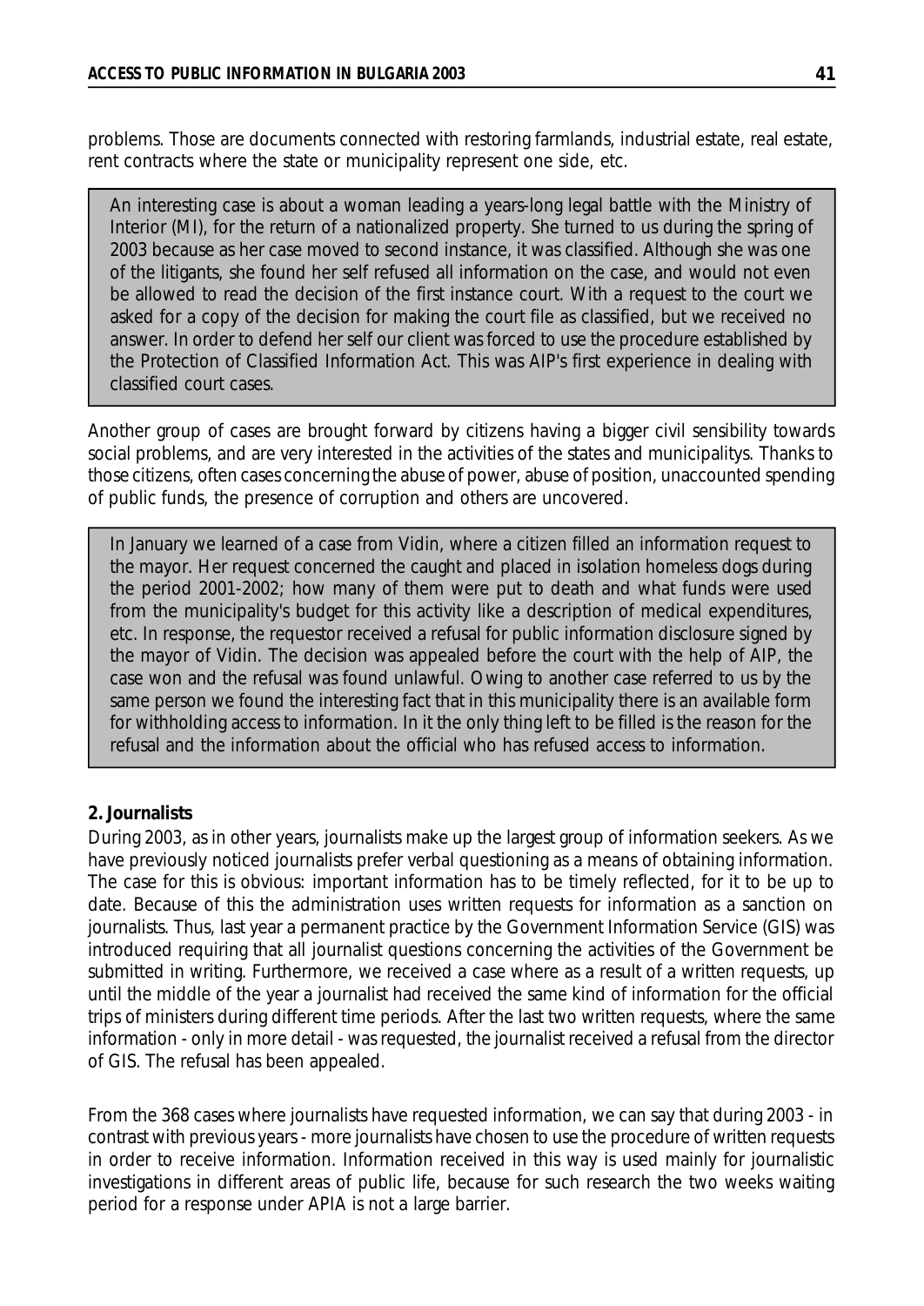problems. Those are documents connected with restoring farmlands, industrial estate, real estate, rent contracts where the state or municipality represent one side, etc.

> An interesting case is about a woman leading a years-long legal battle with the Ministry of Interior (MI), for the return of a nationalized property. She turned to us during the spring of 2003 because as her case moved to second instance, it was classified. Although she was one of the litigants, she found her self refused all information on the case, and would not even be allowed to read the decision of the first instance court. With a request to the court we asked for a copy of the decision for making the court file as classified, but we received no answer. In order to defend her self our client was forced to use the procedure established by the Protection of Classified Information Act. This was AIP's first experience in dealing with classified court cases.

Another group of cases are brought forward by citizens having a bigger civil sensibility towards social problems, and are very interested in the activities of the states and municipalitys. Thanks to those citizens, often cases concerning the abuse of power, abuse of position, unaccounted spending of public funds, the presence of corruption and others are uncovered.

> In January we learned of a case from Vidin, where a citizen filled an information request to the mayor. Her request concerned the caught and placed in isolation homeless dogs during the period 2001-2002; how many of them were put to death and what funds were used from the municipality's budget for this activity like a description of medical expenditures, etc. In response, the requestor received a refusal for public information disclosure signed by the mayor of Vidin. The decision was appealed before the court with the help of AIP, the case won and the refusal was found unlawful. Owing to another case referred to us by the same person we found the interesting fact that in this municipality there is an available form for withholding access to information. In it the only thing left to be filled is the reason for the refusal and the information about the official who has refused access to information.

**2. Journalists**

During 2003, as in other years, journalists make up the largest group of information seekers. As we have previously noticed journalists prefer verbal questioning as a means of obtaining information. The case for this is obvious: important information has to be timely reflected, for it to be up to date. Because of this the administration uses written requests for information as a sanction on journalists. Thus, last year a permanent practice by the Government Information Service (GIS) was introduced requiring that all journalist questions concerning the activities of the Government be submitted in writing. Furthermore, we received a case where as a result of a written requests, up until the middle of the year a journalist had received the same kind of information for the official trips of ministers during different time periods. After the last two written requests, where the same information - only in more detail - was requested, the journalist received a refusal from the director of GIS. The refusal has been appealed.

From the 368 cases where journalists have requested information, we can say that during 2003 - in contrast with previous years - more journalists have chosen to use the procedure of written requests in order to receive information. Information received in this way is used mainly for journalistic investigations in different areas of public life, because for such research the two weeks waiting period for a response under APIA is not a large barrier.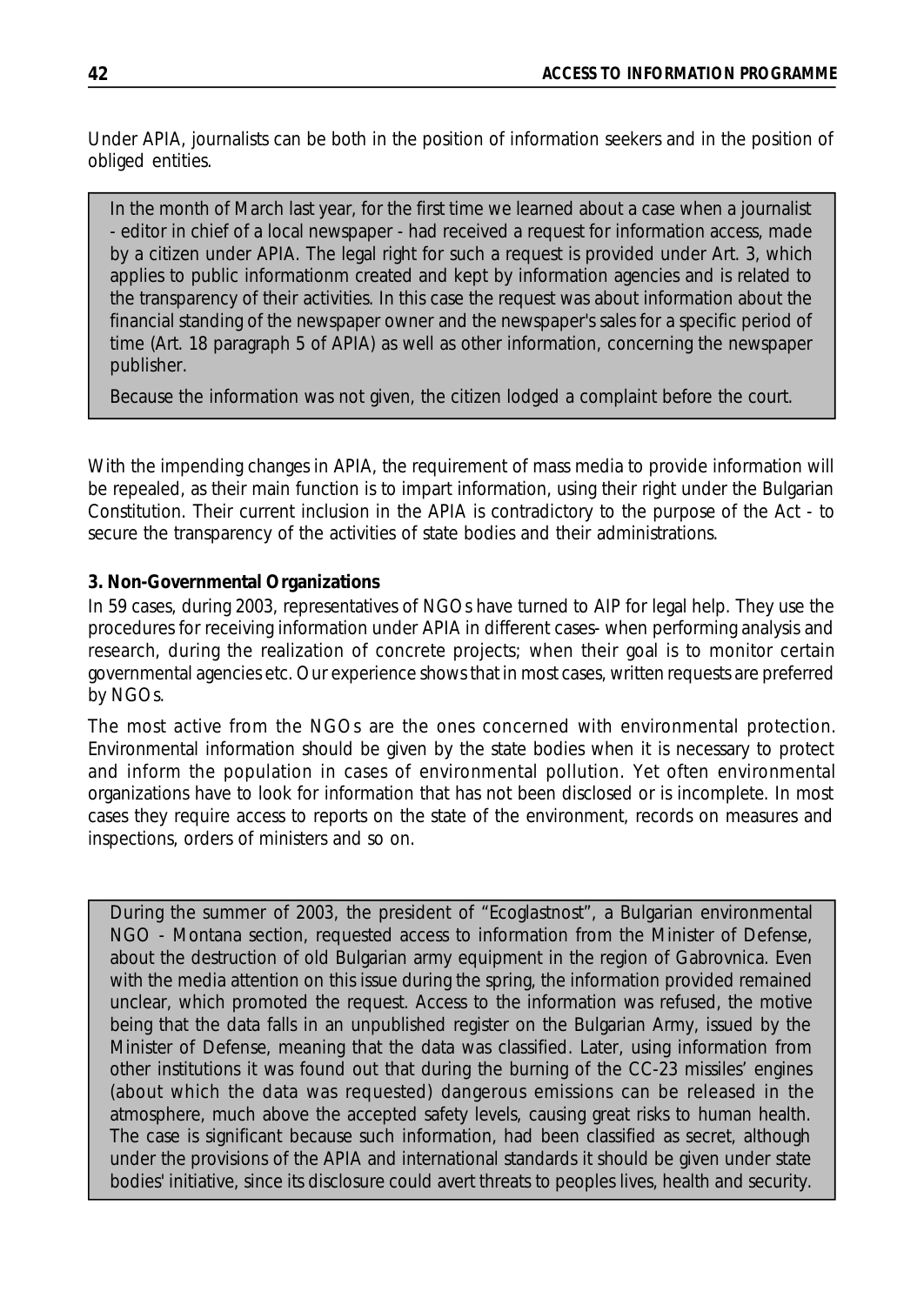Under APIA, journalists can be both in the position of information seekers and in the position of obliged entities.

> In the month of March last year, for the first time we learned about a case when a journalist - editor in chief of a local newspaper - had received a request for information access, made by a citizen under APIA. The legal right for such a request is provided under Art. 3, which applies to public informationm created and kept by information agencies and is related to the transparency of their activities. In this case the request was about information about the financial standing of the newspaper owner and the newspaper's sales for a specific period of time (Art. 18 paragraph 5 of APIA) as well as other information, concerning the newspaper publisher.
>
> Because the information was not given, the citizen lodged a complaint before the court.

With the impending changes in APIA, the requirement of mass media to provide information will be repealed, as their main function is to impart information, using their right under the Bulgarian Constitution. Their current inclusion in the APIA is contradictory to the purpose of the Act - to secure the transparency of the activities of state bodies and their administrations.

**3. Non-Governmental Organizations**

In 59 cases, during 2003, representatives of NGOs have turned to AIP for legal help. They use the procedures for receiving information under APIA in different cases- when performing analysis and research, during the realization of concrete projects; when their goal is to monitor certain governmental agencies etc. Our experience shows that in most cases, written requests are preferred by NGOs.

The most active from the NGOs are the ones concerned with environmental protection. Environmental information should be given by the state bodies when it is necessary to protect and inform the population in cases of environmental pollution. Yet often environmental organizations have to look for information that has not been disclosed or is incomplete. In most cases they require access to reports on the state of the environment, records on measures and inspections, orders of ministers and so on.

> During the summer of 2003, the president of "Ecoglastnost", a Bulgarian environmental NGO - Montana section, requested access to information from the Minister of Defense, about the destruction of old Bulgarian army equipment in the region of Gabrovnica. Even with the media attention on this issue during the spring, the information provided remained unclear, which promoted the request. Access to the information was refused, the motive being that the data falls in an unpublished register on the Bulgarian Army, issued by the Minister of Defense, meaning that the data was classified. Later, using information from other institutions it was found out that during the burning of the CC-23 missiles' engines (about which the data was requested) dangerous emissions can be released in the atmosphere, much above the accepted safety levels, causing great risks to human health. The case is significant because such information, had been classified as secret, although under the provisions of the APIA and international standards it should be given under state bodies' initiative, since its disclosure could avert threats to peoples lives, health and security.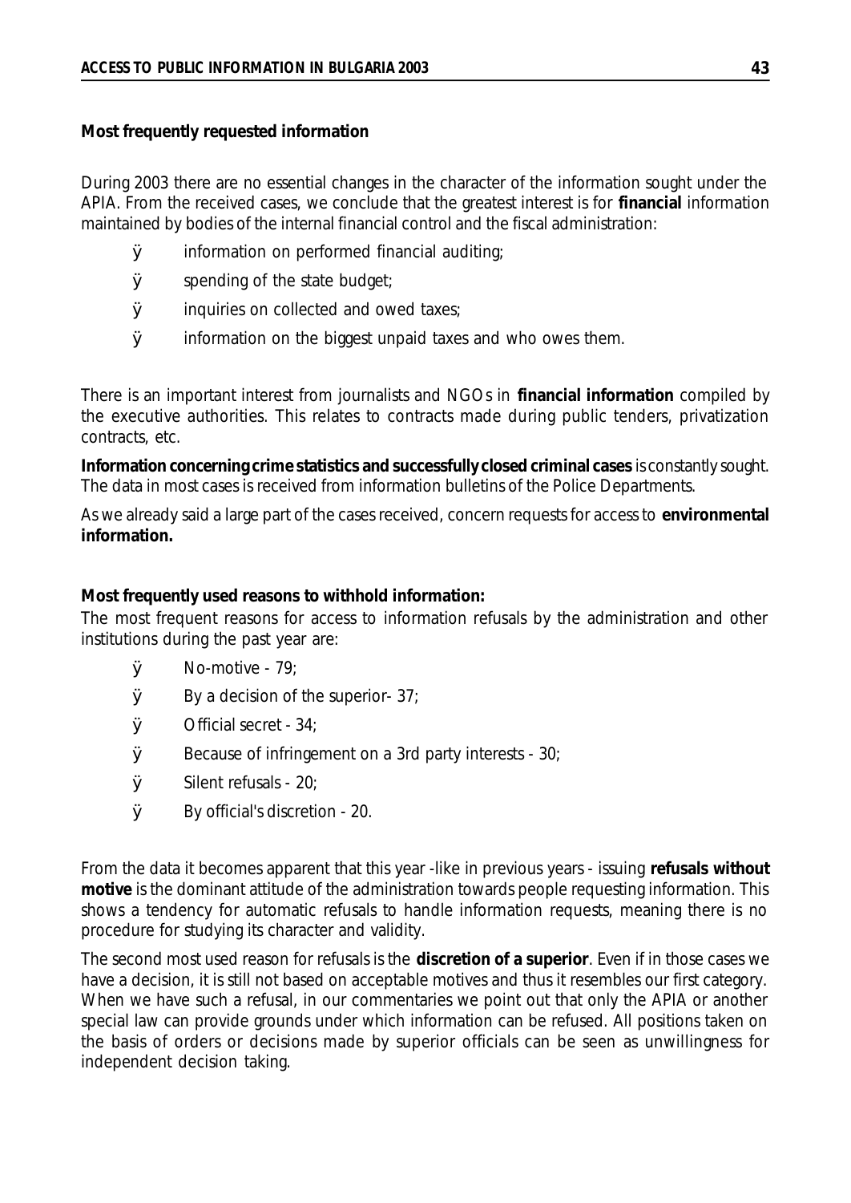**Most frequently requested information**

During 2003 there are no essential changes in the character of the information sought under the APIA. From the received cases, we conclude that the greatest interest is for **financial** information maintained by bodies of the internal financial control and the fiscal administration:

- information on performed financial auditing;
- spending of the state budget;
- inquiries on collected and owed taxes;
- information on the biggest unpaid taxes and who owes them.

There is an important interest from journalists and NGOs in **financial information** compiled by the executive authorities. This relates to contracts made during public tenders, privatization contracts, etc.

**Information concerning crime statistics and successfully closed criminal cases** is constantly sought. The data in most cases is received from information bulletins of the Police Departments.

As we already said a large part of the cases received, concern requests for access to **environmental information.**

**Most frequently used reasons to withhold information:**

The most frequent reasons for access to information refusals by the administration and other institutions during the past year are:

- No-motive - 79;
- By a decision of the superior- 37;
- Official secret - 34;
- Because of infringement on a 3rd party interests - 30;
- Silent refusals - 20;
- By official's discretion - 20.

From the data it becomes apparent that this year -like in previous years - issuing **refusals without motive** is the dominant attitude of the administration towards people requesting information. This shows a tendency for automatic refusals to handle information requests, meaning there is no procedure for studying its character and validity.

The second most used reason for refusals is the **discretion of a superior**. Even if in those cases we have a decision, it is still not based on acceptable motives and thus it resembles our first category. When we have such a refusal, in our commentaries we point out that only the APIA or another special law can provide grounds under which information can be refused. All positions taken on the basis of orders or decisions made by superior officials can be seen as unwillingness for independent decision taking.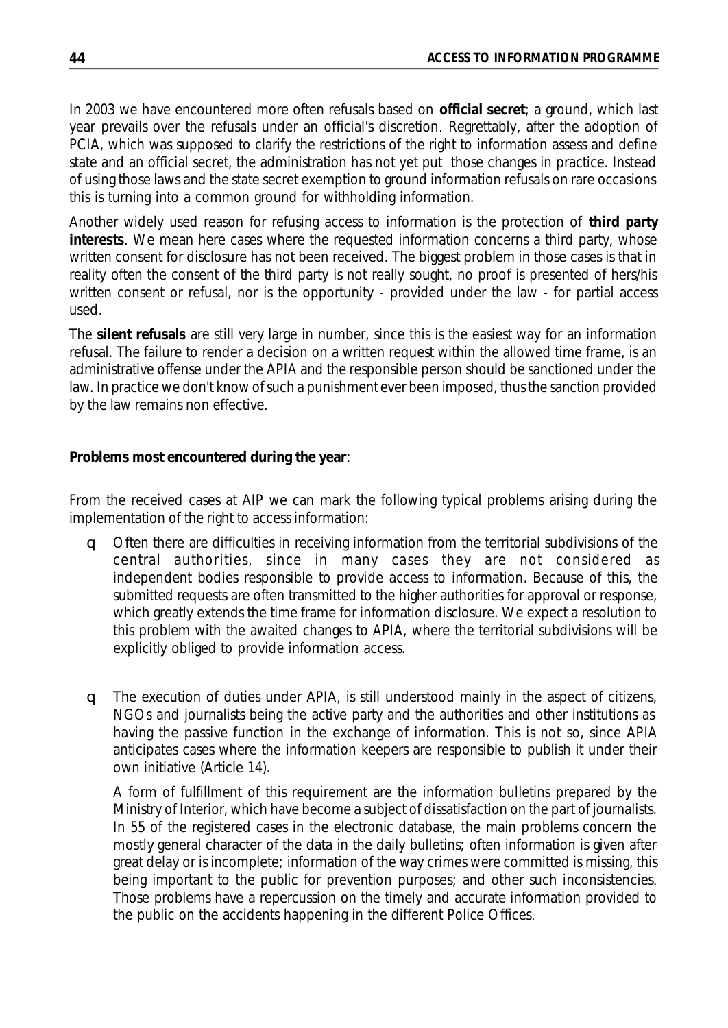In 2003 we have encountered more often refusals based on **official secret**; a ground, which last year prevails over the refusals under an official's discretion. Regrettably, after the adoption of PCIA, which was supposed to clarify the restrictions of the right to information assess and define state and an official secret, the administration has not yet put  those changes in practice. Instead of using those laws and the state secret exemption to ground information refusals on rare occasions this is turning into a common ground for withholding information.

Another widely used reason for refusing access to information is the protection of **third party interests**. We mean here cases where the requested information concerns a third party, whose written consent for disclosure has not been received. The biggest problem in those cases is that in reality often the consent of the third party is not really sought, no proof is presented of hers/his written consent or refusal, nor is the opportunity - provided under the law - for partial access used.

The **silent refusals** are still very large in number, since this is the easiest way for an information refusal. The failure to render a decision on a written request within the allowed time frame, is an administrative offense under the APIA and the responsible person should be sanctioned under the law. In practice we don't know of such a punishment ever been imposed, thus the sanction provided by the law remains non effective.

**Problems most encountered during the year**:

From the received cases at AIP we can mark the following typical problems arising during the implementation of the right to access information:

- Often there are difficulties in receiving information from the territorial subdivisions of the central authorities, since in many cases they are not considered as independent bodies responsible to provide access to information. Because of this, the submitted requests are often transmitted to the higher authorities for approval or response, which greatly extends the time frame for information disclosure. We expect a resolution to this problem with the awaited changes to APIA, where the territorial subdivisions will be explicitly obliged to provide information access.

- The execution of duties under APIA, is still understood mainly in the aspect of citizens, NGOs and journalists being the active party and the authorities and other institutions as having the passive function in the exchange of information. This is not so, since APIA anticipates cases where the information keepers are responsible to publish it under their own initiative (Article 14).

  A form of fulfillment of this requirement are the information bulletins prepared by the Ministry of Interior, which have become a subject of dissatisfaction on the part of journalists. In 55 of the registered cases in the electronic database, the main problems concern the mostly general character of the data in the daily bulletins; often information is given after great delay or is incomplete; information of the way crimes were committed is missing, this being important to the public for prevention purposes; and other such inconsistencies. Those problems have a repercussion on the timely and accurate information provided to the public on the accidents happening in the different Police Offices.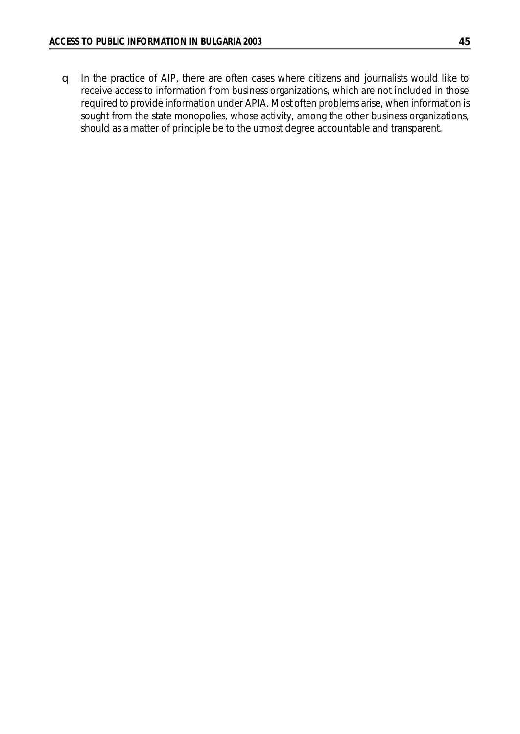- In the practice of AIP, there are often cases where citizens and journalists would like to receive access to information from business organizations, which are not included in those required to provide information under APIA. Most often problems arise, when information is sought from the state monopolies, whose activity, among the other business organizations, should as a matter of principle be to the utmost degree accountable and transparent.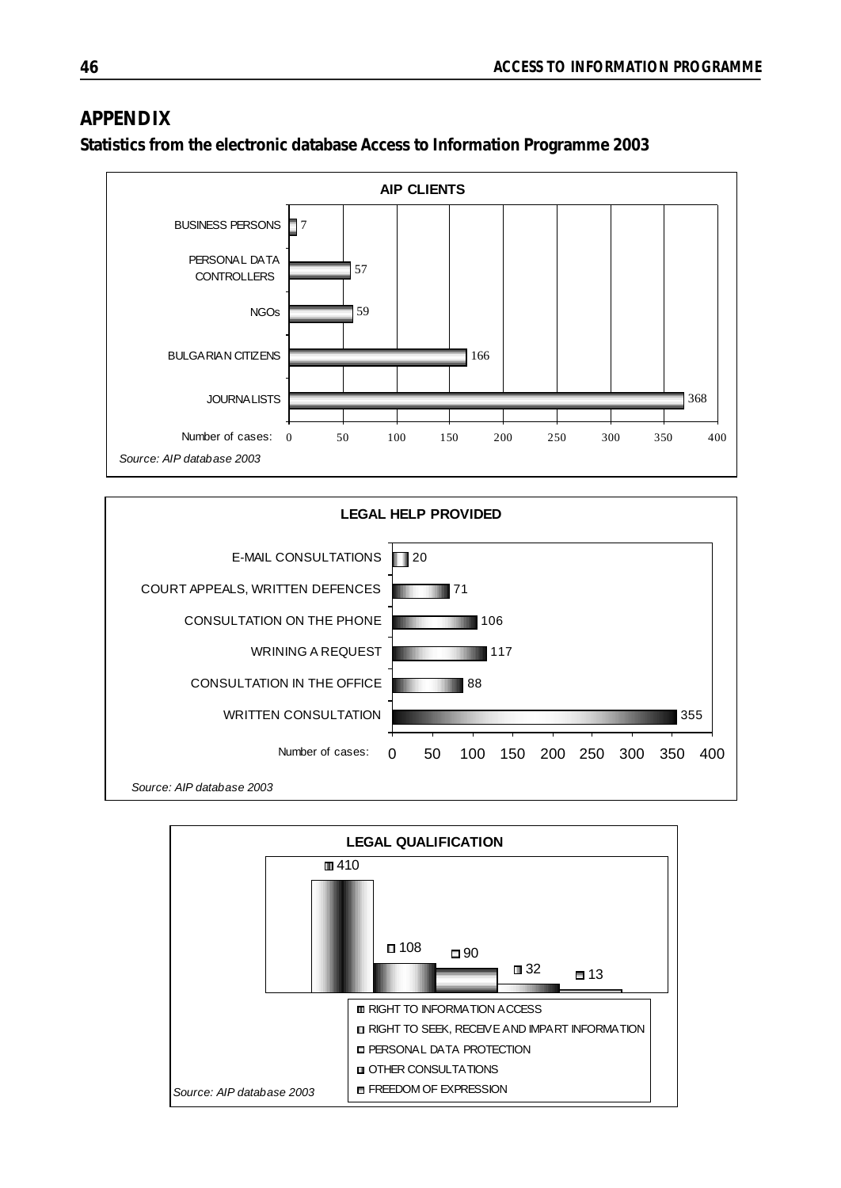## APPENDIX

### Statistics from the electronic database Access to Information Programme 2003

**AIP CLIENTS**

| Client | Number of cases |
|---|---|
| BUSINESS PERSONS | 7 |
| PERSONAL DATA CONTROLLERS | 57 |
| NGOs | 59 |
| BULGARIAN CITIZENS | 166 |
| JOURNALISTS | 368 |

*Source: AIP database 2003*

**LEGAL HELP PROVIDED**

| Legal help | Number of cases |
|---|---|
| E-MAIL CONSULTATIONS | 20 |
| COURT APPEALS, WRITTEN DEFENCES | 71 |
| CONSULTATION ON THE PHONE | 106 |
| WRINING A REQUEST | 117 |
| CONSULTATION IN THE OFFICE | 88 |
| WRITTEN CONSULTATION | 355 |

*Source: AIP database 2003*

**LEGAL QUALIFICATION**

| Legal qualification | Number of cases |
|---|---|
| RIGHT TO INFORMATION ACCESS | 410 |
| RIGHT TO SEEK, RECEIVE AND IMPART INFORMATION | 108 |
| PERSONAL DATA PROTECTION | 90 |
| OTHER CONSULTATIONS | 32 |
| FREEDOM OF EXPRESSION | 13 |

*Source: AIP database 2003*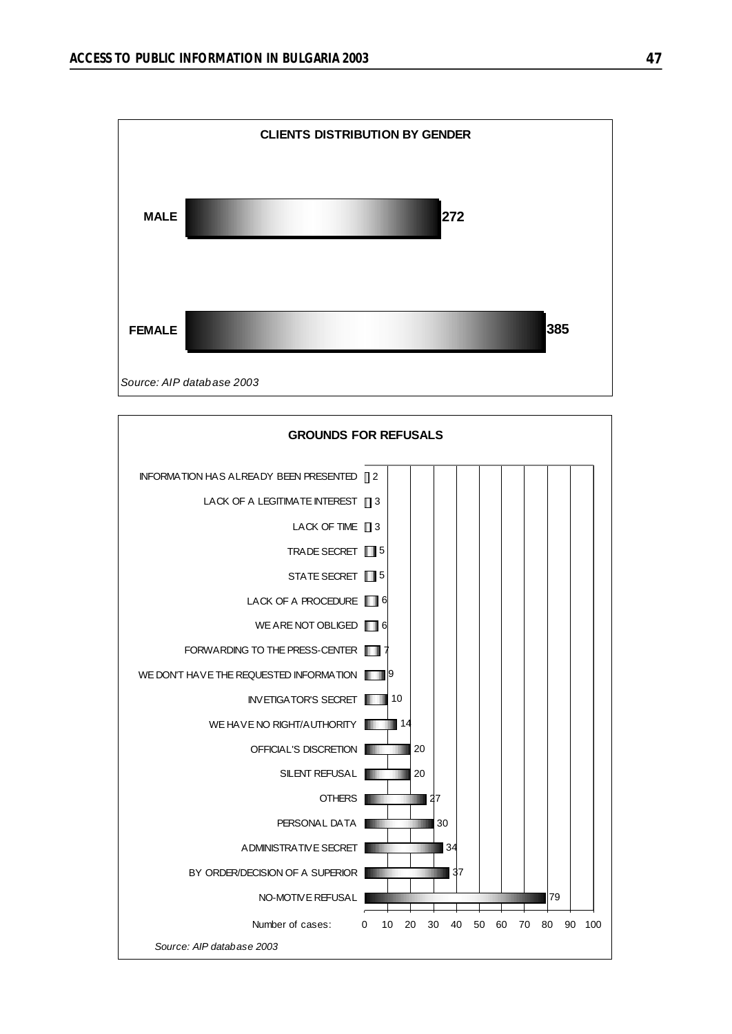**CLIENTS DISTRIBUTION BY GENDER**

| Gender | Number |
|---|---|
| MALE | 272 |
| FEMALE | 385 |

*Source: AIP database 2003*

**GROUNDS FOR REFUSALS**

| Ground | Number of cases |
|---|---|
| INFORMATION HAS ALREADY BEEN PRESENTED | 2 |
| LACK OF A LEGITIMATE INTEREST | 3 |
| LACK OF TIME | 3 |
| TRADE SECRET | 5 |
| STATE SECRET | 5 |
| LACK OF A PROCEDURE | 6 |
| WE ARE NOT OBLIGED | 6 |
| FORWARDING TO THE PRESS-CENTER | 7 |
| WE DON'T HAVE THE REQUESTED INFORMATION | 9 |
| INVETIGATOR'S SECRET | 10 |
| WE HAVE NO RIGHT/AUTHORITY | 14 |
| OFFICIAL'S DISCRETION | 20 |
| SILENT REFUSAL | 20 |
| OTHERS | 27 |
| PERSONAL DATA | 30 |
| ADMINISTRATIVE SECRET | 34 |
| BY ORDER/DECISION OF A SUPERIOR | 37 |
| NO-MOTIVE REFUSAL | 79 |

*Source: AIP database 2003*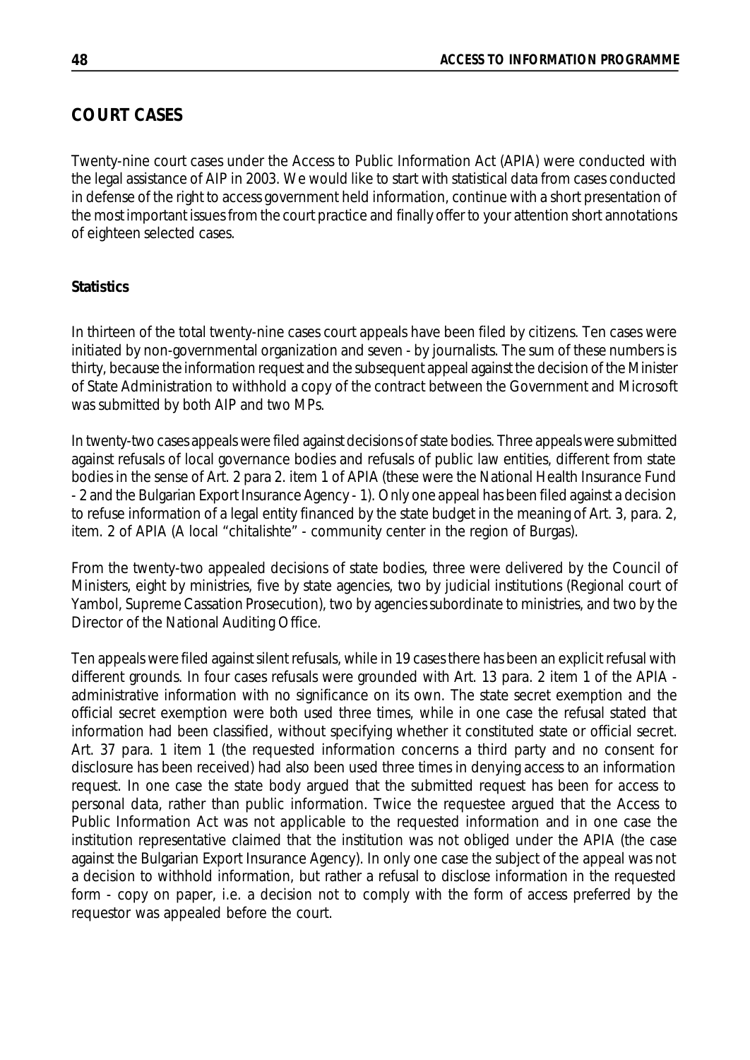## COURT CASES

Twenty-nine court cases under the Access to Public Information Act (APIA) were conducted with the legal assistance of AIP in 2003. We would like to start with statistical data from cases conducted in defense of the right to access government held information, continue with a short presentation of the most important issues from the court practice and finally offer to your attention short annotations of eighteen selected cases.

### Statistics

In thirteen of the total twenty-nine cases court appeals have been filed by citizens. Ten cases were initiated by non-governmental organization and seven - by journalists. The sum of these numbers is thirty, because the information request and the subsequent appeal against the decision of the Minister of State Administration to withhold a copy of the contract between the Government and Microsoft was submitted by both AIP and two MPs.

In twenty-two cases appeals were filed against decisions of state bodies. Three appeals were submitted against refusals of local governance bodies and refusals of public law entities, different from state bodies in the sense of Art. 2 para 2. item 1 of APIA (these were the National Health Insurance Fund - 2 and the Bulgarian Export Insurance Agency - 1). Only one appeal has been filed against a decision to refuse information of a legal entity financed by the state budget in the meaning of Art. 3, para. 2, item. 2 of APIA (A local "chitalishte" - community center in the region of Burgas).

From the twenty-two appealed decisions of state bodies, three were delivered by the Council of Ministers, eight by ministries, five by state agencies, two by judicial institutions (Regional court of Yambol, Supreme Cassation Prosecution), two by agencies subordinate to ministries, and two by the Director of the National Auditing Office.

Ten appeals were filed against silent refusals, while in 19 cases there has been an explicit refusal with different grounds. In four cases refusals were grounded with Art. 13 para. 2 item 1 of the APIA - administrative information with no significance on its own. The state secret exemption and the official secret exemption were both used three times, while in one case the refusal stated that information had been classified, without specifying whether it constituted state or official secret. Art. 37 para. 1 item 1 (the requested information concerns a third party and no consent for disclosure has been received) had also been used three times in denying access to an information request. In one case the state body argued that the submitted request has been for access to personal data, rather than public information. Twice the requestee argued that the Access to Public Information Act was not applicable to the requested information and in one case the institution representative claimed that the institution was not obliged under the APIA (the case against the Bulgarian Export Insurance Agency). In only one case the subject of the appeal was not a decision to withhold information, but rather a refusal to disclose information in the requested form - copy on paper, i.e. a decision not to comply with the form of access preferred by the requestor was appealed before the court.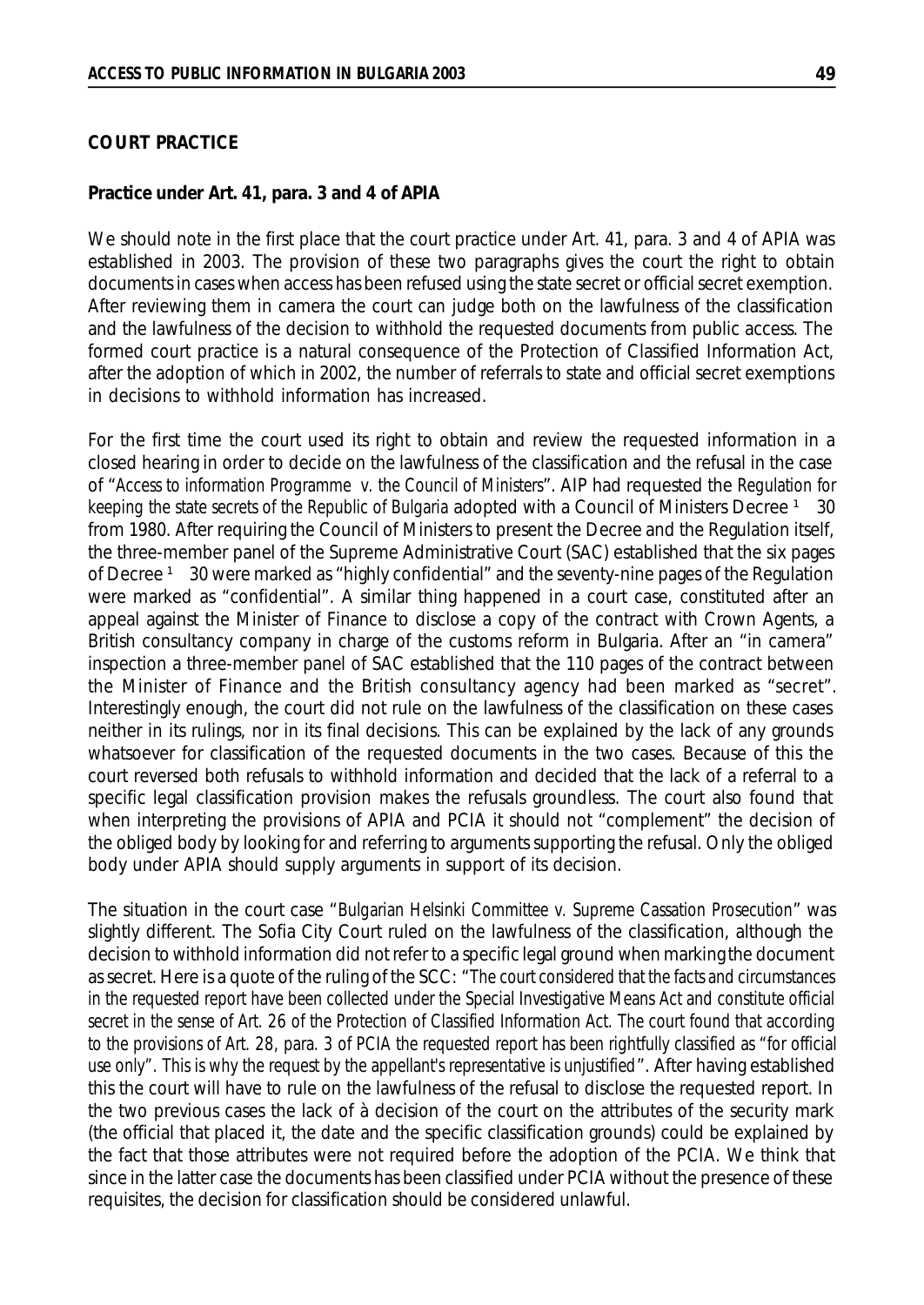**COURT PRACTICE**

**Practice under Art. 41, para. 3 and 4 of APIA**

We should note in the first place that the court practice under Art. 41, para. 3 and 4 of APIA was established in 2003. The provision of these two paragraphs gives the court the right to obtain documents in cases when access has been refused using the state secret or official secret exemption. After reviewing them in camera the court can judge both on the lawfulness of the classification and the lawfulness of the decision to withhold the requested documents from public access. The formed court practice is a natural consequence of the Protection of Classified Information Act, after the adoption of which in 2002, the number of referrals to state and official secret exemptions in decisions to withhold information has increased.

For the first time the court used its right to obtain and review the requested information in a closed hearing in order to decide on the lawfulness of the classification and the refusal in the case of "*Access to information Programme v. the Council of Ministers*". AIP had requested the *Regulation for keeping the state secrets of the Republic of Bulgaria* adopted with a Council of Ministers Decree ¹ 30 from 1980. After requiring the Council of Ministers to present the Decree and the Regulation itself, the three-member panel of the Supreme Administrative Court (SAC) established that the six pages of Decree ¹ 30 were marked as "highly confidential" and the seventy-nine pages of the Regulation were marked as "confidential". A similar thing happened in a court case, constituted after an appeal against the Minister of Finance to disclose a copy of the contract with Crown Agents, a British consultancy company in charge of the customs reform in Bulgaria. After an "in camera" inspection a three-member panel of SAC established that the 110 pages of the contract between the Minister of Finance and the British consultancy agency had been marked as "secret". Interestingly enough, the court did not rule on the lawfulness of the classification on these cases neither in its rulings, nor in its final decisions. This can be explained by the lack of any grounds whatsoever for classification of the requested documents in the two cases. Because of this the court reversed both refusals to withhold information and decided that the lack of a referral to a specific legal classification provision makes the refusals groundless. The court also found that when interpreting the provisions of APIA and PCIA it should not "complement" the decision of the obliged body by looking for and referring to arguments supporting the refusal. Only the obliged body under APIA should supply arguments in support of its decision.

The situation in the court case "*Bulgarian Helsinki Committee v. Supreme Cassation Prosecution*" was slightly different. The Sofia City Court ruled on the lawfulness of the classification, although the decision to withhold information did not refer to a specific legal ground when marking the document as secret. Here is a quote of the ruling of the SCC: "*The court considered that the facts and circumstances in the requested report have been collected under the Special Investigative Means Act and constitute official secret in the sense of Art. 26 of the Protection of Classified Information Act. The court found that according to the provisions of Art. 28, para. 3 of PCIA the requested report has been rightfully classified as "for official use only". This is why the request by the appellant's representative is unjustified*". After having established this the court will have to rule on the lawfulness of the refusal to disclose the requested report. In the two previous cases the lack of à decision of the court on the attributes of the security mark (the official that placed it, the date and the specific classification grounds) could be explained by the fact that those attributes were not required before the adoption of the PCIA. We think that since in the latter case the documents has been classified under PCIA without the presence of these requisites, the decision for classification should be considered unlawful.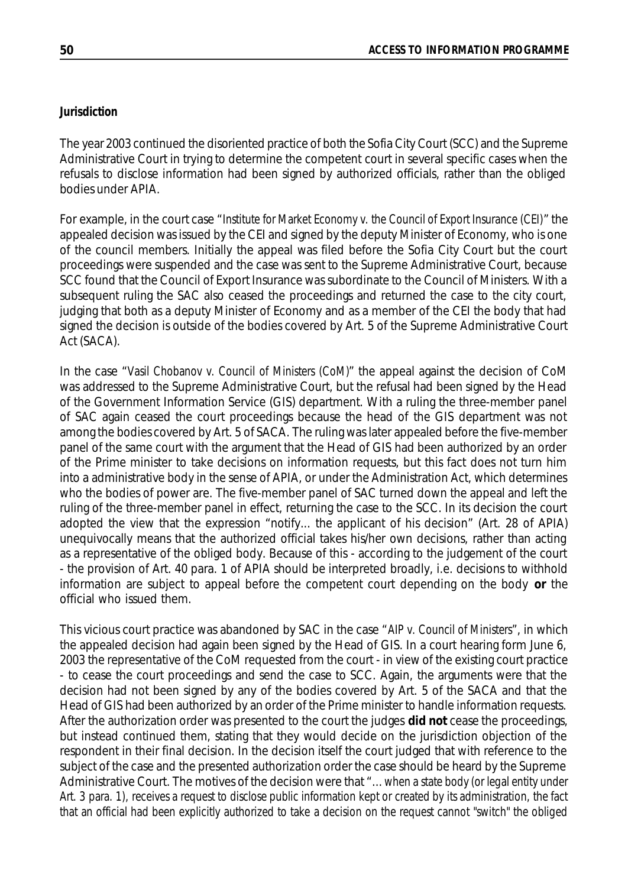**Jurisdiction**

The year 2003 continued the disoriented practice of both the Sofia City Court (SCC) and the Supreme Administrative Court in trying to determine the competent court in several specific cases when the refusals to disclose information had been signed by authorized officials, rather than the obliged bodies under APIA.

For example, in the court case "*Institute for Market Economy v. the Council of Export Insurance (CEI)*" the appealed decision was issued by the CEI and signed by the deputy Minister of Economy, who is one of the council members. Initially the appeal was filed before the Sofia City Court but the court proceedings were suspended and the case was sent to the Supreme Administrative Court, because SCC found that the Council of Export Insurance was subordinate to the Council of Ministers. With a subsequent ruling the SAC also ceased the proceedings and returned the case to the city court, judging that both as a deputy Minister of Economy and as a member of the CEI the body that had signed the decision is outside of the bodies covered by Art. 5 of the Supreme Administrative Court Act (SACA).

In the case "*Vasil Chobanov v. Council of Ministers (CoM)*" the appeal against the decision of CoM was addressed to the Supreme Administrative Court, but the refusal had been signed by the Head of the Government Information Service (GIS) department. With a ruling the three-member panel of SAC again ceased the court proceedings because the head of the GIS department was not among the bodies covered by Art. 5 of SACA. The ruling was later appealed before the five-member panel of the same court with the argument that the Head of GIS had been authorized by an order of the Prime minister to take decisions on information requests, but this fact does not turn him into a administrative body in the sense of APIA, or under the Administration Act, which determines who the bodies of power are. The five-member panel of SAC turned down the appeal and left the ruling of the three-member panel in effect, returning the case to the SCC. In its decision the court adopted the view that the expression "notify... the applicant of his decision" (Art. 28 of APIA) unequivocally means that the authorized official takes his/her own decisions, rather than acting as a representative of the obliged body. Because of this - according to the judgement of the court - the provision of Art. 40 para. 1 of APIA should be interpreted broadly, i.e. decisions to withhold information are subject to appeal before the competent court depending on the body **or** the official who issued them.

This vicious court practice was abandoned by SAC in the case "*AIP v. Council of Ministers*", in which the appealed decision had again been signed by the Head of GIS. In a court hearing form June 6, 2003 the representative of the CoM requested from the court - in view of the existing court practice - to cease the court proceedings and send the case to SCC. Again, the arguments were that the decision had not been signed by any of the bodies covered by Art. 5 of the SACA and that the Head of GIS had been authorized by an order of the Prime minister to handle information requests. After the authorization order was presented to the court the judges **did not** cease the proceedings, but instead continued them, stating that they would decide on the jurisdiction objection of the respondent in their final decision. In the decision itself the court judged that with reference to the subject of the case and the presented authorization order the case should be heard by the Supreme Administrative Court. The motives of the decision were that "*... when a state body (or legal entity under Art. 3 para. 1), receives a request to disclose public information kept or created by its administration, the fact that an official had been explicitly authorized to take a decision on the request cannot "switch" the obliged*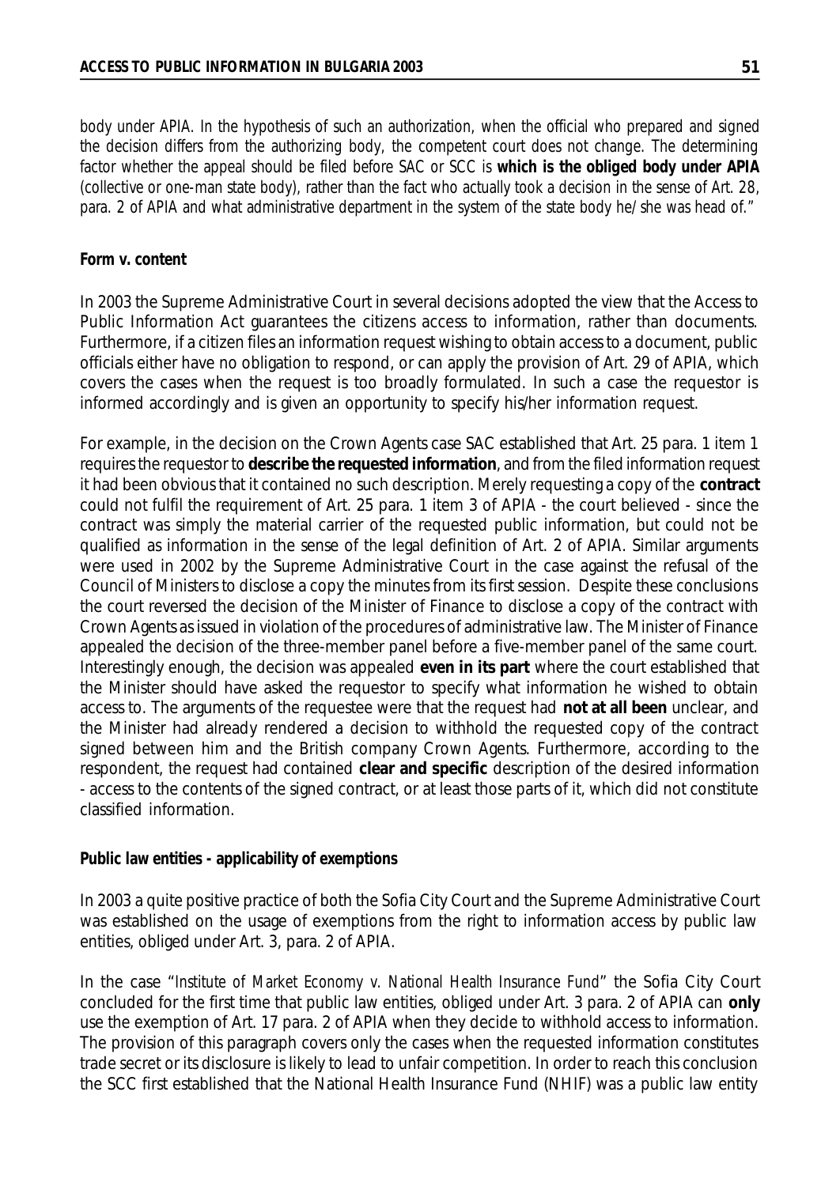*body under APIA. In the hypothesis of such an authorization, when the official who prepared and signed the decision differs from the authorizing body, the competent court does not change. The determining factor whether the appeal should be filed before SAC or SCC is* ***which is the obliged body under APIA*** *(collective or one-man state body), rather than the fact who actually took a decision in the sense of Art. 28, para. 2 of APIA and what administrative department in the system of the state body he/she was head of."*

**Form v. content**

In 2003 the Supreme Administrative Court in several decisions adopted the view that the Access to Public Information Act guarantees the citizens access to information, rather than documents. Furthermore, if a citizen files an information request wishing to obtain access to a document, public officials either have no obligation to respond, or can apply the provision of Art. 29 of APIA, which covers the cases when the request is too broadly formulated. In such a case the requestor is informed accordingly and is given an opportunity to specify his/her information request.

For example, in the decision on the Crown Agents case SAC established that Art. 25 para. 1 item 1 requires the requestor to **describe the requested information**, and from the filed information request it had been obvious that it contained no such description. Merely requesting a copy of the **contract** could not fulfil the requirement of Art. 25 para. 1 item 3 of APIA - the court believed - since the contract was simply the material carrier of the requested public information, but could not be qualified as information in the sense of the legal definition of Art. 2 of APIA. Similar arguments were used in 2002 by the Supreme Administrative Court in the case against the refusal of the Council of Ministers to disclose a copy the minutes from its first session. Despite these conclusions the court reversed the decision of the Minister of Finance to disclose a copy of the contract with Crown Agents as issued in violation of the procedures of administrative law. The Minister of Finance appealed the decision of the three-member panel before a five-member panel of the same court. Interestingly enough, the decision was appealed **even in its part** where the court established that the Minister should have asked the requestor to specify what information he wished to obtain access to. The arguments of the requestee were that the request had **not at all been** unclear, and the Minister had already rendered a decision to withhold the requested copy of the contract signed between him and the British company Crown Agents. Furthermore, according to the respondent, the request had contained **clear and specific** description of the desired information - access to the contents of the signed contract, or at least those parts of it, which did not constitute classified information.

**Public law entities - applicability of exemptions**

In 2003 a quite positive practice of both the Sofia City Court and the Supreme Administrative Court was established on the usage of exemptions from the right to information access by public law entities, obliged under Art. 3, para. 2 of APIA.

In the case "*Institute of Market Economy v. National Health Insurance Fund*" the Sofia City Court concluded for the first time that public law entities, obliged under Art. 3 para. 2 of APIA can **only** use the exemption of Art. 17 para. 2 of APIA when they decide to withhold access to information. The provision of this paragraph covers only the cases when the requested information constitutes trade secret or its disclosure is likely to lead to unfair competition. In order to reach this conclusion the SCC first established that the National Health Insurance Fund (NHIF) was a public law entity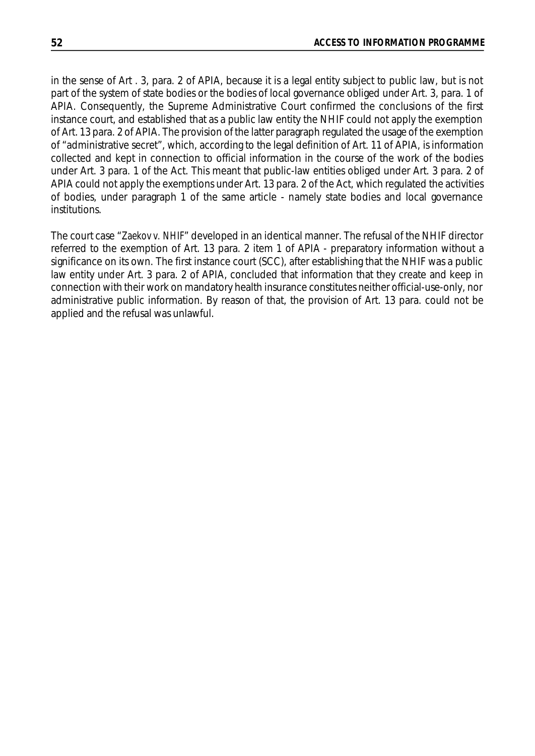in the sense of Art . 3, para. 2 of APIA, because it is a legal entity subject to public law, but is not part of the system of state bodies or the bodies of local governance obliged under Art. 3, para. 1 of APIA. Consequently, the Supreme Administrative Court confirmed the conclusions of the first instance court, and established that as a public law entity the NHIF could not apply the exemption of Art. 13 para. 2 of APIA. The provision of the latter paragraph regulated the usage of the exemption of "administrative secret", which, according to the legal definition of Art. 11 of APIA, is information collected and kept in connection to official information in the course of the work of the bodies under Art. 3 para. 1 of the Act. This meant that public-law entities obliged under Art. 3 para. 2 of APIA could not apply the exemptions under Art. 13 para. 2 of the Act, which regulated the activities of bodies, under paragraph 1 of the same article - namely state bodies and local governance institutions.

The court case "*Zaekov v. NHIF*" developed in an identical manner. The refusal of the NHIF director referred to the exemption of Art. 13 para. 2 item 1 of APIA - preparatory information without a significance on its own. The first instance court (SCC), after establishing that the NHIF was a public law entity under Art. 3 para. 2 of APIA, concluded that information that they create and keep in connection with their work on mandatory health insurance constitutes neither official-use-only, nor administrative public information. By reason of that, the provision of Art. 13 para. could not be applied and the refusal was unlawful.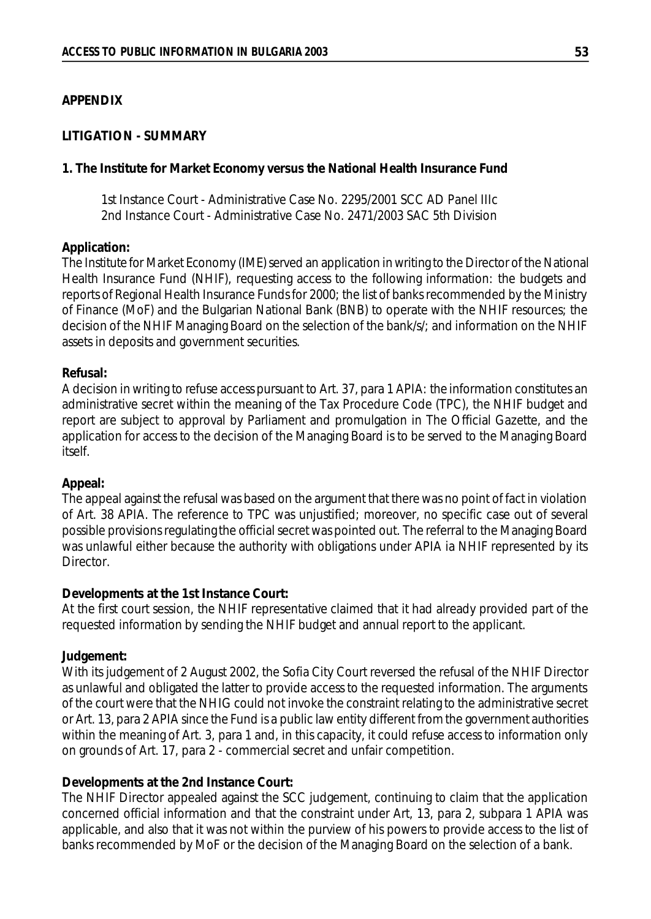## APPENDIX

### LITIGATION - SUMMARY

#### 1. The Institute for Market Economy versus the National Health Insurance Fund

1st Instance Court - Administrative Case No. 2295/2001 SCC AD Panel IIIc
2nd Instance Court - Administrative Case No. 2471/2003 SAC 5th Division

**Application:**
The Institute for Market Economy (IME) served an application in writing to the Director of the National Health Insurance Fund (NHIF), requesting access to the following information: the budgets and reports of Regional Health Insurance Funds for 2000; the list of banks recommended by the Ministry of Finance (MoF) and the Bulgarian National Bank (BNB) to operate with the NHIF resources; the decision of the NHIF Managing Board on the selection of the bank/s/; and information on the NHIF assets in deposits and government securities.

**Refusal:**
A decision in writing to refuse access pursuant to Art. 37, para 1 APIA: the information constitutes an administrative secret within the meaning of the Tax Procedure Code (TPC), the NHIF budget and report are subject to approval by Parliament and promulgation in The Official Gazette, and the application for access to the decision of the Managing Board is to be served to the Managing Board itself.

**Appeal:**
The appeal against the refusal was based on the argument that there was no point of fact in violation of Art. 38 APIA. The reference to TPC was unjustified; moreover, no specific case out of several possible provisions regulating the official secret was pointed out. The referral to the Managing Board was unlawful either because the authority with obligations under APIA ia NHIF represented by its Director.

**Developments at the 1st Instance Court:**
At the first court session, the NHIF representative claimed that it had already provided part of the requested information by sending the NHIF budget and annual report to the applicant.

**Judgement:**
With its judgement of 2 August 2002, the Sofia City Court reversed the refusal of the NHIF Director as unlawful and obligated the latter to provide access to the requested information. The arguments of the court were that the NHIG could not invoke the constraint relating to the administrative secret or Art. 13, para 2 APIA since the Fund is a public law entity different from the government authorities within the meaning of Art. 3, para 1 and, in this capacity, it could refuse access to information only on grounds of Art. 17, para 2 - commercial secret and unfair competition.

**Developments at the 2nd Instance Court:**
The NHIF Director appealed against the SCC judgement, continuing to claim that the application concerned official information and that the constraint under Art, 13, para 2, subpara 1 APIA was applicable, and also that it was not within the purview of his powers to provide access to the list of banks recommended by MoF or the decision of the Managing Board on the selection of a bank.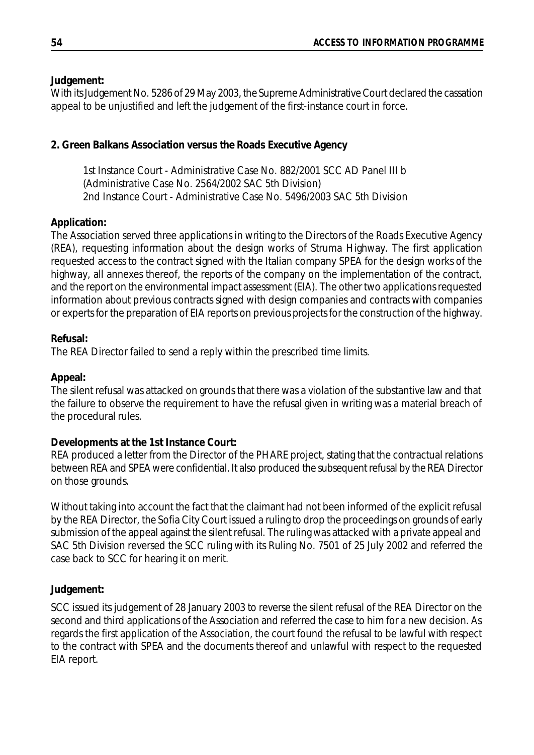**Judgement:**
With its Judgement No. 5286 of 29 May 2003, the Supreme Administrative Court declared the cassation appeal to be unjustified and left the judgement of the first-instance court in force.

**2. Green Balkans Association versus the Roads Executive Agency**

1st Instance Court - Administrative Case No. 882/2001 SCC AD Panel III b
(Administrative Case No. 2564/2002 SAC 5th Division)
2nd Instance Court - Administrative Case No. 5496/2003 SAC 5th Division

**Application:**
The Association served three applications in writing to the Directors of the Roads Executive Agency (REA), requesting information about the design works of Struma Highway. The first application requested access to the contract signed with the Italian company SPEA for the design works of the highway, all annexes thereof, the reports of the company on the implementation of the contract, and the report on the environmental impact assessment (EIA). The other two applications requested information about previous contracts signed with design companies and contracts with companies or experts for the preparation of EIA reports on previous projects for the construction of the highway.

**Refusal:**
The REA Director failed to send a reply within the prescribed time limits.

**Appeal:**
The silent refusal was attacked on grounds that there was a violation of the substantive law and that the failure to observe the requirement to have the refusal given in writing was a material breach of the procedural rules.

**Developments at the 1st Instance Court:**
REA produced a letter from the Director of the PHARE project, stating that the contractual relations between REA and SPEA were confidential. It also produced the subsequent refusal by the REA Director on those grounds.

Without taking into account the fact that the claimant had not been informed of the explicit refusal by the REA Director, the Sofia City Court issued a ruling to drop the proceedings on grounds of early submission of the appeal against the silent refusal. The ruling was attacked with a private appeal and SAC 5th Division reversed the SCC ruling with its Ruling No. 7501 of 25 July 2002 and referred the case back to SCC for hearing it on merit.

**Judgement:**

SCC issued its judgement of 28 January 2003 to reverse the silent refusal of the REA Director on the second and third applications of the Association and referred the case to him for a new decision. As regards the first application of the Association, the court found the refusal to be lawful with respect to the contract with SPEA and the documents thereof and unlawful with respect to the requested EIA report.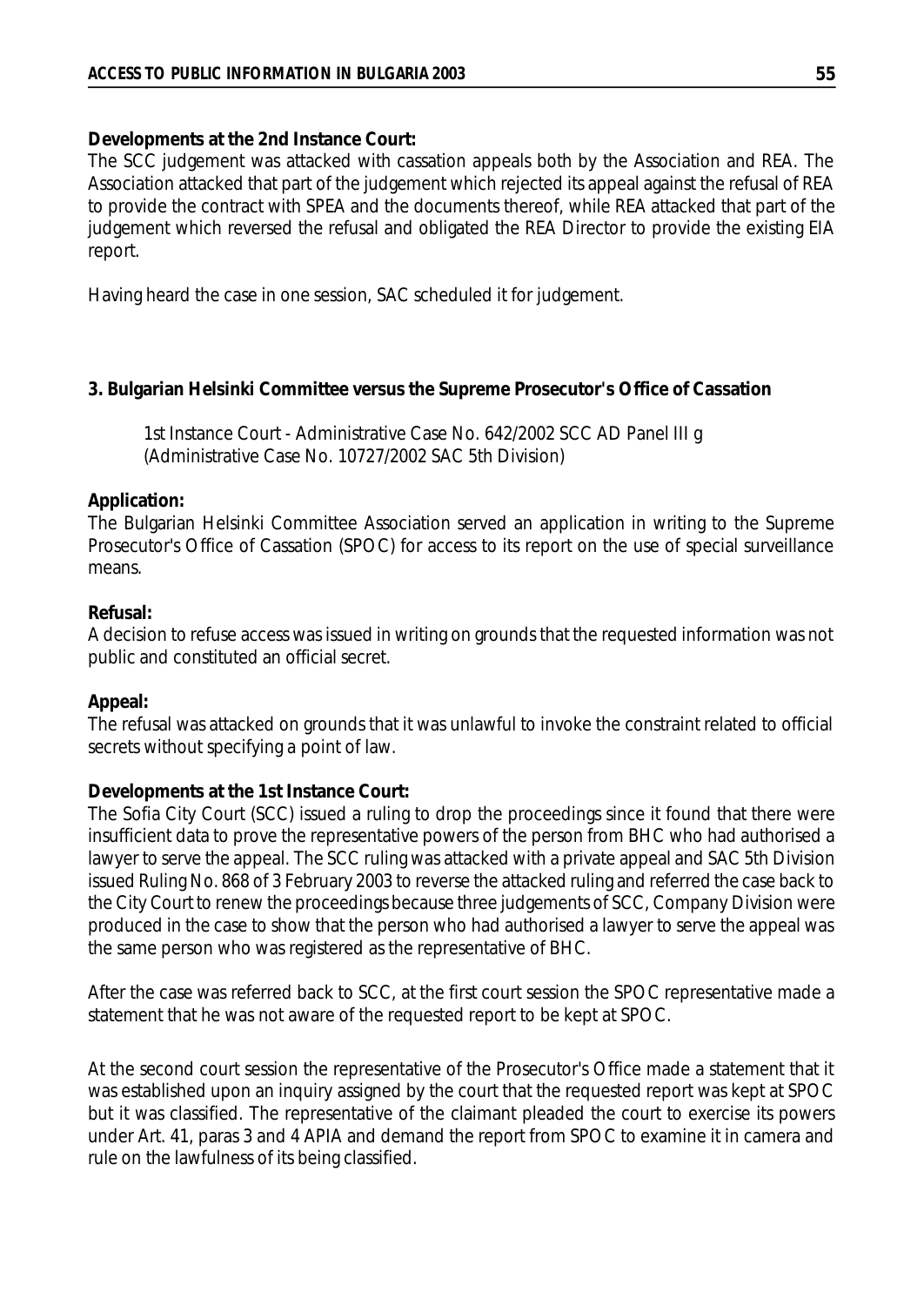**Developments at the 2nd Instance Court:**

The SCC judgement was attacked with cassation appeals both by the Association and REA. The Association attacked that part of the judgement which rejected its appeal against the refusal of REA to provide the contract with SPEA and the documents thereof, while REA attacked that part of the judgement which reversed the refusal and obligated the REA Director to provide the existing EIA report.

Having heard the case in one session, SAC scheduled it for judgement.

### 3. Bulgarian Helsinki Committee versus the Supreme Prosecutor's Office of Cassation

1st Instance Court - Administrative Case No. 642/2002 SCC AD Panel III g
(Administrative Case No. 10727/2002 SAC 5th Division)

**Application:**

The Bulgarian Helsinki Committee Association served an application in writing to the Supreme Prosecutor's Office of Cassation (SPOC) for access to its report on the use of special surveillance means.

**Refusal:**

A decision to refuse access was issued in writing on grounds that the requested information was not public and constituted an official secret.

**Appeal:**

The refusal was attacked on grounds that it was unlawful to invoke the constraint related to official secrets without specifying a point of law.

**Developments at the 1st Instance Court:**

The Sofia City Court (SCC) issued a ruling to drop the proceedings since it found that there were insufficient data to prove the representative powers of the person from BHC who had authorised a lawyer to serve the appeal. The SCC ruling was attacked with a private appeal and SAC 5th Division issued Ruling No. 868 of 3 February 2003 to reverse the attacked ruling and referred the case back to the City Court to renew the proceedings because three judgements of SCC, Company Division were produced in the case to show that the person who had authorised a lawyer to serve the appeal was the same person who was registered as the representative of BHC.

After the case was referred back to SCC, at the first court session the SPOC representative made a statement that he was not aware of the requested report to be kept at SPOC.

At the second court session the representative of the Prosecutor's Office made a statement that it was established upon an inquiry assigned by the court that the requested report was kept at SPOC but it was classified. The representative of the claimant pleaded the court to exercise its powers under Art. 41, paras 3 and 4 APIA and demand the report from SPOC to examine it in camera and rule on the lawfulness of its being classified.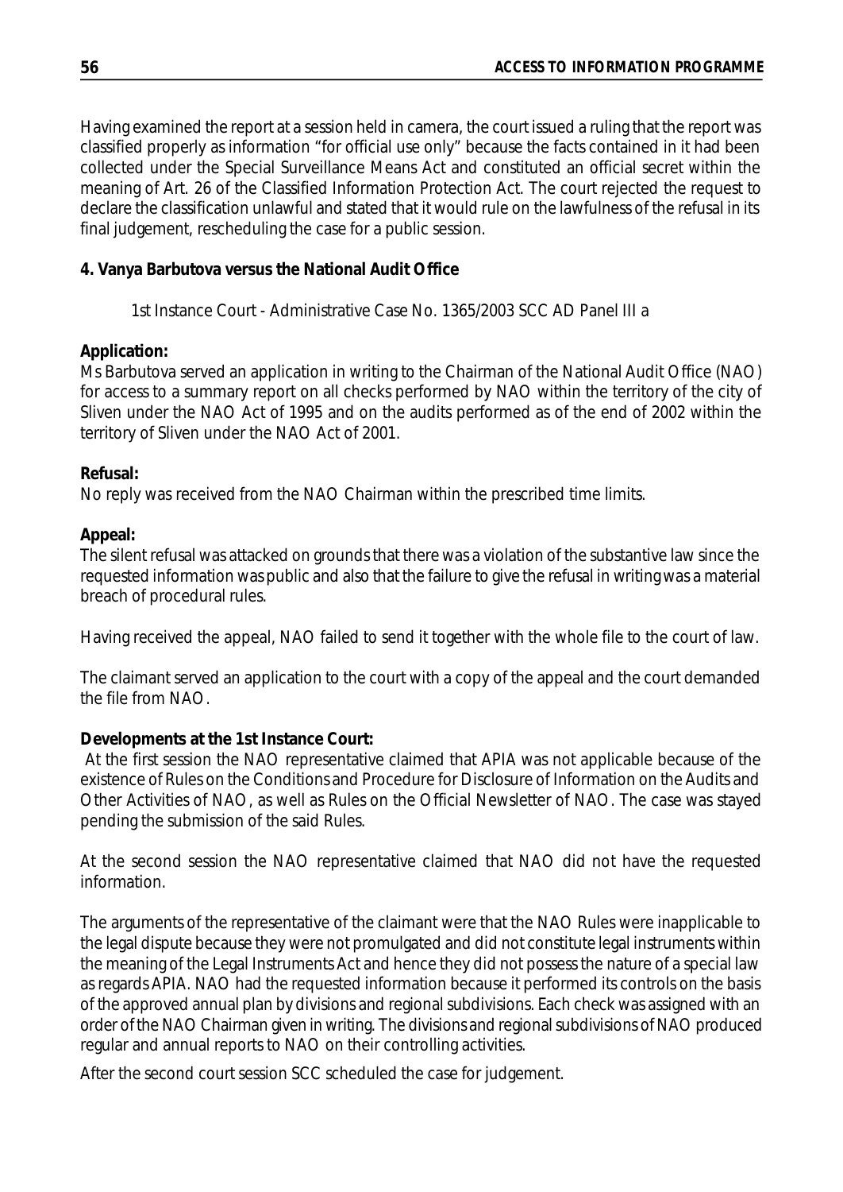Having examined the report at a session held in camera, the court issued a ruling that the report was classified properly as information "for official use only" because the facts contained in it had been collected under the Special Surveillance Means Act and constituted an official secret within the meaning of Art. 26 of the Classified Information Protection Act. The court rejected the request to declare the classification unlawful and stated that it would rule on the lawfulness of the refusal in its final judgement, rescheduling the case for a public session.

**4. Vanya Barbutova versus the National Audit Office**

1st Instance Court - Administrative Case No. 1365/2003 SCC AD Panel III a

**Application:**
Ms Barbutova served an application in writing to the Chairman of the National Audit Office (NAO) for access to a summary report on all checks performed by NAO within the territory of the city of Sliven under the NAO Act of 1995 and on the audits performed as of the end of 2002 within the territory of Sliven under the NAO Act of 2001.

**Refusal:**
No reply was received from the NAO Chairman within the prescribed time limits.

**Appeal:**
The silent refusal was attacked on grounds that there was a violation of the substantive law since the requested information was public and also that the failure to give the refusal in writing was a material breach of procedural rules.

Having received the appeal, NAO failed to send it together with the whole file to the court of law.

The claimant served an application to the court with a copy of the appeal and the court demanded the file from NAO.

**Developments at the 1st Instance Court:**
At the first session the NAO representative claimed that APIA was not applicable because of the existence of Rules on the Conditions and Procedure for Disclosure of Information on the Audits and Other Activities of NAO, as well as Rules on the Official Newsletter of NAO. The case was stayed pending the submission of the said Rules.

At the second session the NAO representative claimed that NAO did not have the requested information.

The arguments of the representative of the claimant were that the NAO Rules were inapplicable to the legal dispute because they were not promulgated and did not constitute legal instruments within the meaning of the Legal Instruments Act and hence they did not possess the nature of a special law as regards APIA. NAO had the requested information because it performed its controls on the basis of the approved annual plan by divisions and regional subdivisions. Each check was assigned with an order of the NAO Chairman given in writing. The divisions and regional subdivisions of NAO produced regular and annual reports to NAO on their controlling activities.

After the second court session SCC scheduled the case for judgement.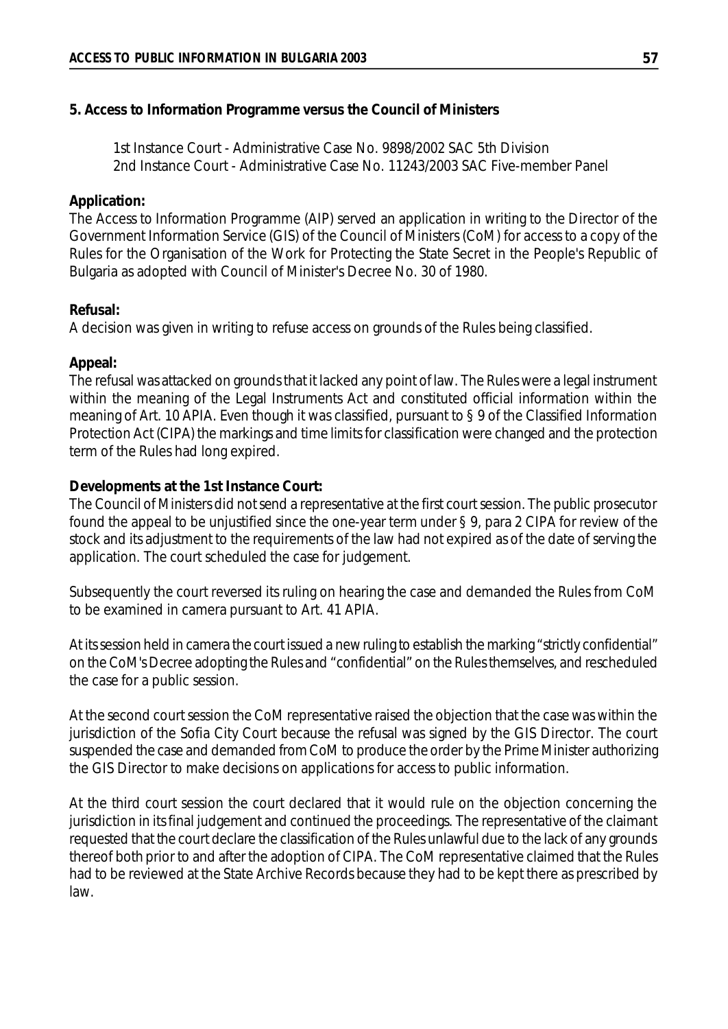**5. Access to Information Programme versus the Council of Ministers**

1st Instance Court - Administrative Case No. 9898/2002 SAC 5th Division
2nd Instance Court - Administrative Case No. 11243/2003 SAC Five-member Panel

**Application:**
The Access to Information Programme (AIP) served an application in writing to the Director of the Government Information Service (GIS) of the Council of Ministers (CoM) for access to a copy of the Rules for the Organisation of the Work for Protecting the State Secret in the People's Republic of Bulgaria as adopted with Council of Minister's Decree No. 30 of 1980.

**Refusal:**
A decision was given in writing to refuse access on grounds of the Rules being classified.

**Appeal:**
The refusal was attacked on grounds that it lacked any point of law. The Rules were a legal instrument within the meaning of the Legal Instruments Act and constituted official information within the meaning of Art. 10 APIA. Even though it was classified, pursuant to § 9 of the Classified Information Protection Act (CIPA) the markings and time limits for classification were changed and the protection term of the Rules had long expired.

**Developments at the 1st Instance Court:**
The Council of Ministers did not send a representative at the first court session. The public prosecutor found the appeal to be unjustified since the one-year term under § 9, para 2 CIPA for review of the stock and its adjustment to the requirements of the law had not expired as of the date of serving the application. The court scheduled the case for judgement.

Subsequently the court reversed its ruling on hearing the case and demanded the Rules from CoM to be examined in camera pursuant to Art. 41 APIA.

At its session held in camera the court issued a new ruling to establish the marking "strictly confidential" on the CoM's Decree adopting the Rules and "confidential" on the Rules themselves, and rescheduled the case for a public session.

At the second court session the CoM representative raised the objection that the case was within the jurisdiction of the Sofia City Court because the refusal was signed by the GIS Director. The court suspended the case and demanded from CoM to produce the order by the Prime Minister authorizing the GIS Director to make decisions on applications for access to public information.

At the third court session the court declared that it would rule on the objection concerning the jurisdiction in its final judgement and continued the proceedings. The representative of the claimant requested that the court declare the classification of the Rules unlawful due to the lack of any grounds thereof both prior to and after the adoption of CIPA. The CoM representative claimed that the Rules had to be reviewed at the State Archive Records because they had to be kept there as prescribed by law.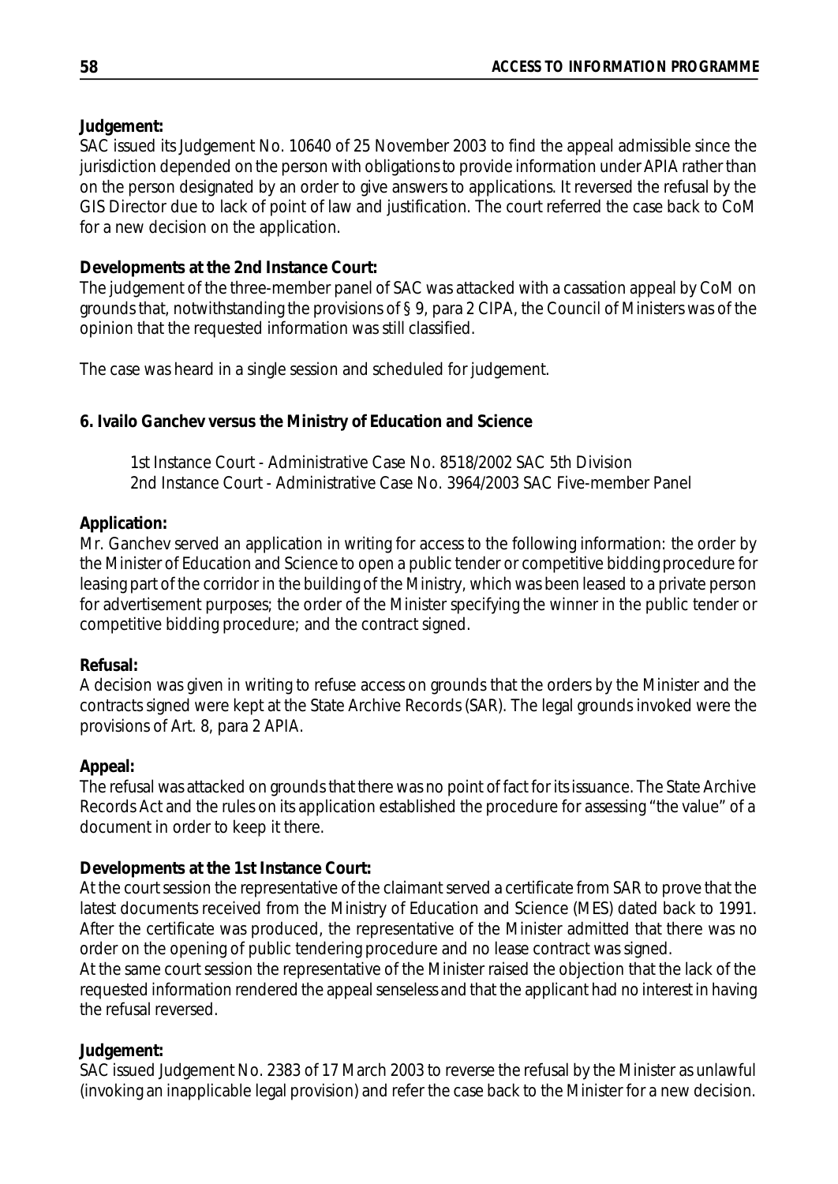**Judgement:**

SAC issued its Judgement No. 10640 of 25 November 2003 to find the appeal admissible since the jurisdiction depended on the person with obligations to provide information under APIA rather than on the person designated by an order to give answers to applications. It reversed the refusal by the GIS Director due to lack of point of law and justification. The court referred the case back to CoM for a new decision on the application.

**Developments at the 2nd Instance Court:**

The judgement of the three-member panel of SAC was attacked with a cassation appeal by CoM on grounds that, notwithstanding the provisions of § 9, para 2 CIPA, the Council of Ministers was of the opinion that the requested information was still classified.

The case was heard in a single session and scheduled for judgement.

**6. Ivailo Ganchev versus the Ministry of Education and Science**

1st Instance Court - Administrative Case No. 8518/2002 SAC 5th Division
2nd Instance Court - Administrative Case No. 3964/2003 SAC Five-member Panel

**Application:**

Mr. Ganchev served an application in writing for access to the following information: the order by the Minister of Education and Science to open a public tender or competitive bidding procedure for leasing part of the corridor in the building of the Ministry, which was been leased to a private person for advertisement purposes; the order of the Minister specifying the winner in the public tender or competitive bidding procedure; and the contract signed.

**Refusal:**

A decision was given in writing to refuse access on grounds that the orders by the Minister and the contracts signed were kept at the State Archive Records (SAR). The legal grounds invoked were the provisions of Art. 8, para 2 APIA.

**Appeal:**

The refusal was attacked on grounds that there was no point of fact for its issuance. The State Archive Records Act and the rules on its application established the procedure for assessing "the value" of a document in order to keep it there.

**Developments at the 1st Instance Court:**

At the court session the representative of the claimant served a certificate from SAR to prove that the latest documents received from the Ministry of Education and Science (MES) dated back to 1991. After the certificate was produced, the representative of the Minister admitted that there was no order on the opening of public tendering procedure and no lease contract was signed.

At the same court session the representative of the Minister raised the objection that the lack of the requested information rendered the appeal senseless and that the applicant had no interest in having the refusal reversed.

**Judgement:**

SAC issued Judgement No. 2383 of 17 March 2003 to reverse the refusal by the Minister as unlawful (invoking an inapplicable legal provision) and refer the case back to the Minister for a new decision.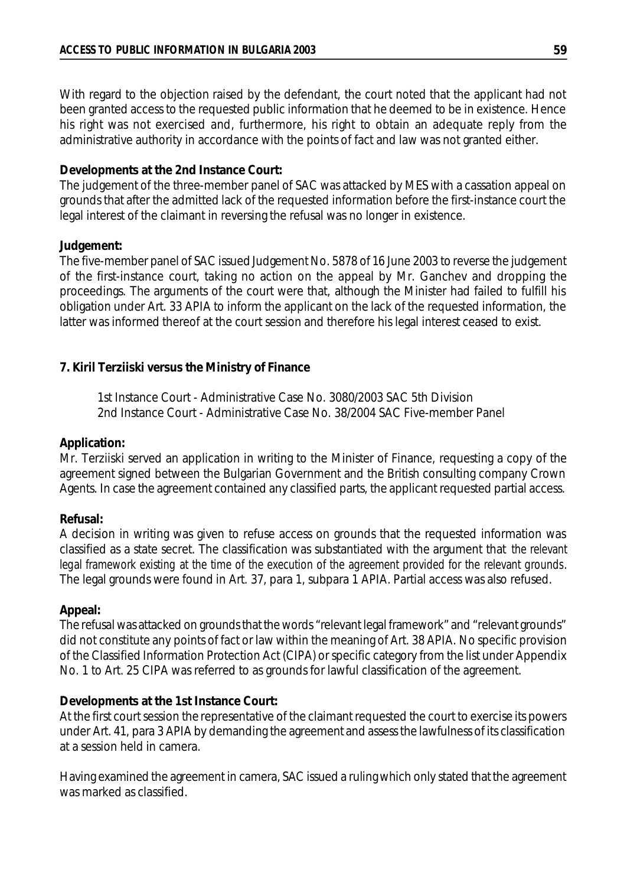With regard to the objection raised by the defendant, the court noted that the applicant had not been granted access to the requested public information that he deemed to be in existence. Hence his right was not exercised and, furthermore, his right to obtain an adequate reply from the administrative authority in accordance with the points of fact and law was not granted either.

**Developments at the 2nd Instance Court:**
The judgement of the three-member panel of SAC was attacked by MES with a cassation appeal on grounds that after the admitted lack of the requested information before the first-instance court the legal interest of the claimant in reversing the refusal was no longer in existence.

**Judgement:**
The five-member panel of SAC issued Judgement No. 5878 of 16 June 2003 to reverse the judgement of the first-instance court, taking no action on the appeal by Mr. Ganchev and dropping the proceedings. The arguments of the court were that, although the Minister had failed to fulfill his obligation under Art. 33 APIA to inform the applicant on the lack of the requested information, the latter was informed thereof at the court session and therefore his legal interest ceased to exist.

**7. Kiril Terziiski versus the Ministry of Finance**

1st Instance Court - Administrative Case No. 3080/2003 SAC 5th Division
2nd Instance Court - Administrative Case No. 38/2004 SAC Five-member Panel

**Application:**
Mr. Terziiski served an application in writing to the Minister of Finance, requesting a copy of the agreement signed between the Bulgarian Government and the British consulting company Crown Agents. In case the agreement contained any classified parts, the applicant requested partial access.

**Refusal:**
A decision in writing was given to refuse access on grounds that the requested information was classified as a state secret. The classification was substantiated with the argument that *the relevant legal framework existing at the time of the execution of the agreement provided for the relevant grounds*. The legal grounds were found in Art. 37, para 1, subpara 1 APIA. Partial access was also refused.

**Appeal:**
The refusal was attacked on grounds that the words "relevant legal framework" and "relevant grounds" did not constitute any points of fact or law within the meaning of Art. 38 APIA. No specific provision of the Classified Information Protection Act (CIPA) or specific category from the list under Appendix No. 1 to Art. 25 CIPA was referred to as grounds for lawful classification of the agreement.

**Developments at the 1st Instance Court:**
At the first court session the representative of the claimant requested the court to exercise its powers under Art. 41, para 3 APIA by demanding the agreement and assess the lawfulness of its classification at a session held in camera.

Having examined the agreement in camera, SAC issued a ruling which only stated that the agreement was marked as classified.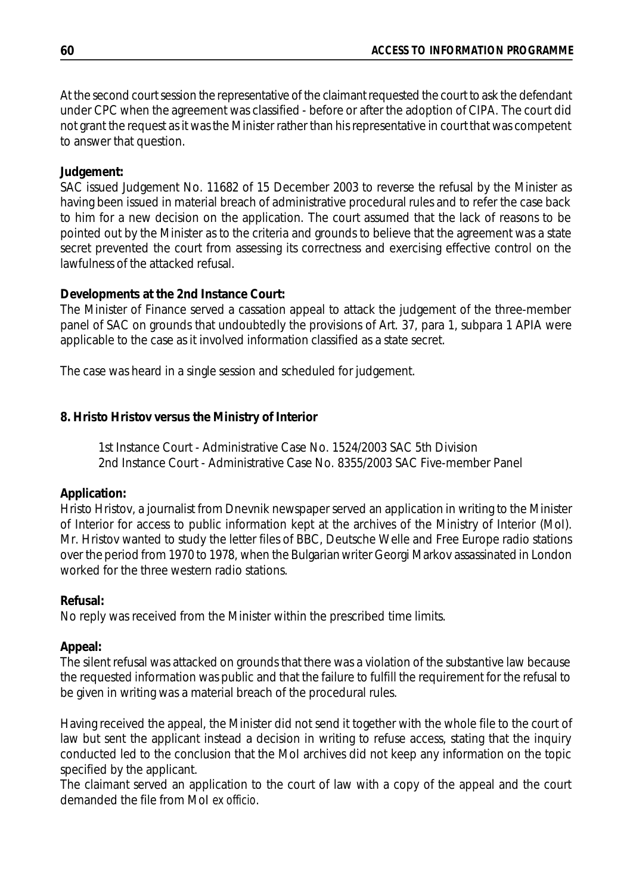At the second court session the representative of the claimant requested the court to ask the defendant under CPC when the agreement was classified - before or after the adoption of CIPA. The court did not grant the request as it was the Minister rather than his representative in court that was competent to answer that question.

**Judgement:**

SAC issued Judgement No. 11682 of 15 December 2003 to reverse the refusal by the Minister as having been issued in material breach of administrative procedural rules and to refer the case back to him for a new decision on the application. The court assumed that the lack of reasons to be pointed out by the Minister as to the criteria and grounds to believe that the agreement was a state secret prevented the court from assessing its correctness and exercising effective control on the lawfulness of the attacked refusal.

**Developments at the 2nd Instance Court:**

The Minister of Finance served a cassation appeal to attack the judgement of the three-member panel of SAC on grounds that undoubtedly the provisions of Art. 37, para 1, subpara 1 APIA were applicable to the case as it involved information classified as a state secret.

The case was heard in a single session and scheduled for judgement.

**8. Hristo Hristov versus the Ministry of Interior**

1st Instance Court - Administrative Case No. 1524/2003 SAC 5th Division
2nd Instance Court - Administrative Case No. 8355/2003 SAC Five-member Panel

**Application:**

Hristo Hristov, a journalist from Dnevnik newspaper served an application in writing to the Minister of Interior for access to public information kept at the archives of the Ministry of Interior (MoI). Mr. Hristov wanted to study the letter files of BBC, Deutsche Welle and Free Europe radio stations over the period from 1970 to 1978, when the Bulgarian writer Georgi Markov assassinated in London worked for the three western radio stations.

**Refusal:**

No reply was received from the Minister within the prescribed time limits.

**Appeal:**

The silent refusal was attacked on grounds that there was a violation of the substantive law because the requested information was public and that the failure to fulfill the requirement for the refusal to be given in writing was a material breach of the procedural rules.

Having received the appeal, the Minister did not send it together with the whole file to the court of law but sent the applicant instead a decision in writing to refuse access, stating that the inquiry conducted led to the conclusion that the MoI archives did not keep any information on the topic specified by the applicant.

The claimant served an application to the court of law with a copy of the appeal and the court demanded the file from MoI *ex officio*.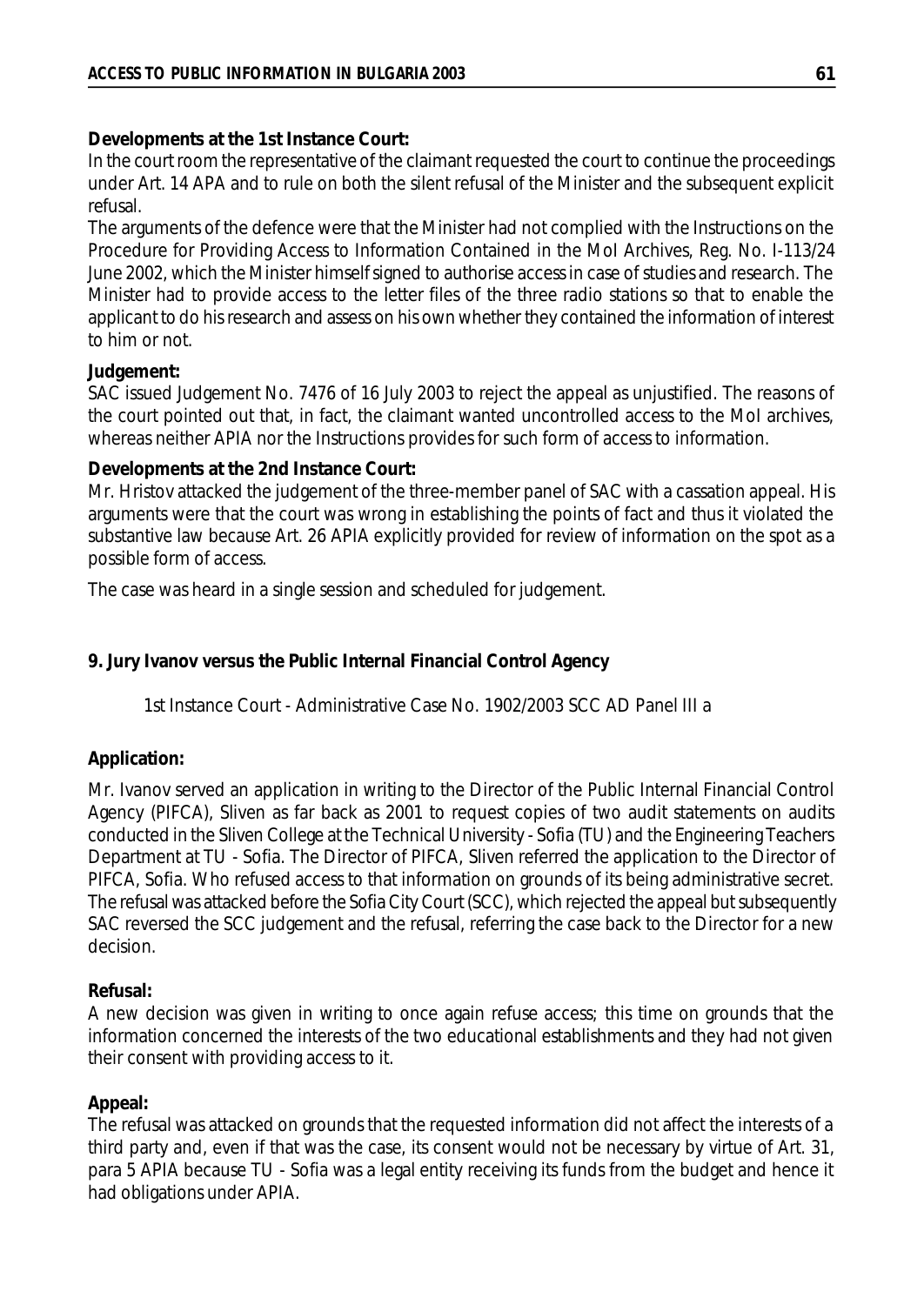**Developments at the 1st Instance Court:**

In the court room the representative of the claimant requested the court to continue the proceedings under Art. 14 APA and to rule on both the silent refusal of the Minister and the subsequent explicit refusal.

The arguments of the defence were that the Minister had not complied with the Instructions on the Procedure for Providing Access to Information Contained in the MoI Archives, Reg. No. I-113/24 June 2002, which the Minister himself signed to authorise access in case of studies and research. The Minister had to provide access to the letter files of the three radio stations so that to enable the applicant to do his research and assess on his own whether they contained the information of interest to him or not.

**Judgement:**

SAC issued Judgement No. 7476 of 16 July 2003 to reject the appeal as unjustified. The reasons of the court pointed out that, in fact, the claimant wanted uncontrolled access to the MoI archives, whereas neither APIA nor the Instructions provides for such form of access to information.

**Developments at the 2nd Instance Court:**

Mr. Hristov attacked the judgement of the three-member panel of SAC with a cassation appeal. His arguments were that the court was wrong in establishing the points of fact and thus it violated the substantive law because Art. 26 APIA explicitly provided for review of information on the spot as a possible form of access.

The case was heard in a single session and scheduled for judgement.

**9. Jury Ivanov versus the Public Internal Financial Control Agency**

1st Instance Court - Administrative Case No. 1902/2003 SCC AD Panel III a

**Application:**

Mr. Ivanov served an application in writing to the Director of the Public Internal Financial Control Agency (PIFCA), Sliven as far back as 2001 to request copies of two audit statements on audits conducted in the Sliven College at the Technical University - Sofia (TU) and the Engineering Teachers Department at TU - Sofia. The Director of PIFCA, Sliven referred the application to the Director of PIFCA, Sofia. Who refused access to that information on grounds of its being administrative secret. The refusal was attacked before the Sofia City Court (SCC), which rejected the appeal but subsequently SAC reversed the SCC judgement and the refusal, referring the case back to the Director for a new decision.

**Refusal:**

A new decision was given in writing to once again refuse access; this time on grounds that the information concerned the interests of the two educational establishments and they had not given their consent with providing access to it.

**Appeal:**

The refusal was attacked on grounds that the requested information did not affect the interests of a third party and, even if that was the case, its consent would not be necessary by virtue of Art. 31, para 5 APIA because TU - Sofia was a legal entity receiving its funds from the budget and hence it had obligations under APIA.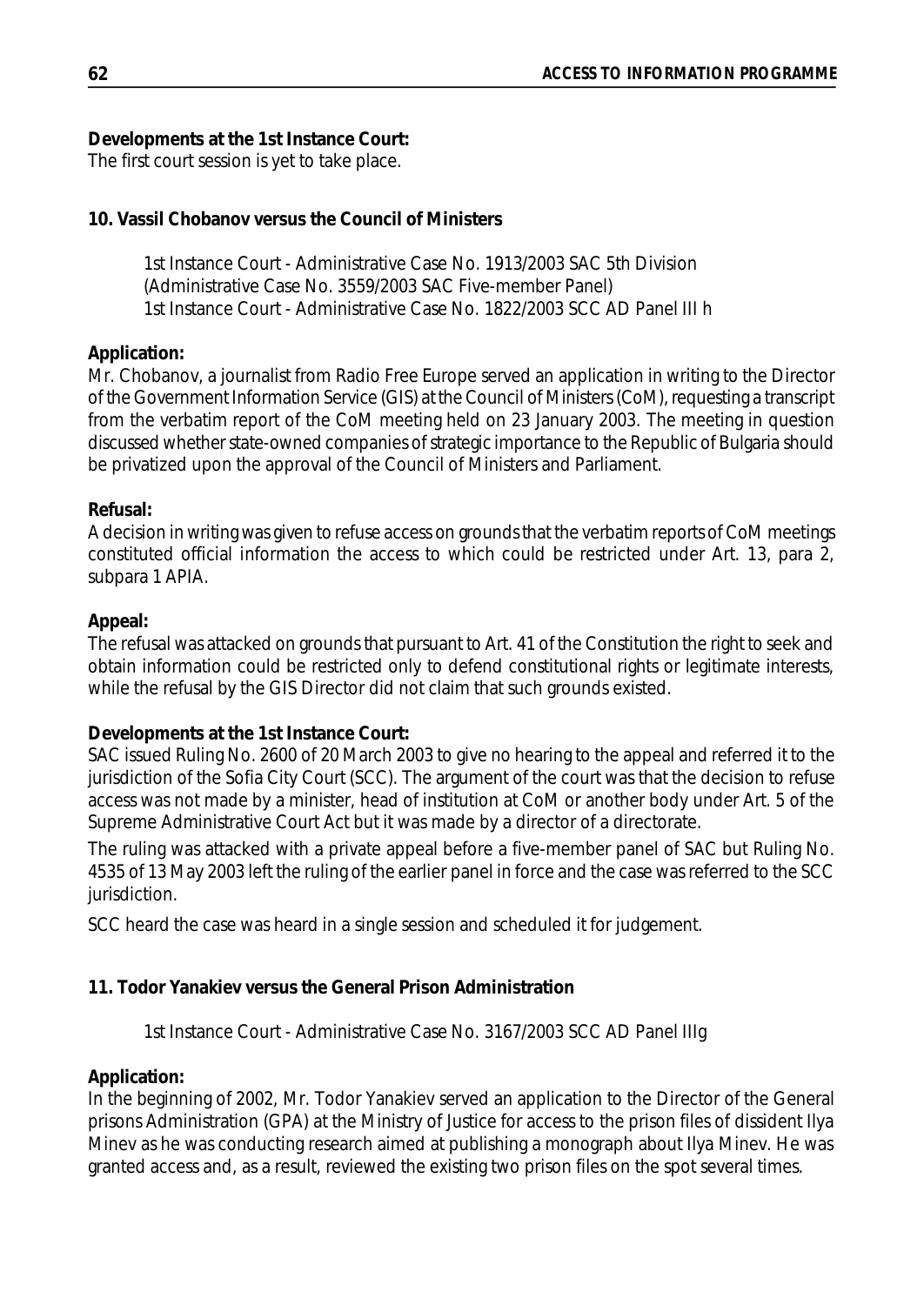**Developments at the 1st Instance Court:**

The first court session is yet to take place.

**10. Vassil Chobanov versus the Council of Ministers**

> 1st Instance Court - Administrative Case No. 1913/2003 SAC 5th Division
> (Administrative Case No. 3559/2003 SAC Five-member Panel)
> 1st Instance Court - Administrative Case No. 1822/2003 SCC AD Panel III h

**Application:**

Mr. Chobanov, a journalist from Radio Free Europe served an application in writing to the Director of the Government Information Service (GIS) at the Council of Ministers (CoM), requesting a transcript from the verbatim report of the CoM meeting held on 23 January 2003. The meeting in question discussed whether state-owned companies of strategic importance to the Republic of Bulgaria should be privatized upon the approval of the Council of Ministers and Parliament.

**Refusal:**

A decision in writing was given to refuse access on grounds that the verbatim reports of CoM meetings constituted official information the access to which could be restricted under Art. 13, para 2, subpara 1 APIA.

**Appeal:**

The refusal was attacked on grounds that pursuant to Art. 41 of the Constitution the right to seek and obtain information could be restricted only to defend constitutional rights or legitimate interests, while the refusal by the GIS Director did not claim that such grounds existed.

**Developments at the 1st Instance Court:**

SAC issued Ruling No. 2600 of 20 March 2003 to give no hearing to the appeal and referred it to the jurisdiction of the Sofia City Court (SCC). The argument of the court was that the decision to refuse access was not made by a minister, head of institution at CoM or another body under Art. 5 of the Supreme Administrative Court Act but it was made by a director of a directorate.

The ruling was attacked with a private appeal before a five-member panel of SAC but Ruling No. 4535 of 13 May 2003 left the ruling of the earlier panel in force and the case was referred to the SCC jurisdiction.

SCC heard the case was heard in a single session and scheduled it for judgement.

**11. Todor Yanakiev versus the General Prison Administration**

> 1st Instance Court - Administrative Case No. 3167/2003 SCC AD Panel IIIg

**Application:**

In the beginning of 2002, Mr. Todor Yanakiev served an application to the Director of the General prisons Administration (GPA) at the Ministry of Justice for access to the prison files of dissident Ilya Minev as he was conducting research aimed at publishing a monograph about Ilya Minev. He was granted access and, as a result, reviewed the existing two prison files on the spot several times.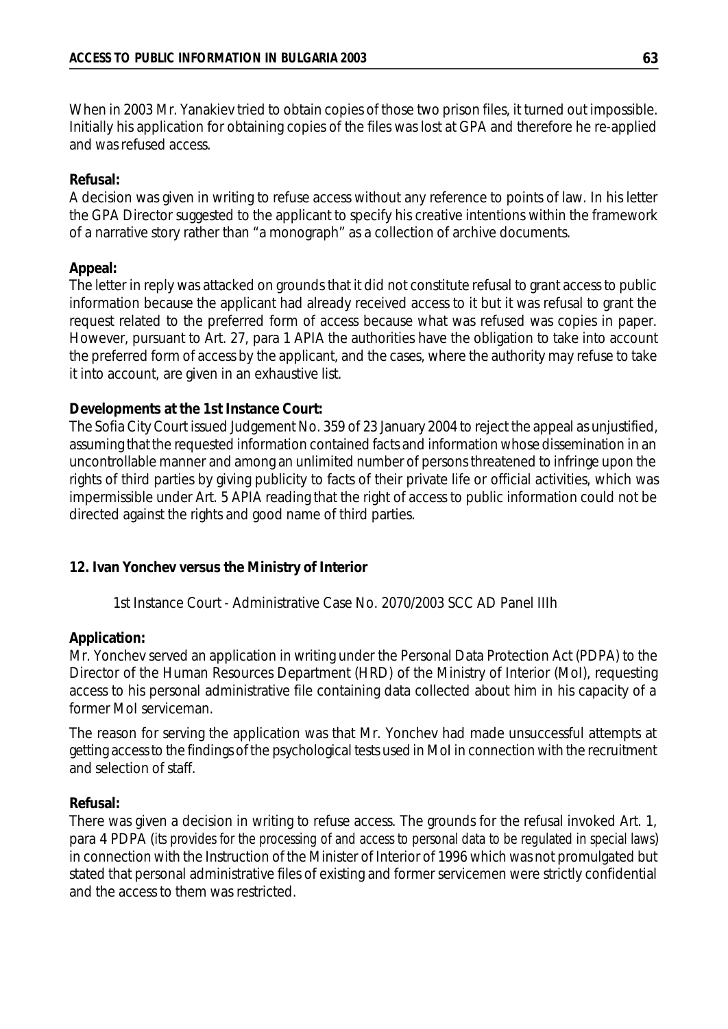When in 2003 Mr. Yanakiev tried to obtain copies of those two prison files, it turned out impossible. Initially his application for obtaining copies of the files was lost at GPA and therefore he re-applied and was refused access.

**Refusal:**
A decision was given in writing to refuse access without any reference to points of law. In his letter the GPA Director suggested to the applicant to specify his creative intentions within the framework of a narrative story rather than "a monograph" as a collection of archive documents.

**Appeal:**
The letter in reply was attacked on grounds that it did not constitute refusal to grant access to public information because the applicant had already received access to it but it was refusal to grant the request related to the preferred form of access because what was refused was copies in paper. However, pursuant to Art. 27, para 1 APIA the authorities have the obligation to take into account the preferred form of access by the applicant, and the cases, where the authority may refuse to take it into account, are given in an exhaustive list.

**Developments at the 1st Instance Court:**
The Sofia City Court issued Judgement No. 359 of 23 January 2004 to reject the appeal as unjustified, assuming that the requested information contained facts and information whose dissemination in an uncontrollable manner and among an unlimited number of persons threatened to infringe upon the rights of third parties by giving publicity to facts of their private life or official activities, which was impermissible under Art. 5 APIA reading that the right of access to public information could not be directed against the rights and good name of third parties.

**12. Ivan Yonchev versus the Ministry of Interior**

1st Instance Court - Administrative Case No. 2070/2003 SCC AD Panel IIIh

**Application:**
Mr. Yonchev served an application in writing under the Personal Data Protection Act (PDPA) to the Director of the Human Resources Department (HRD) of the Ministry of Interior (MoI), requesting access to his personal administrative file containing data collected about him in his capacity of a former MoI serviceman.

The reason for serving the application was that Mr. Yonchev had made unsuccessful attempts at getting access to the findings of the psychological tests used in MoI in connection with the recruitment and selection of staff.

**Refusal:**
There was given a decision in writing to refuse access. The grounds for the refusal invoked Art. 1, para 4 PDPA (*its provides for the processing of and access to personal data to be regulated in special laws*) in connection with the Instruction of the Minister of Interior of 1996 which was not promulgated but stated that personal administrative files of existing and former servicemen were strictly confidential and the access to them was restricted.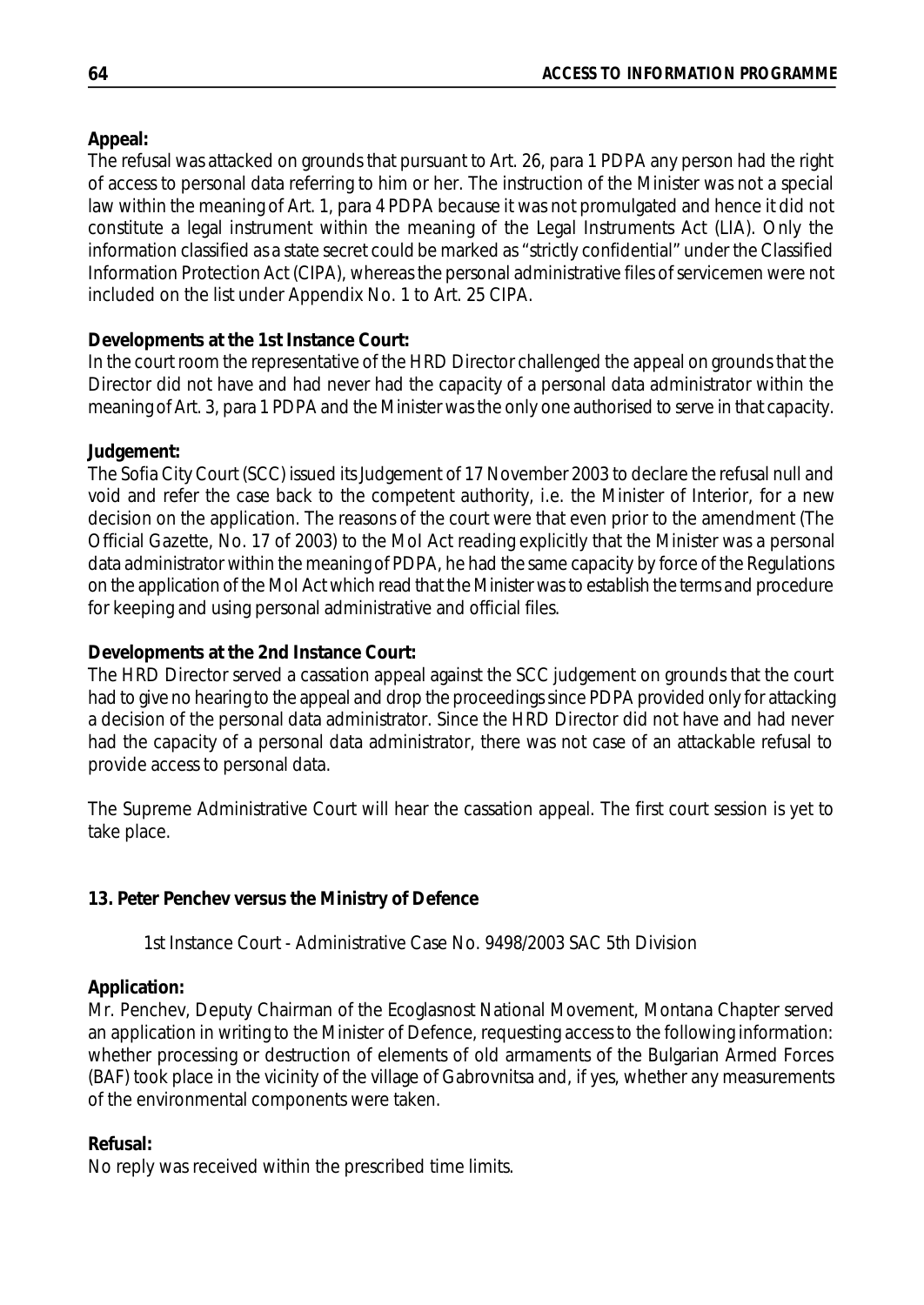**Appeal:**
The refusal was attacked on grounds that pursuant to Art. 26, para 1 PDPA any person had the right of access to personal data referring to him or her. The instruction of the Minister was not a special law within the meaning of Art. 1, para 4 PDPA because it was not promulgated and hence it did not constitute a legal instrument within the meaning of the Legal Instruments Act (LIA). Only the information classified as a state secret could be marked as "strictly confidential" under the Classified Information Protection Act (CIPA), whereas the personal administrative files of servicemen were not included on the list under Appendix No. 1 to Art. 25 CIPA.

**Developments at the 1st Instance Court:**
In the court room the representative of the HRD Director challenged the appeal on grounds that the Director did not have and had never had the capacity of a personal data administrator within the meaning of Art. 3, para 1 PDPA and the Minister was the only one authorised to serve in that capacity.

**Judgement:**
The Sofia City Court (SCC) issued its Judgement of 17 November 2003 to declare the refusal null and void and refer the case back to the competent authority, i.e. the Minister of Interior, for a new decision on the application. The reasons of the court were that even prior to the amendment (The Official Gazette, No. 17 of 2003) to the MoI Act reading explicitly that the Minister was a personal data administrator within the meaning of PDPA, he had the same capacity by force of the Regulations on the application of the MoI Act which read that the Minister was to establish the terms and procedure for keeping and using personal administrative and official files.

**Developments at the 2nd Instance Court:**
The HRD Director served a cassation appeal against the SCC judgement on grounds that the court had to give no hearing to the appeal and drop the proceedings since PDPA provided only for attacking a decision of the personal data administrator. Since the HRD Director did not have and had never had the capacity of a personal data administrator, there was not case of an attackable refusal to provide access to personal data.

The Supreme Administrative Court will hear the cassation appeal. The first court session is yet to take place.

**13. Peter Penchev versus the Ministry of Defence**

1st Instance Court - Administrative Case No. 9498/2003 SAC 5th Division

**Application:**
Mr. Penchev, Deputy Chairman of the Ecoglasnost National Movement, Montana Chapter served an application in writing to the Minister of Defence, requesting access to the following information: whether processing or destruction of elements of old armaments of the Bulgarian Armed Forces (BAF) took place in the vicinity of the village of Gabrovnitsa and, if yes, whether any measurements of the environmental components were taken.

**Refusal:**
No reply was received within the prescribed time limits.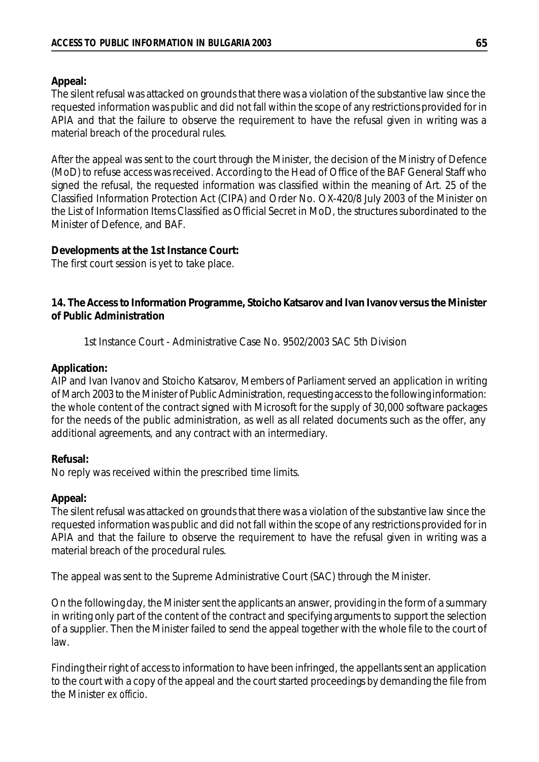**Appeal:**

The silent refusal was attacked on grounds that there was a violation of the substantive law since the requested information was public and did not fall within the scope of any restrictions provided for in APIA and that the failure to observe the requirement to have the refusal given in writing was a material breach of the procedural rules.

After the appeal was sent to the court through the Minister, the decision of the Ministry of Defence (MoD) to refuse access was received. According to the Head of Office of the BAF General Staff who signed the refusal, the requested information was classified within the meaning of Art. 25 of the Classified Information Protection Act (CIPA) and Order No. OX-420/8 July 2003 of the Minister on the List of Information Items Classified as Official Secret in MoD, the structures subordinated to the Minister of Defence, and BAF.

**Developments at the 1st Instance Court:**

The first court session is yet to take place.

**14. The Access to Information Programme, Stoicho Katsarov and Ivan Ivanov versus the Minister of Public Administration**

1st Instance Court - Administrative Case No. 9502/2003 SAC 5th Division

**Application:**

AIP and Ivan Ivanov and Stoicho Katsarov, Members of Parliament served an application in writing of March 2003 to the Minister of Public Administration, requesting access to the following information: the whole content of the contract signed with Microsoft for the supply of 30,000 software packages for the needs of the public administration, as well as all related documents such as the offer, any additional agreements, and any contract with an intermediary.

**Refusal:**

No reply was received within the prescribed time limits.

**Appeal:**

The silent refusal was attacked on grounds that there was a violation of the substantive law since the requested information was public and did not fall within the scope of any restrictions provided for in APIA and that the failure to observe the requirement to have the refusal given in writing was a material breach of the procedural rules.

The appeal was sent to the Supreme Administrative Court (SAC) through the Minister.

On the following day, the Minister sent the applicants an answer, providing in the form of a summary in writing only part of the content of the contract and specifying arguments to support the selection of a supplier. Then the Minister failed to send the appeal together with the whole file to the court of law.

Finding their right of access to information to have been infringed, the appellants sent an application to the court with a copy of the appeal and the court started proceedings by demanding the file from the Minister *ex officio*.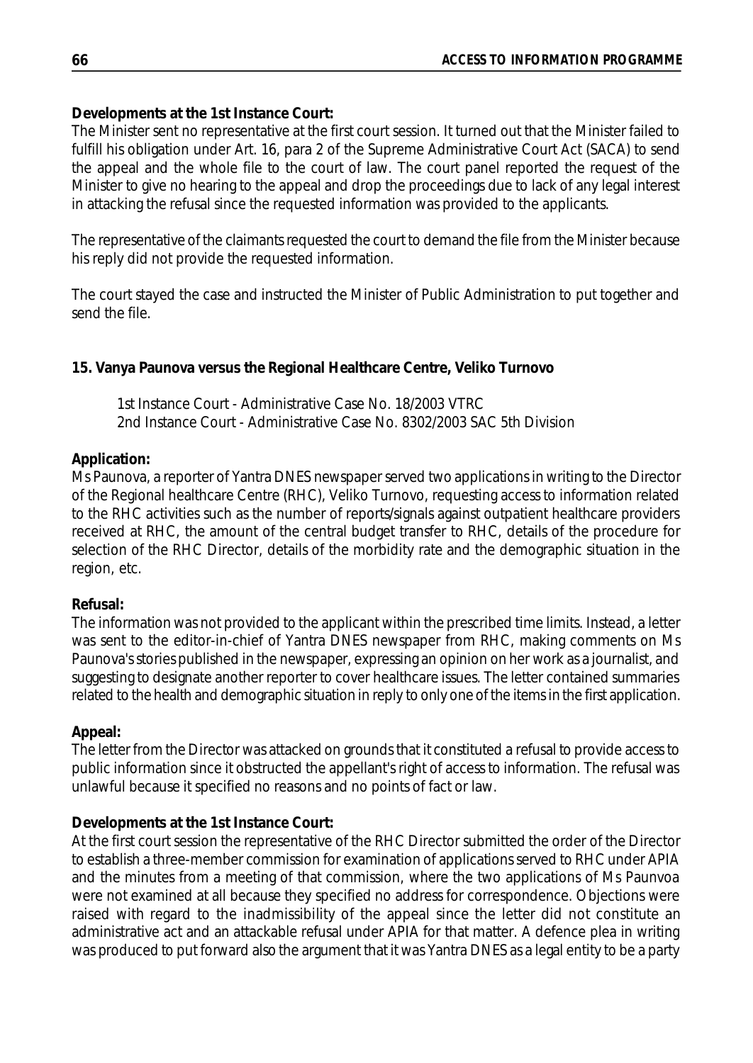**Developments at the 1st Instance Court:**

The Minister sent no representative at the first court session. It turned out that the Minister failed to fulfill his obligation under Art. 16, para 2 of the Supreme Administrative Court Act (SACA) to send the appeal and the whole file to the court of law. The court panel reported the request of the Minister to give no hearing to the appeal and drop the proceedings due to lack of any legal interest in attacking the refusal since the requested information was provided to the applicants.

The representative of the claimants requested the court to demand the file from the Minister because his reply did not provide the requested information.

The court stayed the case and instructed the Minister of Public Administration to put together and send the file.

### 15. Vanya Paunova versus the Regional Healthcare Centre, Veliko Turnovo

1st Instance Court - Administrative Case No. 18/2003 VTRC
2nd Instance Court - Administrative Case No. 8302/2003 SAC 5th Division

**Application:**

Ms Paunova, a reporter of Yantra DNES newspaper served two applications in writing to the Director of the Regional healthcare Centre (RHC), Veliko Turnovo, requesting access to information related to the RHC activities such as the number of reports/signals against outpatient healthcare providers received at RHC, the amount of the central budget transfer to RHC, details of the procedure for selection of the RHC Director, details of the morbidity rate and the demographic situation in the region, etc.

**Refusal:**

The information was not provided to the applicant within the prescribed time limits. Instead, a letter was sent to the editor-in-chief of Yantra DNES newspaper from RHC, making comments on Ms Paunova's stories published in the newspaper, expressing an opinion on her work as a journalist, and suggesting to designate another reporter to cover healthcare issues. The letter contained summaries related to the health and demographic situation in reply to only one of the items in the first application.

**Appeal:**

The letter from the Director was attacked on grounds that it constituted a refusal to provide access to public information since it obstructed the appellant's right of access to information. The refusal was unlawful because it specified no reasons and no points of fact or law.

**Developments at the 1st Instance Court:**

At the first court session the representative of the RHC Director submitted the order of the Director to establish a three-member commission for examination of applications served to RHC under APIA and the minutes from a meeting of that commission, where the two applications of Ms Paunvoa were not examined at all because they specified no address for correspondence. Objections were raised with regard to the inadmissibility of the appeal since the letter did not constitute an administrative act and an attackable refusal under APIA for that matter. A defence plea in writing was produced to put forward also the argument that it was Yantra DNES as a legal entity to be a party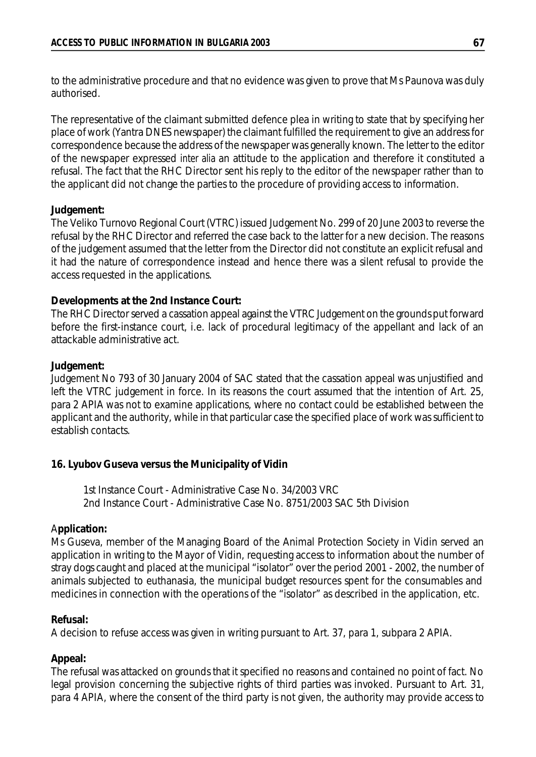to the administrative procedure and that no evidence was given to prove that Ms Paunova was duly authorised.

The representative of the claimant submitted defence plea in writing to state that by specifying her place of work (Yantra DNES newspaper) the claimant fulfilled the requirement to give an address for correspondence because the address of the newspaper was generally known. The letter to the editor of the newspaper expressed *inter alia* an attitude to the application and therefore it constituted a refusal. The fact that the RHC Director sent his reply to the editor of the newspaper rather than to the applicant did not change the parties to the procedure of providing access to information.

**Judgement:**
The Veliko Turnovo Regional Court (VTRC) issued Judgement No. 299 of 20 June 2003 to reverse the refusal by the RHC Director and referred the case back to the latter for a new decision. The reasons of the judgement assumed that the letter from the Director did not constitute an explicit refusal and it had the nature of correspondence instead and hence there was a silent refusal to provide the access requested in the applications.

**Developments at the 2nd Instance Court:**
The RHC Director served a cassation appeal against the VTRC Judgement on the grounds put forward before the first-instance court, i.e. lack of procedural legitimacy of the appellant and lack of an attackable administrative act.

**Judgement:**
Judgement No 793 of 30 January 2004 of SAC stated that the cassation appeal was unjustified and left the VTRC judgement in force. In its reasons the court assumed that the intention of Art. 25, para 2 APIA was not to examine applications, where no contact could be established between the applicant and the authority, while in that particular case the specified place of work was sufficient to establish contacts.

**16. Lyubov Guseva versus the Municipality of Vidin**

1st Instance Court - Administrative Case No. 34/2003 VRC
2nd Instance Court - Administrative Case No. 8751/2003 SAC 5th Division

**Application:**
Ms Guseva, member of the Managing Board of the Animal Protection Society in Vidin served an application in writing to the Mayor of Vidin, requesting access to information about the number of stray dogs caught and placed at the municipal "isolator" over the period 2001 - 2002, the number of animals subjected to euthanasia, the municipal budget resources spent for the consumables and medicines in connection with the operations of the "isolator" as described in the application, etc.

**Refusal:**
A decision to refuse access was given in writing pursuant to Art. 37, para 1, subpara 2 APIA.

**Appeal:**
The refusal was attacked on grounds that it specified no reasons and contained no point of fact. No legal provision concerning the subjective rights of third parties was invoked. Pursuant to Art. 31, para 4 APIA, where the consent of the third party is not given, the authority may provide access to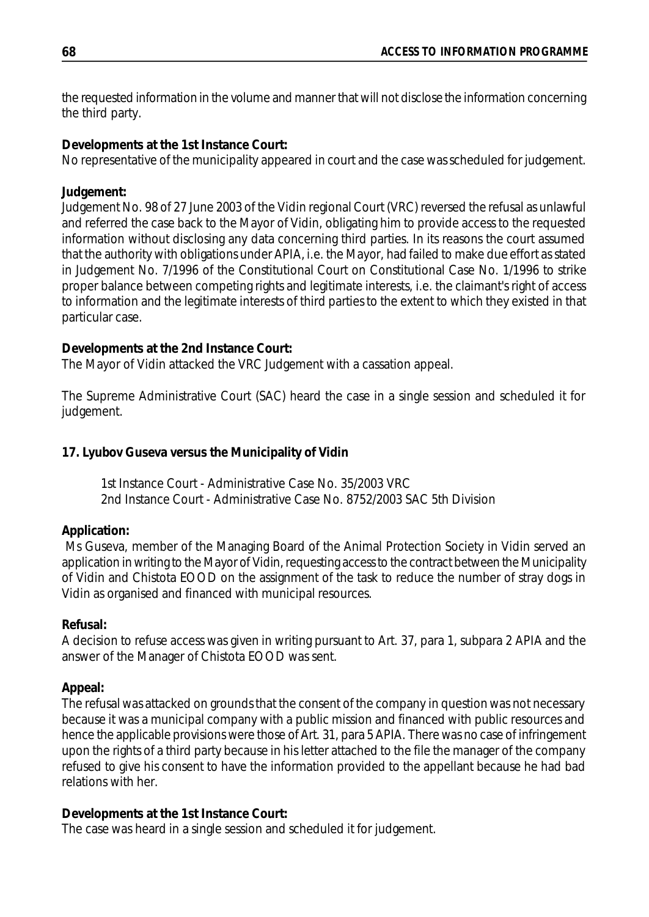the requested information in the volume and manner that will not disclose the information concerning the third party.

**Developments at the 1st Instance Court:**
No representative of the municipality appeared in court and the case was scheduled for judgement.

**Judgement:**
Judgement No. 98 of 27 June 2003 of the Vidin regional Court (VRC) reversed the refusal as unlawful and referred the case back to the Mayor of Vidin, obligating him to provide access to the requested information without disclosing any data concerning third parties. In its reasons the court assumed that the authority with obligations under APIA, i.e. the Mayor, had failed to make due effort as stated in Judgement No. 7/1996 of the Constitutional Court on Constitutional Case No. 1/1996 to strike proper balance between competing rights and legitimate interests, i.e. the claimant's right of access to information and the legitimate interests of third parties to the extent to which they existed in that particular case.

**Developments at the 2nd Instance Court:**
The Mayor of Vidin attacked the VRC Judgement with a cassation appeal.

The Supreme Administrative Court (SAC) heard the case in a single session and scheduled it for judgement.

**17. Lyubov Guseva versus the Municipality of Vidin**

1st Instance Court - Administrative Case No. 35/2003 VRC
2nd Instance Court - Administrative Case No. 8752/2003 SAC 5th Division

**Application:**
Ms Guseva, member of the Managing Board of the Animal Protection Society in Vidin served an application in writing to the Mayor of Vidin, requesting access to the contract between the Municipality of Vidin and Chistota EOOD on the assignment of the task to reduce the number of stray dogs in Vidin as organised and financed with municipal resources.

**Refusal:**
A decision to refuse access was given in writing pursuant to Art. 37, para 1, subpara 2 APIA and the answer of the Manager of Chistota EOOD was sent.

**Appeal:**
The refusal was attacked on grounds that the consent of the company in question was not necessary because it was a municipal company with a public mission and financed with public resources and hence the applicable provisions were those of Art. 31, para 5 APIA. There was no case of infringement upon the rights of a third party because in his letter attached to the file the manager of the company refused to give his consent to have the information provided to the appellant because he had bad relations with her.

**Developments at the 1st Instance Court:**
The case was heard in a single session and scheduled it for judgement.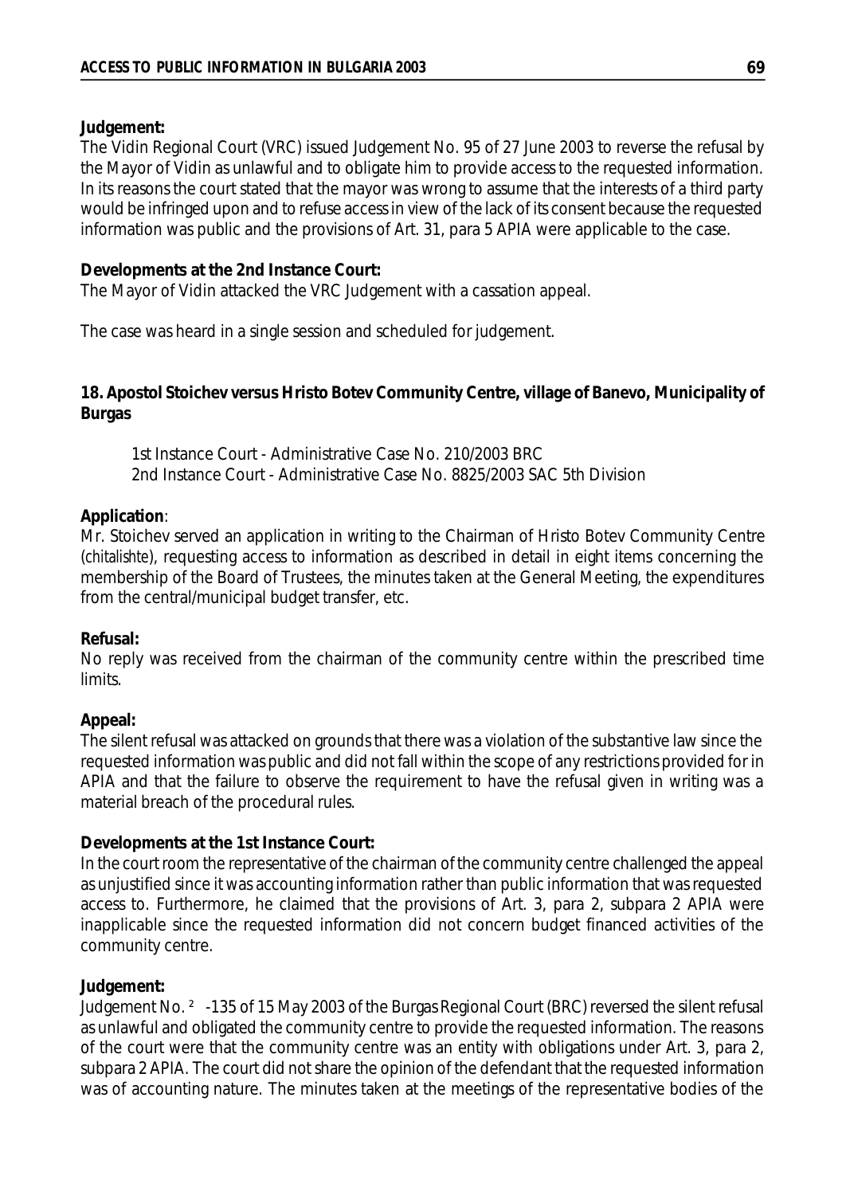**Judgement:**
The Vidin Regional Court (VRC) issued Judgement No. 95 of 27 June 2003 to reverse the refusal by the Mayor of Vidin as unlawful and to obligate him to provide access to the requested information. In its reasons the court stated that the mayor was wrong to assume that the interests of a third party would be infringed upon and to refuse access in view of the lack of its consent because the requested information was public and the provisions of Art. 31, para 5 APIA were applicable to the case.

**Developments at the 2nd Instance Court:**
The Mayor of Vidin attacked the VRC Judgement with a cassation appeal.

The case was heard in a single session and scheduled for judgement.

**18. Apostol Stoichev versus Hristo Botev Community Centre, village of Banevo, Municipality of Burgas**

1st Instance Court - Administrative Case No. 210/2003 BRC
2nd Instance Court - Administrative Case No. 8825/2003 SAC 5th Division

**Application**:
Mr. Stoichev served an application in writing to the Chairman of Hristo Botev Community Centre (*chitalishte*), requesting access to information as described in detail in eight items concerning the membership of the Board of Trustees, the minutes taken at the General Meeting, the expenditures from the central/municipal budget transfer, etc.

**Refusal:**
No reply was received from the chairman of the community centre within the prescribed time limits.

**Appeal:**
The silent refusal was attacked on grounds that there was a violation of the substantive law since the requested information was public and did not fall within the scope of any restrictions provided for in APIA and that the failure to observe the requirement to have the refusal given in writing was a material breach of the procedural rules.

**Developments at the 1st Instance Court:**
In the court room the representative of the chairman of the community centre challenged the appeal as unjustified since it was accounting information rather than public information that was requested access to. Furthermore, he claimed that the provisions of Art. 3, para 2, subpara 2 APIA were inapplicable since the requested information did not concern budget financed activities of the community centre.

**Judgement:**
Judgement No. ²-135 of 15 May 2003 of the Burgas Regional Court (BRC) reversed the silent refusal as unlawful and obligated the community centre to provide the requested information. The reasons of the court were that the community centre was an entity with obligations under Art. 3, para 2, subpara 2 APIA. The court did not share the opinion of the defendant that the requested information was of accounting nature. The minutes taken at the meetings of the representative bodies of the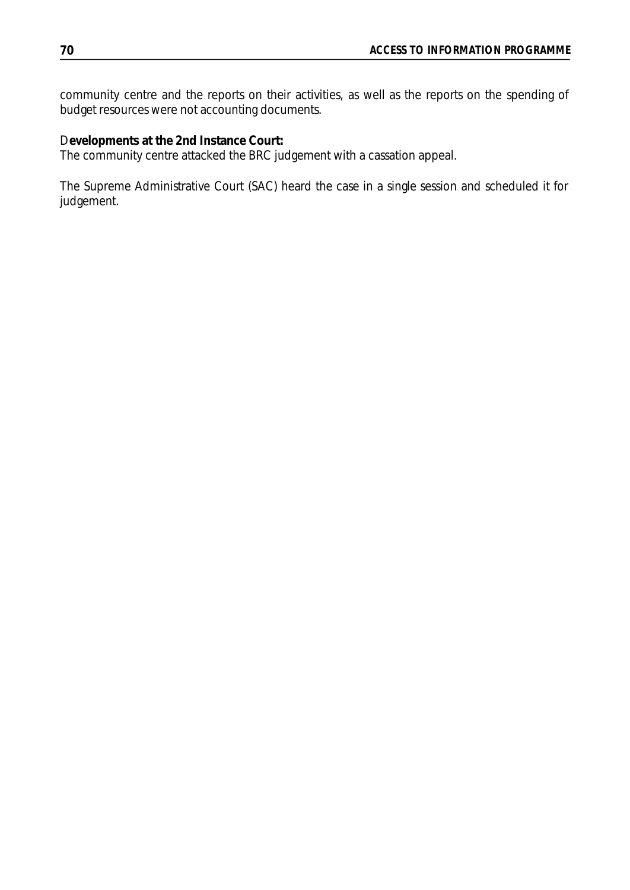community centre and the reports on their activities, as well as the reports on the spending of budget resources were not accounting documents.

D**evelopments at the 2nd Instance Court:**
The community centre attacked the BRC judgement with a cassation appeal.

The Supreme Administrative Court (SAC) heard the case in a single session and scheduled it for judgement.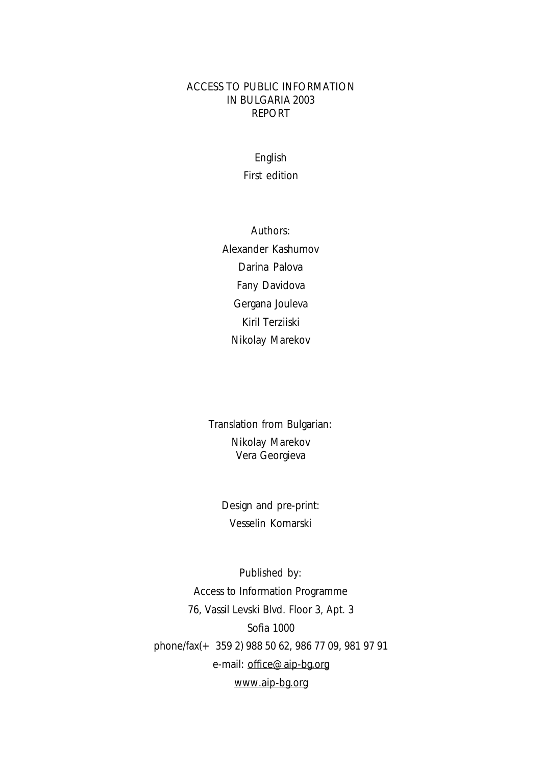ACCESS TO PUBLIC INFORMATION
IN BULGARIA 2003
REPORT

English

First edition

Authors:

Alexander Kashumov

Darina Palova

Fany Davidova

Gergana Jouleva

Kiril Terziiski

Nikolay Marekov

Translation from Bulgarian:

Nikolay Marekov

Vera Georgieva

Design and pre-print:

Vesselin Komarski

Published by:

Access to Information Programme

76, Vassil Levski Blvd. Floor 3, Apt. 3

Sofia 1000

phone/fax(+ 359 2) 988 50 62, 986 77 09, 981 97 91

e-mail: office@aip-bg.org

www.aip-bg.org